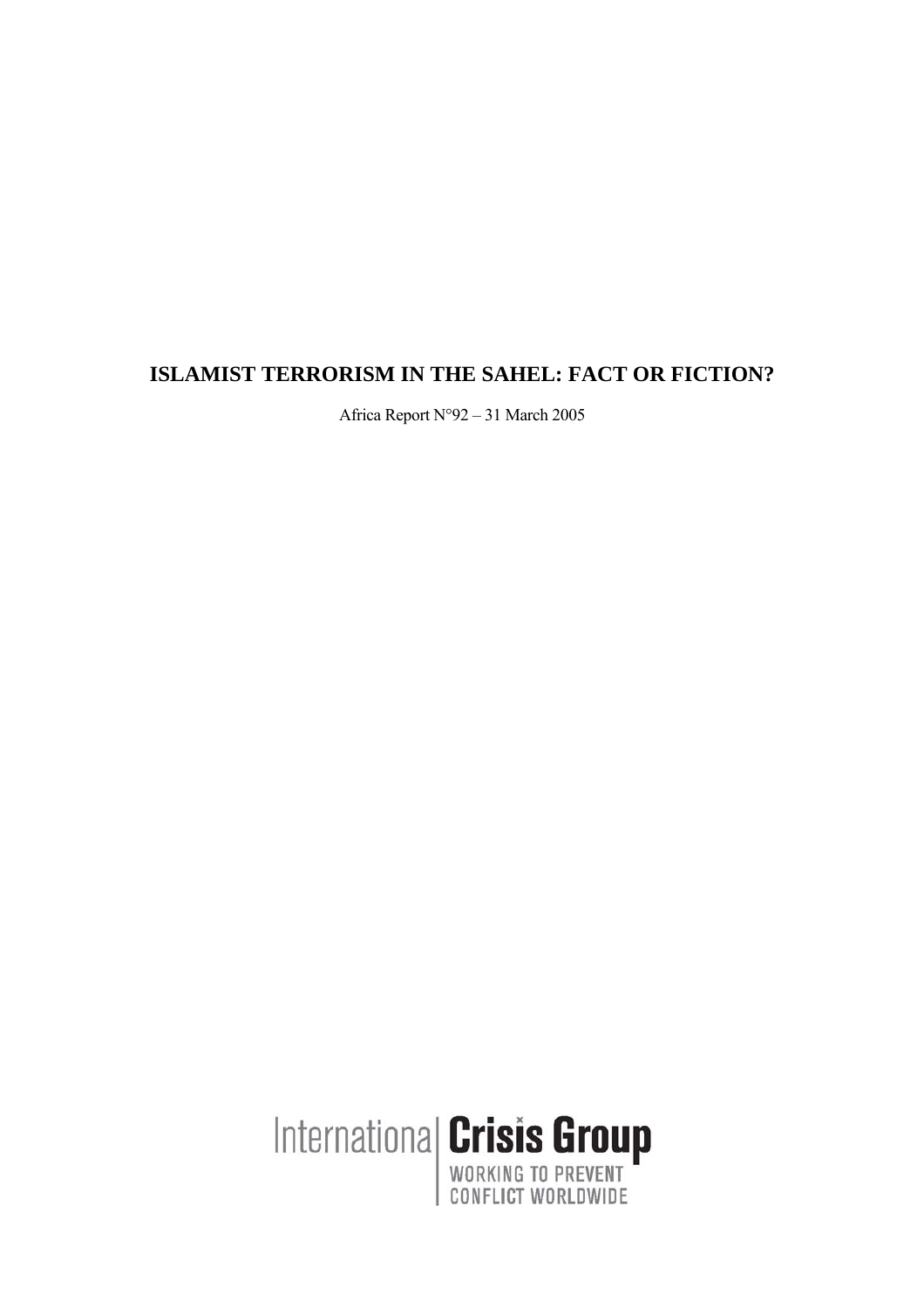# ISLAMIST TERRORISM IN THE SAHEL: FACT OR FICTION?

Africa Report N°92 – 31 March 2005

International Crisis Group

WORKING TO PREVENT CONFLICT WORLDWIDE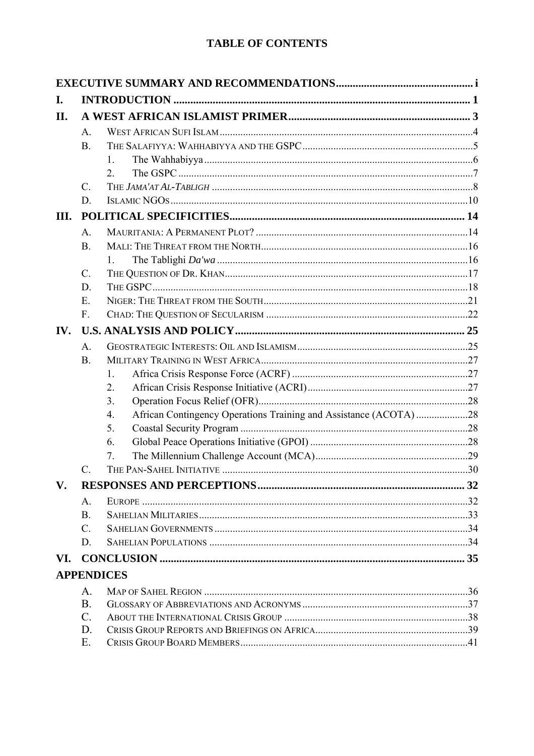## TABLE OF CONTENTS

**EXECUTIVE SUMMARY AND RECOMMENDATIONS** ..... i

**I. INTRODUCTION** ..... 1

**II. A WEST AFRICAN ISLAMIST PRIMER** ..... 3

- A. West African Sufi Islam ..... 4
- B. The Salafiyya: Wahhabiyya and the GSPC ..... 5
  1. The Wahhabiyya ..... 6
  2. The GSPC ..... 7
- C. The *Jama'at Al-Tabligh* ..... 8
- D. Islamic NGOs ..... 10

**III. POLITICAL SPECIFICITIES** ..... 14

- A. Mauritania: A Permanent Plot? ..... 14
- B. Mali: The Threat from the North ..... 16
  1. The Tablighi *Da'wa* ..... 16
- C. The Question of Dr. Khan ..... 17
- D. The GSPC ..... 18
- E. Niger: The Threat from the South ..... 21
- F. Chad: The Question of Secularism ..... 22

**IV. U.S. ANALYSIS AND POLICY** ..... 25

- A. Geostrategic Interests: Oil and Islamism ..... 25
- B. Military Training in West Africa ..... 27
  1. Africa Crisis Response Force (ACRF) ..... 27
  2. African Crisis Response Initiative (ACRI) ..... 27
  3. Operation Focus Relief (OFR) ..... 28
  4. African Contingency Operations Training and Assistance (ACOTA) ..... 28
  5. Coastal Security Program ..... 28
  6. Global Peace Operations Initiative (GPOI) ..... 28
  7. The Millennium Challenge Account (MCA) ..... 29
- C. The Pan-Sahel Initiative ..... 30

**V. RESPONSES AND PERCEPTIONS** ..... 32

- A. Europe ..... 32
- B. Sahelian Militaries ..... 33
- C. Sahelian Governments ..... 34
- D. Sahelian Populations ..... 34

**VI. CONCLUSION** ..... 35

**APPENDICES**

- A. Map of Sahel Region ..... 36
- B. Glossary of Abbreviations and Acronyms ..... 37
- C. About the International Crisis Group ..... 38
- D. Crisis Group Reports and Briefings on Africa ..... 39
- E. Crisis Group Board Members ..... 41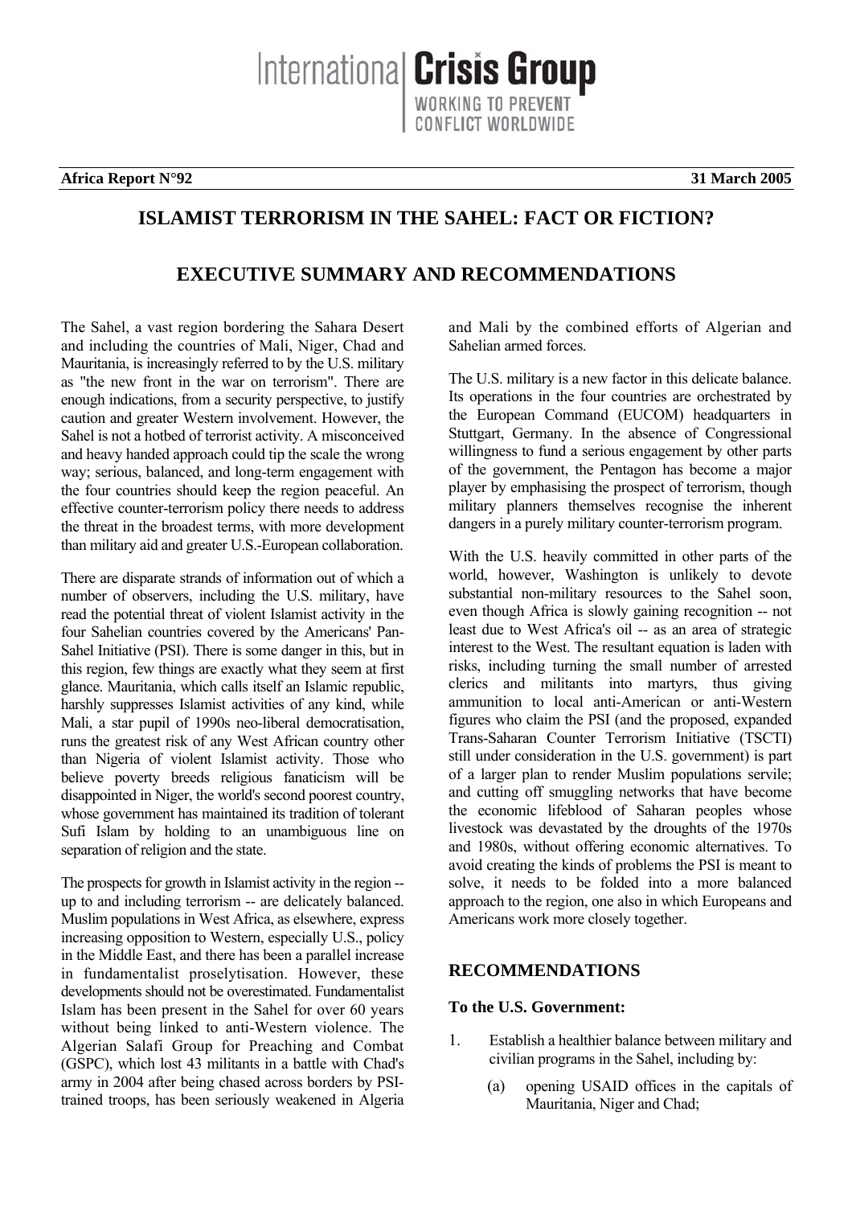**Africa Report N°92** **31 March 2005**

# ISLAMIST TERRORISM IN THE SAHEL: FACT OR FICTION?

## EXECUTIVE SUMMARY AND RECOMMENDATIONS

The Sahel, a vast region bordering the Sahara Desert and including the countries of Mali, Niger, Chad and Mauritania, is increasingly referred to by the U.S. military as "the new front in the war on terrorism". There are enough indications, from a security perspective, to justify caution and greater Western involvement. However, the Sahel is not a hotbed of terrorist activity. A misconceived and heavy handed approach could tip the scale the wrong way; serious, balanced, and long-term engagement with the four countries should keep the region peaceful. An effective counter-terrorism policy there needs to address the threat in the broadest terms, with more development than military aid and greater U.S.-European collaboration.

There are disparate strands of information out of which a number of observers, including the U.S. military, have read the potential threat of violent Islamist activity in the four Sahelian countries covered by the Americans' Pan-Sahel Initiative (PSI). There is some danger in this, but in this region, few things are exactly what they seem at first glance. Mauritania, which calls itself an Islamic republic, harshly suppresses Islamist activities of any kind, while Mali, a star pupil of 1990s neo-liberal democratisation, runs the greatest risk of any West African country other than Nigeria of violent Islamist activity. Those who believe poverty breeds religious fanaticism will be disappointed in Niger, the world's second poorest country, whose government has maintained its tradition of tolerant Sufi Islam by holding to an unambiguous line on separation of religion and the state.

The prospects for growth in Islamist activity in the region -- up to and including terrorism -- are delicately balanced. Muslim populations in West Africa, as elsewhere, express increasing opposition to Western, especially U.S., policy in the Middle East, and there has been a parallel increase in fundamentalist proselytisation. However, these developments should not be overestimated. Fundamentalist Islam has been present in the Sahel for over 60 years without being linked to anti-Western violence. The Algerian Salafi Group for Preaching and Combat (GSPC), which lost 43 militants in a battle with Chad's army in 2004 after being chased across borders by PSI-trained troops, has been seriously weakened in Algeria and Mali by the combined efforts of Algerian and Sahelian armed forces.

The U.S. military is a new factor in this delicate balance. Its operations in the four countries are orchestrated by the European Command (EUCOM) headquarters in Stuttgart, Germany. In the absence of Congressional willingness to fund a serious engagement by other parts of the government, the Pentagon has become a major player by emphasising the prospect of terrorism, though military planners themselves recognise the inherent dangers in a purely military counter-terrorism program.

With the U.S. heavily committed in other parts of the world, however, Washington is unlikely to devote substantial non-military resources to the Sahel soon, even though Africa is slowly gaining recognition -- not least due to West Africa's oil -- as an area of strategic interest to the West. The resultant equation is laden with risks, including turning the small number of arrested clerics and militants into martyrs, thus giving ammunition to local anti-American or anti-Western figures who claim the PSI (and the proposed, expanded Trans-Saharan Counter Terrorism Initiative (TSCTI) still under consideration in the U.S. government) is part of a larger plan to render Muslim populations servile; and cutting off smuggling networks that have become the economic lifeblood of Saharan peoples whose livestock was devastated by the droughts of the 1970s and 1980s, without offering economic alternatives. To avoid creating the kinds of problems the PSI is meant to solve, it needs to be folded into a more balanced approach to the region, one also in which Europeans and Americans work more closely together.

### RECOMMENDATIONS

**To the U.S. Government:**

1. Establish a healthier balance between military and civilian programs in the Sahel, including by:

   (a) opening USAID offices in the capitals of Mauritania, Niger and Chad;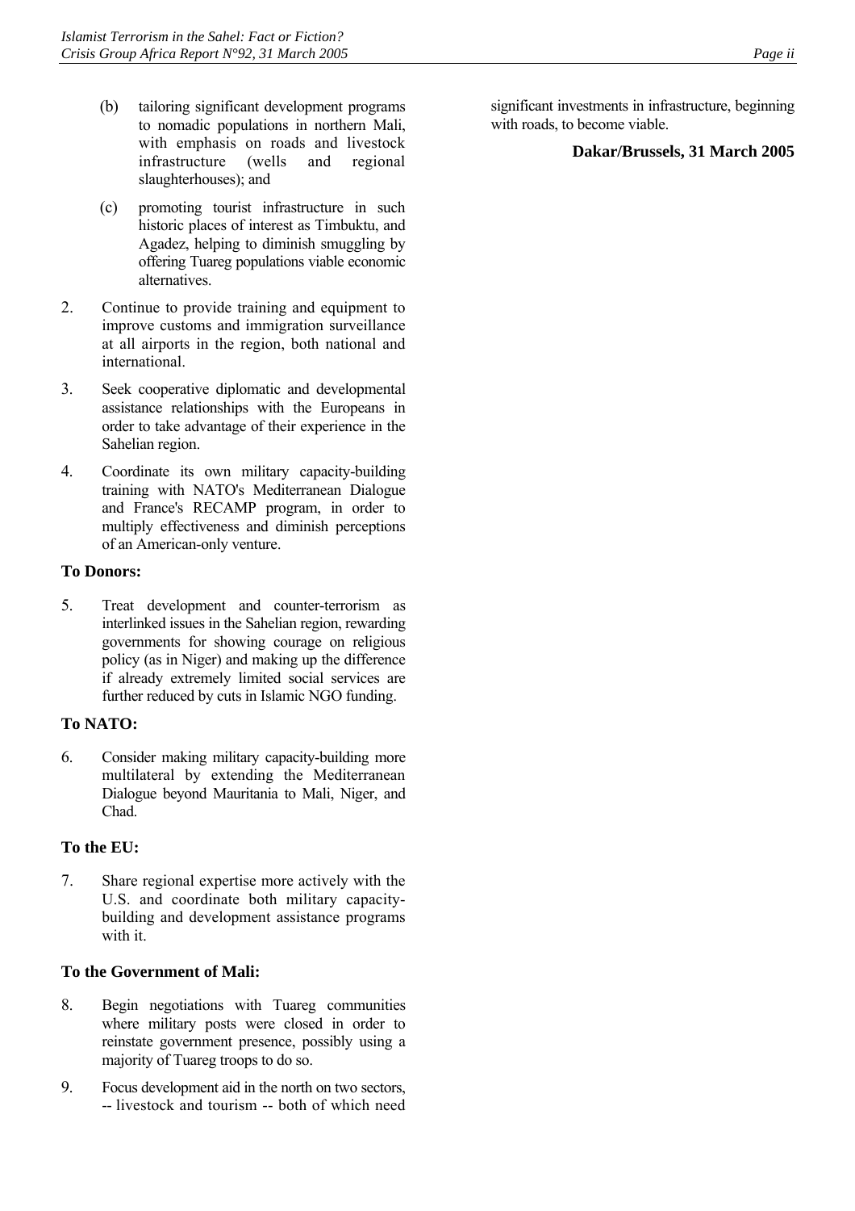(b) tailoring significant development programs to nomadic populations in northern Mali, with emphasis on roads and livestock infrastructure (wells and regional slaughterhouses); and

(c) promoting tourist infrastructure in such historic places of interest as Timbuktu, and Agadez, helping to diminish smuggling by offering Tuareg populations viable economic alternatives.

2. Continue to provide training and equipment to improve customs and immigration surveillance at all airports in the region, both national and international.

3. Seek cooperative diplomatic and developmental assistance relationships with the Europeans in order to take advantage of their experience in the Sahelian region.

4. Coordinate its own military capacity-building training with NATO's Mediterranean Dialogue and France's RECAMP program, in order to multiply effectiveness and diminish perceptions of an American-only venture.

### To Donors:

5. Treat development and counter-terrorism as interlinked issues in the Sahelian region, rewarding governments for showing courage on religious policy (as in Niger) and making up the difference if already extremely limited social services are further reduced by cuts in Islamic NGO funding.

### To NATO:

6. Consider making military capacity-building more multilateral by extending the Mediterranean Dialogue beyond Mauritania to Mali, Niger, and Chad.

### To the EU:

7. Share regional expertise more actively with the U.S. and coordinate both military capacity-building and development assistance programs with it.

### To the Government of Mali:

8. Begin negotiations with Tuareg communities where military posts were closed in order to reinstate government presence, possibly using a majority of Tuareg troops to do so.

9. Focus development aid in the north on two sectors, -- livestock and tourism -- both of which need significant investments in infrastructure, beginning with roads, to become viable.

**Dakar/Brussels, 31 March 2005**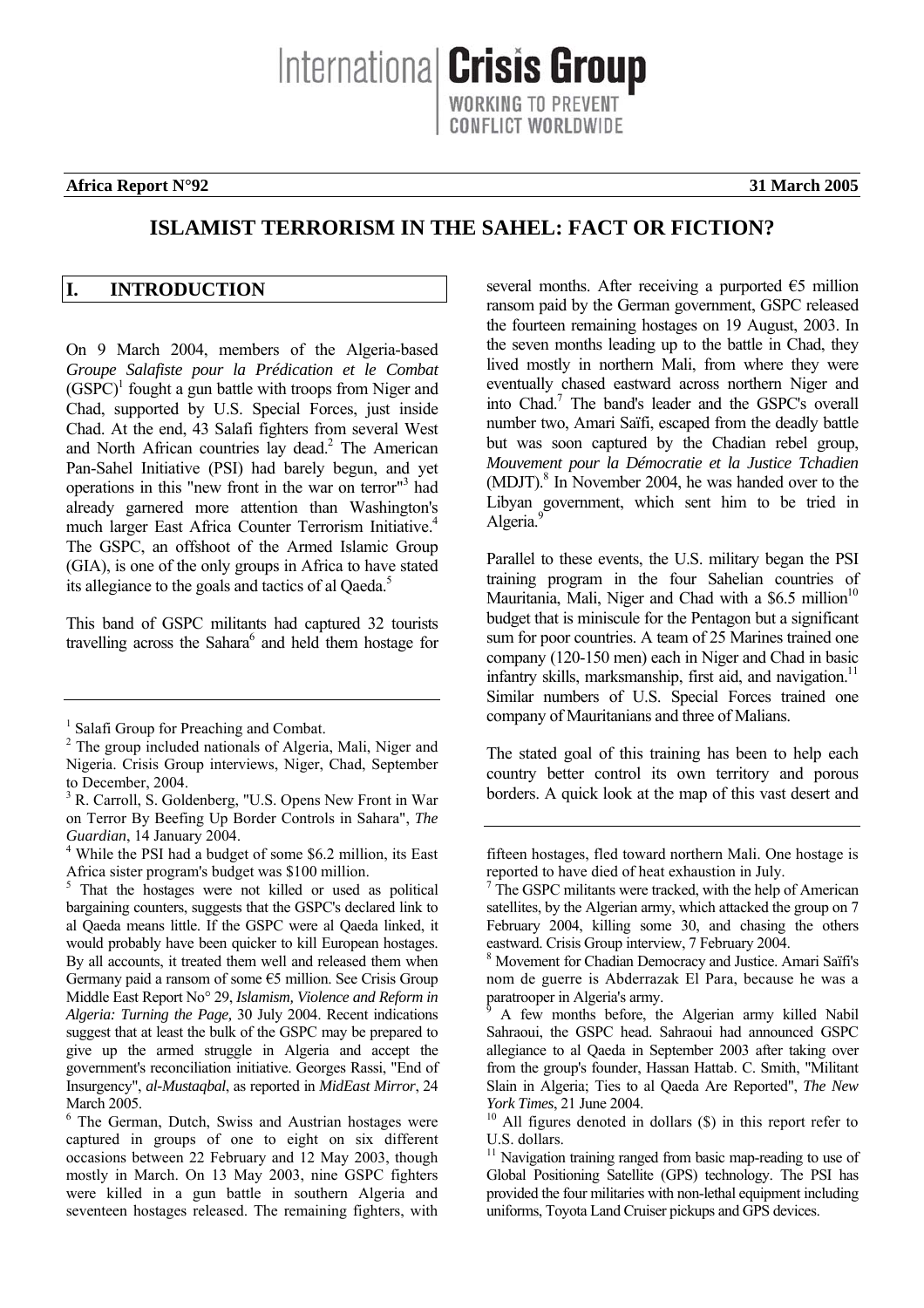International Crisis Group

WORKING TO PREVENT CONFLICT WORLDWIDE

**Africa Report N°92** **31 March 2005**

# ISLAMIST TERRORISM IN THE SAHEL: FACT OR FICTION?

## I. INTRODUCTION

On 9 March 2004, members of the Algeria-based *Groupe Salafiste pour la Prédication et le Combat* (GSPC)[1] fought a gun battle with troops from Niger and Chad, supported by U.S. Special Forces, just inside Chad. At the end, 43 Salafi fighters from several West and North African countries lay dead.[2] The American Pan-Sahel Initiative (PSI) had barely begun, and yet operations in this "new front in the war on terror"[3] had already garnered more attention than Washington's much larger East Africa Counter Terrorism Initiative.[4] The GSPC, an offshoot of the Armed Islamic Group (GIA), is one of the only groups in Africa to have stated its allegiance to the goals and tactics of al Qaeda.[5]

This band of GSPC militants had captured 32 tourists travelling across the Sahara[6] and held them hostage for several months. After receiving a purported €5 million ransom paid by the German government, GSPC released the fourteen remaining hostages on 19 August, 2003. In the seven months leading up to the battle in Chad, they lived mostly in northern Mali, from where they were eventually chased eastward across northern Niger and into Chad.[7] The band's leader and the GSPC's overall number two, Amari Saïfi, escaped from the deadly battle but was soon captured by the Chadian rebel group, *Mouvement pour la Démocratie et la Justice Tchadien* (MDJT).[8] In November 2004, he was handed over to the Libyan government, which sent him to be tried in Algeria.[9]

Parallel to these events, the U.S. military began the PSI training program in the four Sahelian countries of Mauritania, Mali, Niger and Chad with a \$6.5 million[10] budget that is miniscule for the Pentagon but a significant sum for poor countries. A team of 25 Marines trained one company (120-150 men) each in Niger and Chad in basic infantry skills, marksmanship, first aid, and navigation.[11] Similar numbers of U.S. Special Forces trained one company of Mauritanians and three of Malians.

The stated goal of this training has been to help each country better control its own territory and porous borders. A quick look at the map of this vast desert and

---

[1] Salafi Group for Preaching and Combat.

[2] The group included nationals of Algeria, Mali, Niger and Nigeria. Crisis Group interviews, Niger, Chad, September to December, 2004.

[3] R. Carroll, S. Goldenberg, "U.S. Opens New Front in War on Terror By Beefing Up Border Controls in Sahara", *The Guardian*, 14 January 2004.

[4] While the PSI had a budget of some \$6.2 million, its East Africa sister program's budget was \$100 million.

[5] That the hostages were not killed or used as political bargaining counters, suggests that the GSPC's declared link to al Qaeda means little. If the GSPC were al Qaeda linked, it would probably have been quicker to kill European hostages. By all accounts, it treated them well and released them when Germany paid a ransom of some €5 million. See Crisis Group Middle East Report N° 29, *Islamism, Violence and Reform in Algeria: Turning the Page,* 30 July 2004. Recent indications suggest that at least the bulk of the GSPC may be prepared to give up the armed struggle in Algeria and accept the government's reconciliation initiative. Georges Rassi, "End of Insurgency", *al-Mustaqbal*, as reported in *MidEast Mirror*, 24 March 2005.

[6] The German, Dutch, Swiss and Austrian hostages were captured in groups of one to eight on six different occasions between 22 February and 12 May 2003, though mostly in March. On 13 May 2003, nine GSPC fighters were killed in a gun battle in southern Algeria and seventeen hostages released. The remaining fighters, with fifteen hostages, fled toward northern Mali. One hostage is reported to have died of heat exhaustion in July.

[7] The GSPC militants were tracked, with the help of American satellites, by the Algerian army, which attacked the group on 7 February 2004, killing some 30, and chasing the others eastward. Crisis Group interview, 7 February 2004.

[8] Movement for Chadian Democracy and Justice. Amari Saïfi's nom de guerre is Abderrazak El Para, because he was a paratrooper in Algeria's army.

[9] A few months before, the Algerian army killed Nabil Sahraoui, the GSPC head. Sahraoui had announced GSPC allegiance to al Qaeda in September 2003 after taking over from the group's founder, Hassan Hattab. C. Smith, "Militant Slain in Algeria; Ties to al Qaeda Are Reported", *The New York Times*, 21 June 2004.

[10] All figures denoted in dollars (\$) in this report refer to U.S. dollars.

[11] Navigation training ranged from basic map-reading to use of Global Positioning Satellite (GPS) technology. The PSI has provided the four militaries with non-lethal equipment including uniforms, Toyota Land Cruiser pickups and GPS devices.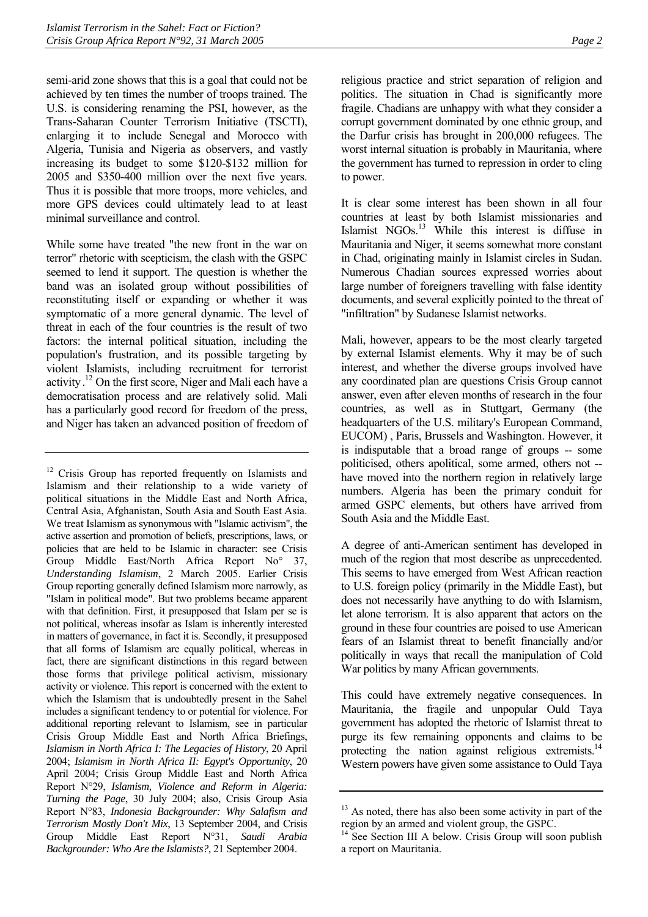semi-arid zone shows that this is a goal that could not be achieved by ten times the number of troops trained. The U.S. is considering renaming the PSI, however, as the Trans-Saharan Counter Terrorism Initiative (TSCTI), enlarging it to include Senegal and Morocco with Algeria, Tunisia and Nigeria as observers, and vastly increasing its budget to some \$120-\$132 million for 2005 and \$350-400 million over the next five years. Thus it is possible that more troops, more vehicles, and more GPS devices could ultimately lead to at least minimal surveillance and control.

While some have treated "the new front in the war on terror" rhetoric with scepticism, the clash with the GSPC seemed to lend it support. The question is whether the band was an isolated group without possibilities of reconstituting itself or expanding or whether it was symptomatic of a more general dynamic. The level of threat in each of the four countries is the result of two factors: the internal political situation, including the population's frustration, and its possible targeting by violent Islamists, including recruitment for terrorist activity.[12] On the first score, Niger and Mali each have a democratisation process and are relatively solid. Mali has a particularly good record for freedom of the press, and Niger has taken an advanced position of freedom of religious practice and strict separation of religion and politics. The situation in Chad is significantly more fragile. Chadians are unhappy with what they consider a corrupt government dominated by one ethnic group, and the Darfur crisis has brought in 200,000 refugees. The worst internal situation is probably in Mauritania, where the government has turned to repression in order to cling to power.

It is clear some interest has been shown in all four countries at least by both Islamist missionaries and Islamist NGOs.[13] While this interest is diffuse in Mauritania and Niger, it seems somewhat more constant in Chad, originating mainly in Islamist circles in Sudan. Numerous Chadian sources expressed worries about large number of foreigners travelling with false identity documents, and several explicitly pointed to the threat of "infiltration" by Sudanese Islamist networks.

Mali, however, appears to be the most clearly targeted by external Islamist elements. Why it may be of such interest, and whether the diverse groups involved have any coordinated plan are questions Crisis Group cannot answer, even after eleven months of research in the four countries, as well as in Stuttgart, Germany (the headquarters of the U.S. military's European Command, EUCOM) , Paris, Brussels and Washington. However, it is indisputable that a broad range of groups -- some politicised, others apolitical, some armed, others not -- have moved into the northern region in relatively large numbers. Algeria has been the primary conduit for armed GSPC elements, but others have arrived from South Asia and the Middle East.

A degree of anti-American sentiment has developed in much of the region that most describe as unprecedented. This seems to have emerged from West African reaction to U.S. foreign policy (primarily in the Middle East), but does not necessarily have anything to do with Islamism, let alone terrorism. It is also apparent that actors on the ground in these four countries are poised to use American fears of an Islamist threat to benefit financially and/or politically in ways that recall the manipulation of Cold War politics by many African governments.

This could have extremely negative consequences. In Mauritania, the fragile and unpopular Ould Taya government has adopted the rhetoric of Islamist threat to purge its few remaining opponents and claims to be protecting the nation against religious extremists.[14] Western powers have given some assistance to Ould Taya

---

[12] Crisis Group has reported frequently on Islamists and Islamism and their relationship to a wide variety of political situations in the Middle East and North Africa, Central Asia, Afghanistan, South Asia and South East Asia. We treat Islamism as synonymous with "Islamic activism", the active assertion and promotion of beliefs, prescriptions, laws, or policies that are held to be Islamic in character: see Crisis Group Middle East/North Africa Report No° 37, *Understanding Islamism*, 2 March 2005. Earlier Crisis Group reporting generally defined Islamism more narrowly, as "Islam in political mode". But two problems became apparent with that definition. First, it presupposed that Islam per se is not political, whereas insofar as Islam is inherently interested in matters of governance, in fact it is. Secondly, it presupposed that all forms of Islamism are equally political, whereas in fact, there are significant distinctions in this regard between those forms that privilege political activism, missionary activity or violence. This report is concerned with the extent to which the Islamism that is undoubtedly present in the Sahel includes a significant tendency to or potential for violence. For additional reporting relevant to Islamism, see in particular Crisis Group Middle East and North Africa Briefings, *Islamism in North Africa I: The Legacies of History*, 20 April 2004; *Islamism in North Africa II: Egypt's Opportunity*, 20 April 2004; Crisis Group Middle East and North Africa Report N°29, *Islamism, Violence and Reform in Algeria: Turning the Page*, 30 July 2004; also, Crisis Group Asia Report N°83, *Indonesia Backgrounder: Why Salafism and Terrorism Mostly Don't Mix*, 13 September 2004, and Crisis Group Middle East Report N°31, *Saudi Arabia Backgrounder: Who Are the Islamists?*, 21 September 2004.

[13] As noted, there has also been some activity in part of the region by an armed and violent group, the GSPC.

[14] See Section III A below. Crisis Group will soon publish a report on Mauritania.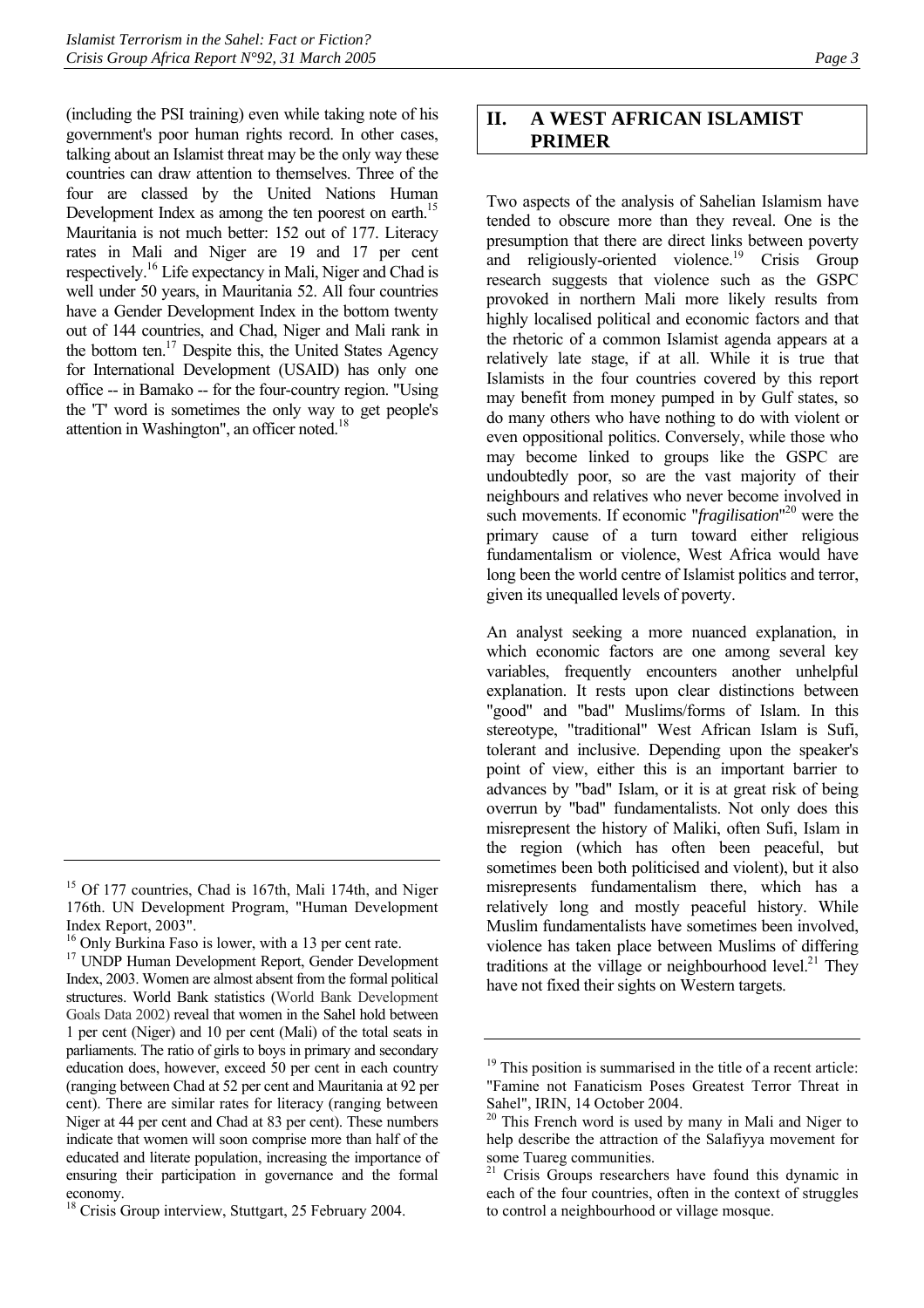(including the PSI training) even while taking note of his government's poor human rights record. In other cases, talking about an Islamist threat may be the only way these countries can draw attention to themselves. Three of the four are classed by the United Nations Human Development Index as among the ten poorest on earth.[15] Mauritania is not much better: 152 out of 177. Literacy rates in Mali and Niger are 19 and 17 per cent respectively.[16] Life expectancy in Mali, Niger and Chad is well under 50 years, in Mauritania 52. All four countries have a Gender Development Index in the bottom twenty out of 144 countries, and Chad, Niger and Mali rank in the bottom ten.[17] Despite this, the United States Agency for International Development (USAID) has only one office -- in Bamako -- for the four-country region. "Using the 'T' word is sometimes the only way to get people's attention in Washington", an officer noted.[18]

## II. A WEST AFRICAN ISLAMIST PRIMER

Two aspects of the analysis of Sahelian Islamism have tended to obscure more than they reveal. One is the presumption that there are direct links between poverty and religiously-oriented violence.[19] Crisis Group research suggests that violence such as the GSPC provoked in northern Mali more likely results from highly localised political and economic factors and that the rhetoric of a common Islamist agenda appears at a relatively late stage, if at all. While it is true that Islamists in the four countries covered by this report may benefit from money pumped in by Gulf states, so do many others who have nothing to do with violent or even oppositional politics. Conversely, while those who may become linked to groups like the GSPC are undoubtedly poor, so are the vast majority of their neighbours and relatives who never become involved in such movements. If economic "*fragilisation*"[20] were the primary cause of a turn toward either religious fundamentalism or violence, West Africa would have long been the world centre of Islamist politics and terror, given its unequalled levels of poverty.

An analyst seeking a more nuanced explanation, in which economic factors are one among several key variables, frequently encounters another unhelpful explanation. It rests upon clear distinctions between "good" and "bad" Muslims/forms of Islam. In this stereotype, "traditional" West African Islam is Sufi, tolerant and inclusive. Depending upon the speaker's point of view, either this is an important barrier to advances by "bad" Islam, or it is at great risk of being overrun by "bad" fundamentalists. Not only does this misrepresent the history of Maliki, often Sufi, Islam in the region (which has often been peaceful, but sometimes been both politicised and violent), but it also misrepresents fundamentalism there, which has a relatively long and mostly peaceful history. While Muslim fundamentalists have sometimes been involved, violence has taken place between Muslims of differing traditions at the village or neighbourhood level.[21] They have not fixed their sights on Western targets.

---

[15] Of 177 countries, Chad is 167th, Mali 174th, and Niger 176th. UN Development Program, "Human Development Index Report, 2003".

[16] Only Burkina Faso is lower, with a 13 per cent rate.

[17] UNDP Human Development Report, Gender Development Index, 2003. Women are almost absent from the formal political structures. World Bank statistics (World Bank Development Goals Data 2002) reveal that women in the Sahel hold between 1 per cent (Niger) and 10 per cent (Mali) of the total seats in parliaments. The ratio of girls to boys in primary and secondary education does, however, exceed 50 per cent in each country (ranging between Chad at 52 per cent and Mauritania at 92 per cent). There are similar rates for literacy (ranging between Niger at 44 per cent and Chad at 83 per cent). These numbers indicate that women will soon comprise more than half of the educated and literate population, increasing the importance of ensuring their participation in governance and the formal economy.

[18] Crisis Group interview, Stuttgart, 25 February 2004.

[19] This position is summarised in the title of a recent article: "Famine not Fanaticism Poses Greatest Terror Threat in Sahel", IRIN, 14 October 2004.

[20] This French word is used by many in Mali and Niger to help describe the attraction of the Salafiyya movement for some Tuareg communities.

[21] Crisis Groups researchers have found this dynamic in each of the four countries, often in the context of struggles to control a neighbourhood or village mosque.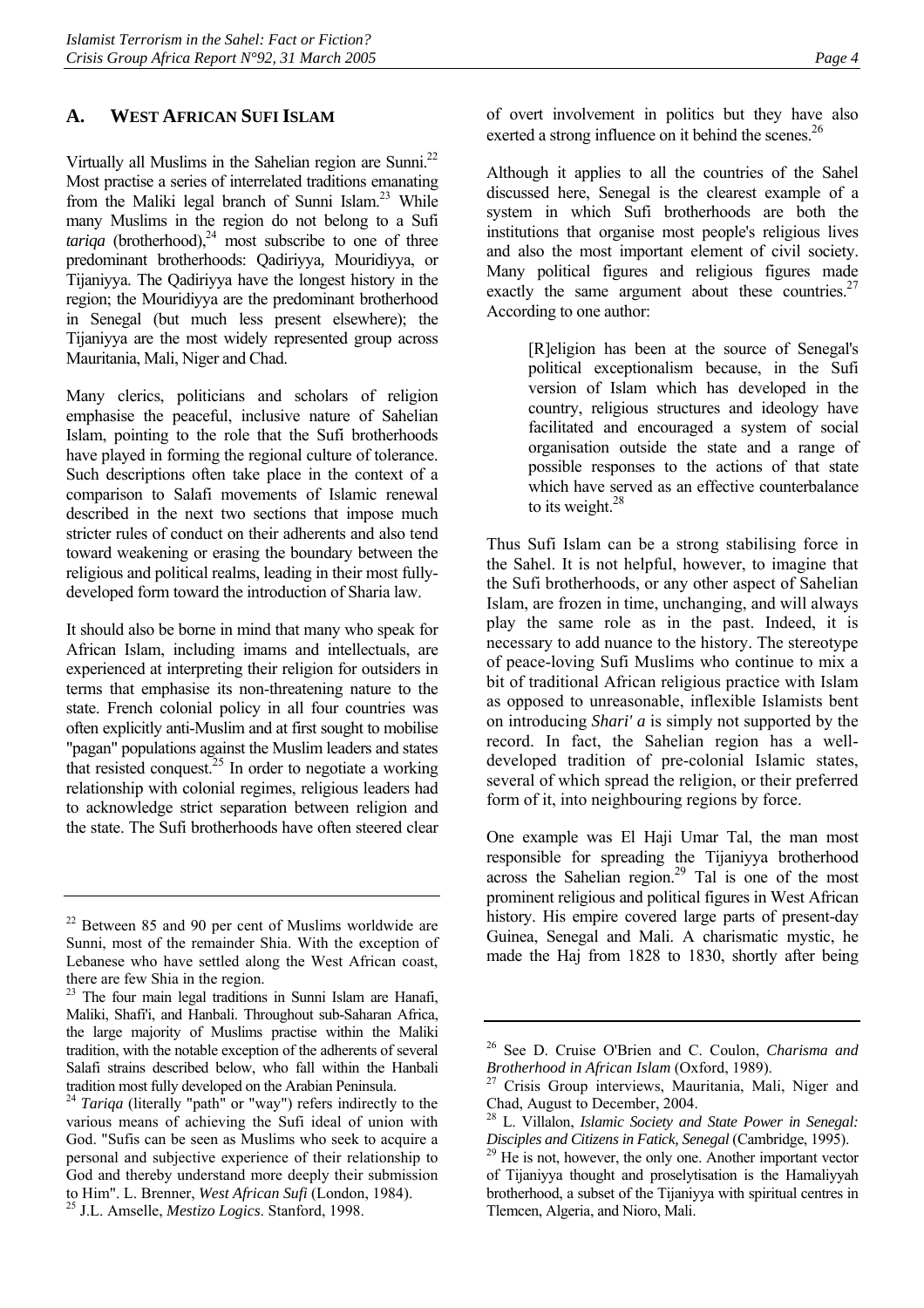## A. WEST AFRICAN SUFI ISLAM

Virtually all Muslims in the Sahelian region are Sunni.[22] Most practise a series of interrelated traditions emanating from the Maliki legal branch of Sunni Islam.[23] While many Muslims in the region do not belong to a Sufi *tariqa* (brotherhood),[24] most subscribe to one of three predominant brotherhoods: Qadiriyya, Mouridiyya, or Tijaniyya. The Qadiriyya have the longest history in the region; the Mouridiyya are the predominant brotherhood in Senegal (but much less present elsewhere); the Tijaniyya are the most widely represented group across Mauritania, Mali, Niger and Chad.

Many clerics, politicians and scholars of religion emphasise the peaceful, inclusive nature of Sahelian Islam, pointing to the role that the Sufi brotherhoods have played in forming the regional culture of tolerance. Such descriptions often take place in the context of a comparison to Salafi movements of Islamic renewal described in the next two sections that impose much stricter rules of conduct on their adherents and also tend toward weakening or erasing the boundary between the religious and political realms, leading in their most fully-developed form toward the introduction of Sharia law.

It should also be borne in mind that many who speak for African Islam, including imams and intellectuals, are experienced at interpreting their religion for outsiders in terms that emphasise its non-threatening nature to the state. French colonial policy in all four countries was often explicitly anti-Muslim and at first sought to mobilise "pagan" populations against the Muslim leaders and states that resisted conquest.[25] In order to negotiate a working relationship with colonial regimes, religious leaders had to acknowledge strict separation between religion and the state. The Sufi brotherhoods have often steered clear of overt involvement in politics but they have also exerted a strong influence on it behind the scenes.[26]

Although it applies to all the countries of the Sahel discussed here, Senegal is the clearest example of a system in which Sufi brotherhoods are both the institutions that organise most people's religious lives and also the most important element of civil society. Many political figures and religious figures made exactly the same argument about these countries.[27] According to one author:

> [R]eligion has been at the source of Senegal's political exceptionalism because, in the Sufi version of Islam which has developed in the country, religious structures and ideology have facilitated and encouraged a system of social organisation outside the state and a range of possible responses to the actions of that state which have served as an effective counterbalance to its weight.[28]

Thus Sufi Islam can be a strong stabilising force in the Sahel. It is not helpful, however, to imagine that the Sufi brotherhoods, or any other aspect of Sahelian Islam, are frozen in time, unchanging, and will always play the same role as in the past. Indeed, it is necessary to add nuance to the history. The stereotype of peace-loving Sufi Muslims who continue to mix a bit of traditional African religious practice with Islam as opposed to unreasonable, inflexible Islamists bent on introducing *Shari' a* is simply not supported by the record. In fact, the Sahelian region has a well-developed tradition of pre-colonial Islamic states, several of which spread the religion, or their preferred form of it, into neighbouring regions by force.

One example was El Haji Umar Tal, the man most responsible for spreading the Tijaniyya brotherhood across the Sahelian region.[29] Tal is one of the most prominent religious and political figures in West African history. His empire covered large parts of present-day Guinea, Senegal and Mali. A charismatic mystic, he made the Haj from 1828 to 1830, shortly after being

---

[22] Between 85 and 90 per cent of Muslims worldwide are Sunni, most of the remainder Shia. With the exception of Lebanese who have settled along the West African coast, there are few Shia in the region.

[23] The four main legal traditions in Sunni Islam are Hanafi, Maliki, Shafi'i, and Hanbali. Throughout sub-Saharan Africa, the large majority of Muslims practise within the Maliki tradition, with the notable exception of the adherents of several Salafi strains described below, who fall within the Hanbali tradition most fully developed on the Arabian Peninsula.

[24] *Tariqa* (literally "path" or "way") refers indirectly to the various means of achieving the Sufi ideal of union with God. "Sufis can be seen as Muslims who seek to acquire a personal and subjective experience of their relationship to God and thereby understand more deeply their submission to Him". L. Brenner, *West African Sufi* (London, 1984).

[25] J.L. Amselle, *Mestizo Logics*. Stanford, 1998.

[26] See D. Cruise O'Brien and C. Coulon, *Charisma and Brotherhood in African Islam* (Oxford, 1989).

[27] Crisis Group interviews, Mauritania, Mali, Niger and Chad, August to December, 2004.

[28] L. Villalon, *Islamic Society and State Power in Senegal: Disciples and Citizens in Fatick, Senegal* (Cambridge, 1995).

[29] He is not, however, the only one. Another important vector of Tijaniyya thought and proselytisation is the Hamaliyyah brotherhood, a subset of the Tijaniyya with spiritual centres in Tlemcen, Algeria, and Nioro, Mali.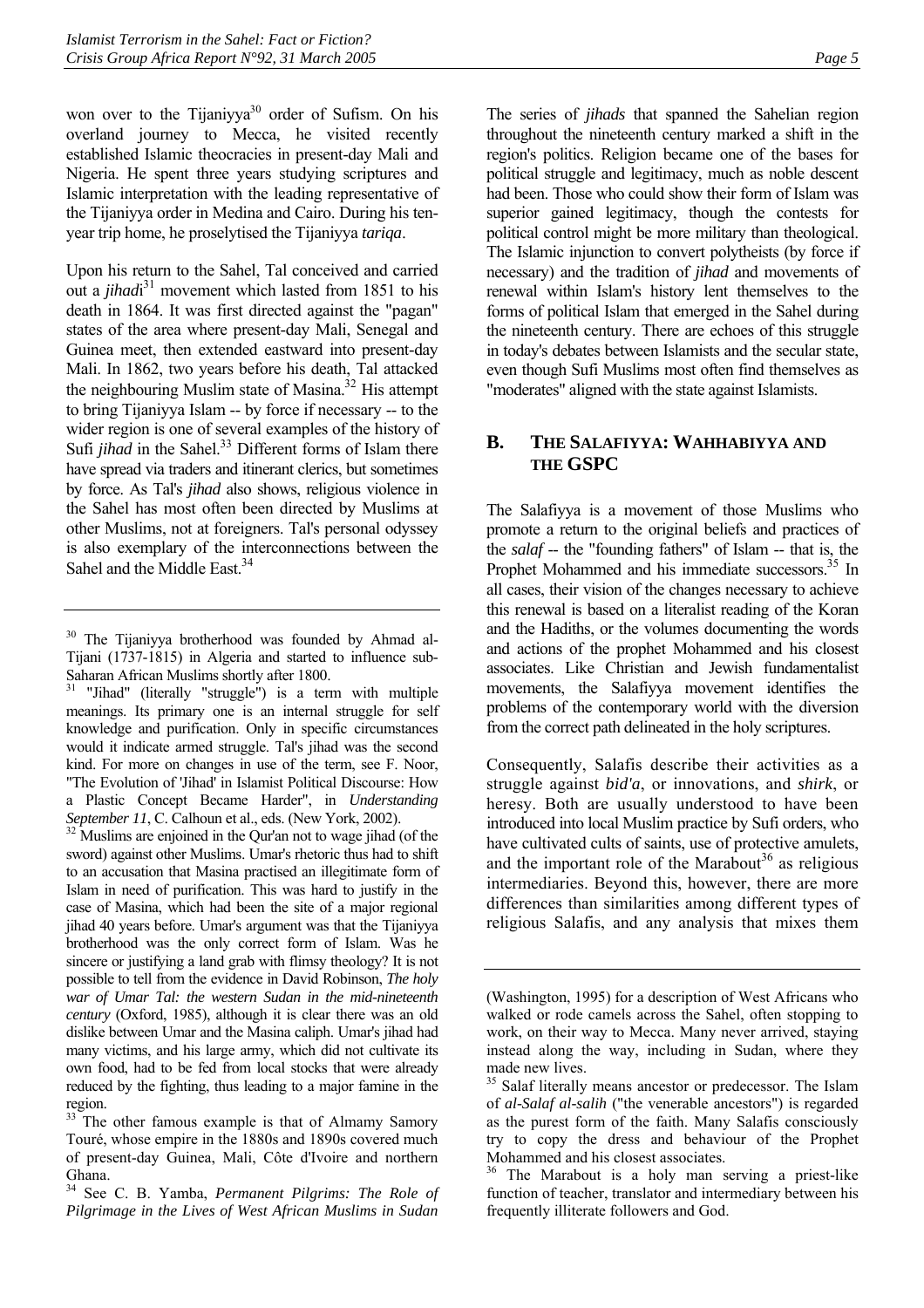won over to the Tijaniyya[30] order of Sufism. On his overland journey to Mecca, he visited recently established Islamic theocracies in present-day Mali and Nigeria. He spent three years studying scriptures and Islamic interpretation with the leading representative of the Tijaniyya order in Medina and Cairo. During his ten-year trip home, he proselytised the Tijaniyya *tariqa*.

Upon his return to the Sahel, Tal conceived and carried out a *jihadi*[31] movement which lasted from 1851 to his death in 1864. It was first directed against the "pagan" states of the area where present-day Mali, Senegal and Guinea meet, then extended eastward into present-day Mali. In 1862, two years before his death, Tal attacked the neighbouring Muslim state of Masina.[32] His attempt to bring Tijaniyya Islam -- by force if necessary -- to the wider region is one of several examples of the history of Sufi *jihad* in the Sahel.[33] Different forms of Islam there have spread via traders and itinerant clerics, but sometimes by force. As Tal's *jihad* also shows, religious violence in the Sahel has most often been directed by Muslims at other Muslims, not at foreigners. Tal's personal odyssey is also exemplary of the interconnections between the Sahel and the Middle East.[34]

The series of *jihads* that spanned the Sahelian region throughout the nineteenth century marked a shift in the region's politics. Religion became one of the bases for political struggle and legitimacy, much as noble descent had been. Those who could show their form of Islam was superior gained legitimacy, though the contests for political control might be more military than theological. The Islamic injunction to convert polytheists (by force if necessary) and the tradition of *jihad* and movements of renewal within Islam's history lent themselves to the forms of political Islam that emerged in the Sahel during the nineteenth century. There are echoes of this struggle in today's debates between Islamists and the secular state, even though Sufi Muslims most often find themselves as "moderates" aligned with the state against Islamists.

## B. The Salafiyya: Wahhabiyya and the GSPC

The Salafiyya is a movement of those Muslims who promote a return to the original beliefs and practices of the *salaf* -- the "founding fathers" of Islam -- that is, the Prophet Mohammed and his immediate successors.[35] In all cases, their vision of the changes necessary to achieve this renewal is based on a literalist reading of the Koran and the Hadiths, or the volumes documenting the words and actions of the prophet Mohammed and his closest associates. Like Christian and Jewish fundamentalist movements, the Salafiyya movement identifies the problems of the contemporary world with the diversion from the correct path delineated in the holy scriptures.

Consequently, Salafis describe their activities as a struggle against *bid'a*, or innovations, and *shirk*, or heresy. Both are usually understood to have been introduced into local Muslim practice by Sufi orders, who have cultivated cults of saints, use of protective amulets, and the important role of the Marabout[36] as religious intermediaries. Beyond this, however, there are more differences than similarities among different types of religious Salafis, and any analysis that mixes them

---

[30] The Tijaniyya brotherhood was founded by Ahmad al-Tijani (1737-1815) in Algeria and started to influence sub-Saharan African Muslims shortly after 1800.

[31] "Jihad" (literally "struggle") is a term with multiple meanings. Its primary one is an internal struggle for self knowledge and purification. Only in specific circumstances would it indicate armed struggle. Tal's jihad was the second kind. For more on changes in use of the term, see F. Noor, "The Evolution of 'Jihad' in Islamist Political Discourse: How a Plastic Concept Became Harder", in *Understanding September 11*, C. Calhoun et al., eds. (New York, 2002).

[32] Muslims are enjoined in the Qur'an not to wage jihad (of the sword) against other Muslims. Umar's rhetoric thus had to shift to an accusation that Masina practised an illegitimate form of Islam in need of purification. This was hard to justify in the case of Masina, which had been the site of a major regional jihad 40 years before. Umar's argument was that the Tijaniyya brotherhood was the only correct form of Islam. Was he sincere or justifying a land grab with flimsy theology? It is not possible to tell from the evidence in David Robinson, *The holy war of Umar Tal: the western Sudan in the mid-nineteenth century* (Oxford, 1985), although it is clear there was an old dislike between Umar and the Masina caliph. Umar's jihad had many victims, and his large army, which did not cultivate its own food, had to be fed from local stocks that were already reduced by the fighting, thus leading to a major famine in the region.

[33] The other famous example is that of Almamy Samory Touré, whose empire in the 1880s and 1890s covered much of present-day Guinea, Mali, Côte d'Ivoire and northern Ghana.

[34] See C. B. Yamba, *Permanent Pilgrims: The Role of Pilgrimage in the Lives of West African Muslims in Sudan* (Washington, 1995) for a description of West Africans who walked or rode camels across the Sahel, often stopping to work, on their way to Mecca. Many never arrived, staying instead along the way, including in Sudan, where they made new lives.

[35] Salaf literally means ancestor or predecessor. The Islam of *al-Salaf al-salih* ("the venerable ancestors") is regarded as the purest form of the faith. Many Salafis consciously try to copy the dress and behaviour of the Prophet Mohammed and his closest associates.

[36] The Marabout is a holy man serving a priest-like function of teacher, translator and intermediary between his frequently illiterate followers and God.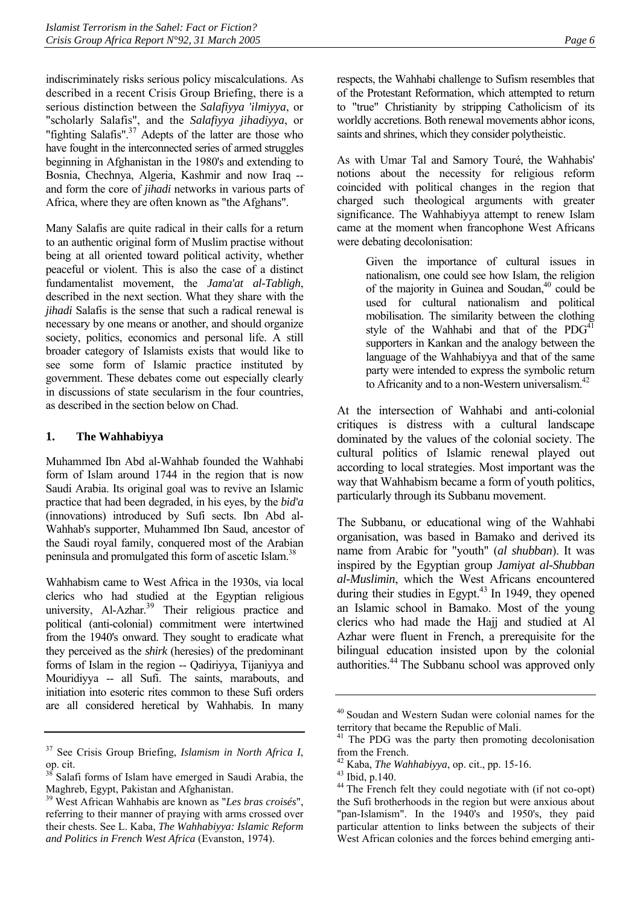indiscriminately risks serious policy miscalculations. As described in a recent Crisis Group Briefing, there is a serious distinction between the *Salafiyya 'ilmiyya*, or "scholarly Salafis", and the *Salafiyya jihadiyya*, or "fighting Salafis".[37] Adepts of the latter are those who have fought in the interconnected series of armed struggles beginning in Afghanistan in the 1980's and extending to Bosnia, Chechnya, Algeria, Kashmir and now Iraq -- and form the core of *jihadi* networks in various parts of Africa, where they are often known as "the Afghans".

Many Salafis are quite radical in their calls for a return to an authentic original form of Muslim practise without being at all oriented toward political activity, whether peaceful or violent. This is also the case of a distinct fundamentalist movement, the *Jama'at al-Tabligh*, described in the next section. What they share with the *jihadi* Salafis is the sense that such a radical renewal is necessary by one means or another, and should organize society, politics, economics and personal life. A still broader category of Islamists exists that would like to see some form of Islamic practice instituted by government. These debates come out especially clearly in discussions of state secularism in the four countries, as described in the section below on Chad.

### 1. The Wahhabiyya

Muhammed Ibn Abd al-Wahhab founded the Wahhabi form of Islam around 1744 in the region that is now Saudi Arabia. Its original goal was to revive an Islamic practice that had been degraded, in his eyes, by the *bid'a* (innovations) introduced by Sufi sects. Ibn Abd al-Wahhab's supporter, Muhammed Ibn Saud, ancestor of the Saudi royal family, conquered most of the Arabian peninsula and promulgated this form of ascetic Islam.[38]

Wahhabism came to West Africa in the 1930s, via local clerics who had studied at the Egyptian religious university, Al-Azhar.[39] Their religious practice and political (anti-colonial) commitment were intertwined from the 1940's onward. They sought to eradicate what they perceived as the *shirk* (heresies) of the predominant forms of Islam in the region -- Qadiriyya, Tijaniyya and Mouridiyya -- all Sufi. The saints, marabouts, and initiation into esoteric rites common to these Sufi orders are all considered heretical by Wahhabis. In many respects, the Wahhabi challenge to Sufism resembles that of the Protestant Reformation, which attempted to return to "true" Christianity by stripping Catholicism of its worldly accretions. Both renewal movements abhor icons, saints and shrines, which they consider polytheistic.

As with Umar Tal and Samory Touré, the Wahhabis' notions about the necessity for religious reform coincided with political changes in the region that charged such theological arguments with greater significance. The Wahhabiyya attempt to renew Islam came at the moment when francophone West Africans were debating decolonisation:

> Given the importance of cultural issues in nationalism, one could see how Islam, the religion of the majority in Guinea and Soudan,[40] could be used for cultural nationalism and political mobilisation. The similarity between the clothing style of the Wahhabi and that of the PDG[41] supporters in Kankan and the analogy between the language of the Wahhabiyya and that of the same party were intended to express the symbolic return to Africanity and to a non-Western universalism.[42]

At the intersection of Wahhabi and anti-colonial critiques is distress with a cultural landscape dominated by the values of the colonial society. The cultural politics of Islamic renewal played out according to local strategies. Most important was the way that Wahhabism became a form of youth politics, particularly through its Subbanu movement.

The Subbanu, or educational wing of the Wahhabi organisation, was based in Bamako and derived its name from Arabic for "youth" (*al shubban*). It was inspired by the Egyptian group *Jamiyat al-Shubban al-Muslimin*, which the West Africans encountered during their studies in Egypt.[43] In 1949, they opened an Islamic school in Bamako. Most of the young clerics who had made the Hajj and studied at Al Azhar were fluent in French, a prerequisite for the bilingual education insisted upon by the colonial authorities.[44] The Subbanu school was approved only

---

[37] See Crisis Group Briefing, *Islamism in North Africa I*, op. cit.

[38] Salafi forms of Islam have emerged in Saudi Arabia, the Maghreb, Egypt, Pakistan and Afghanistan.

[39] West African Wahhabis are known as "*Les bras croisés*", referring to their manner of praying with arms crossed over their chests. See L. Kaba, *The Wahhabiyya: Islamic Reform and Politics in French West Africa* (Evanston, 1974).

[40] Soudan and Western Sudan were colonial names for the territory that became the Republic of Mali.

[41] The PDG was the party then promoting decolonisation from the French.

[42] Kaba, *The Wahhabiyya*, op. cit., pp. 15-16.

[43] Ibid, p.140.

[44] The French felt they could negotiate with (if not co-opt) the Sufi brotherhoods in the region but were anxious about "pan-Islamism". In the 1940's and 1950's, they paid particular attention to links between the subjects of their West African colonies and the forces behind emerging anti-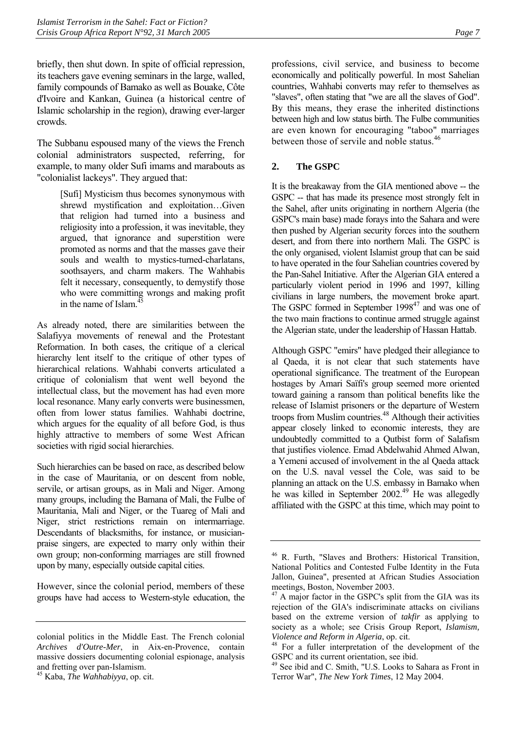briefly, then shut down. In spite of official repression, its teachers gave evening seminars in the large, walled, family compounds of Bamako as well as Bouake, Côte d'Ivoire and Kankan, Guinea (a historical centre of Islamic scholarship in the region), drawing ever-larger crowds.

The Subbanu espoused many of the views the French colonial administrators suspected, referring, for example, to many older Sufi imams and marabouts as "colonialist lackeys". They argued that:

> [Sufi] Mysticism thus becomes synonymous with shrewd mystification and exploitation…Given that religion had turned into a business and religiosity into a profession, it was inevitable, they argued, that ignorance and superstition were promoted as norms and that the masses gave their souls and wealth to mystics-turned-charlatans, soothsayers, and charm makers. The Wahhabis felt it necessary, consequently, to demystify those who were committing wrongs and making profit in the name of Islam.[45]

As already noted, there are similarities between the Salafiyya movements of renewal and the Protestant Reformation. In both cases, the critique of a clerical hierarchy lent itself to the critique of other types of hierarchical relations. Wahhabi converts articulated a critique of colonialism that went well beyond the intellectual class, but the movement has had even more local resonance. Many early converts were businessmen, often from lower status families. Wahhabi doctrine, which argues for the equality of all before God, is thus highly attractive to members of some West African societies with rigid social hierarchies.

Such hierarchies can be based on race, as described below in the case of Mauritania, or on descent from noble, servile, or artisan groups, as in Mali and Niger. Among many groups, including the Bamana of Mali, the Fulbe of Mauritania, Mali and Niger, or the Tuareg of Mali and Niger, strict restrictions remain on intermarriage. Descendants of blacksmiths, for instance, or musician-praise singers, are expected to marry only within their own group; non-conforming marriages are still frowned upon by many, especially outside capital cities.

However, since the colonial period, members of these groups have had access to Western-style education, the professions, civil service, and business to become economically and politically powerful. In most Sahelian countries, Wahhabi converts may refer to themselves as "slaves", often stating that "we are all the slaves of God". By this means, they erase the inherited distinctions between high and low status birth. The Fulbe communities are even known for encouraging "taboo" marriages between those of servile and noble status.[46]

### 2. The GSPC

It is the breakaway from the GIA mentioned above -- the GSPC -- that has made its presence most strongly felt in the Sahel, after units originating in northern Algeria (the GSPC's main base) made forays into the Sahara and were then pushed by Algerian security forces into the southern desert, and from there into northern Mali. The GSPC is the only organised, violent Islamist group that can be said to have operated in the four Sahelian countries covered by the Pan-Sahel Initiative. After the Algerian GIA entered a particularly violent period in 1996 and 1997, killing civilians in large numbers, the movement broke apart. The GSPC formed in September 1998[47] and was one of the two main fractions to continue armed struggle against the Algerian state, under the leadership of Hassan Hattab.

Although GSPC "emirs" have pledged their allegiance to al Qaeda, it is not clear that such statements have operational significance. The treatment of the European hostages by Amari Saïfi's group seemed more oriented toward gaining a ransom than political benefits like the release of Islamist prisoners or the departure of Western troops from Muslim countries.[48] Although their activities appear closely linked to economic interests, they are undoubtedly committed to a Qutbist form of Salafism that justifies violence. Emad Abdelwahid Ahmed Alwan, a Yemeni accused of involvement in the al Qaeda attack on the U.S. naval vessel the Cole, was said to be planning an attack on the U.S. embassy in Bamako when he was killed in September 2002.[49] He was allegedly affiliated with the GSPC at this time, which may point to

---

colonial politics in the Middle East. The French colonial *Archives d'Outre-Mer*, in Aix-en-Provence, contain massive dossiers documenting colonial espionage, analysis and fretting over pan-Islamism.

[45] Kaba, *The Wahhabiyya*, op. cit.

[46] R. Furth, "Slaves and Brothers: Historical Transition, National Politics and Contested Fulbe Identity in the Futa Jallon, Guinea", presented at African Studies Association meetings, Boston, November 2003.

[47] A major factor in the GSPC's split from the GIA was its rejection of the GIA's indiscriminate attacks on civilians based on the extreme version of *takfir* as applying to society as a whole; see Crisis Group Report, *Islamism, Violence and Reform in Algeria*, op. cit.

[48] For a fuller interpretation of the development of the GSPC and its current orientation, see ibid.

[49] See ibid and C. Smith, "U.S. Looks to Sahara as Front in Terror War", *The New York Times*, 12 May 2004.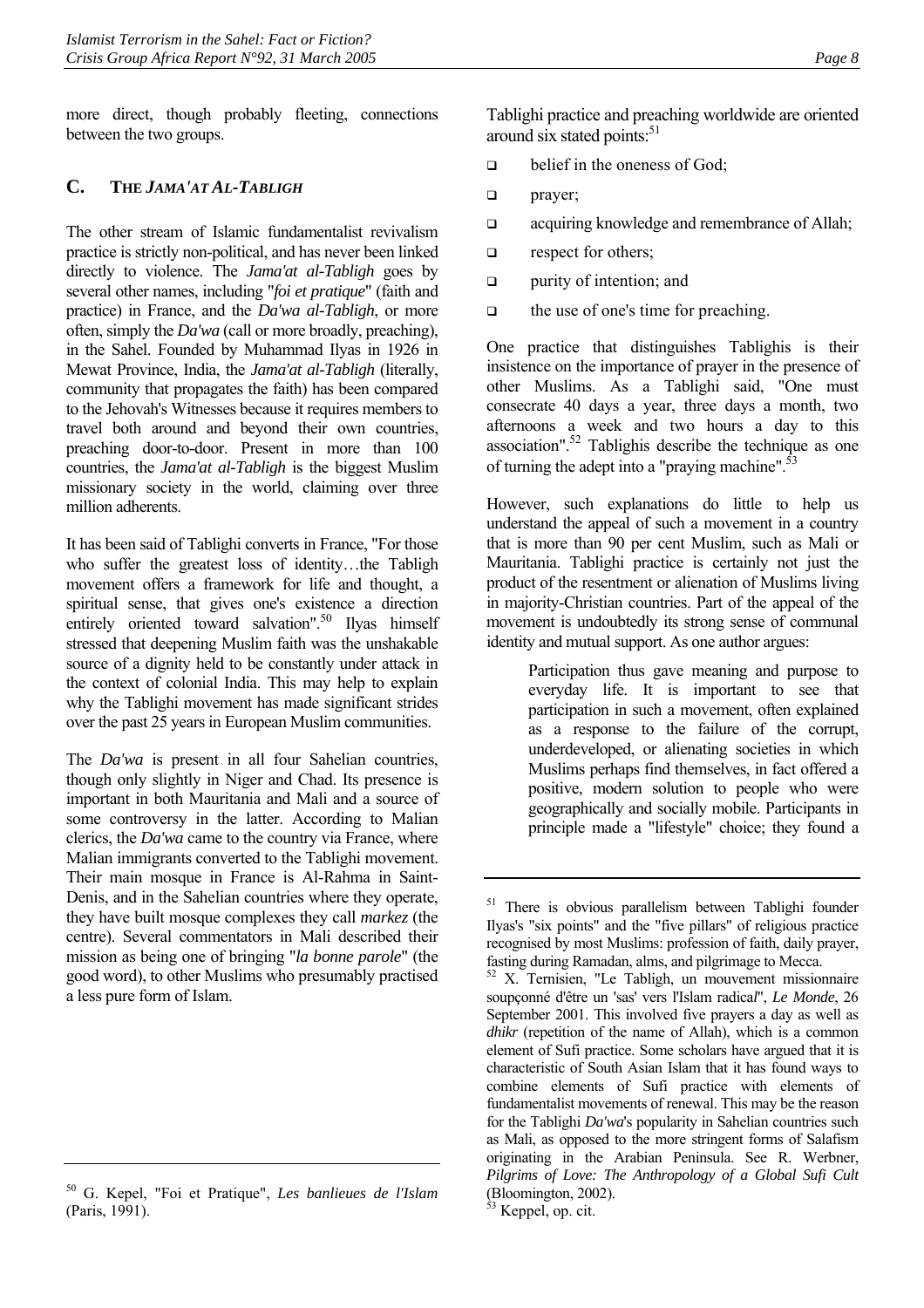more direct, though probably fleeting, connections between the two groups.

## C. THE *JAMA'AT AL-TABLIGH*

The other stream of Islamic fundamentalist revivalism practice is strictly non-political, and has never been linked directly to violence. The *Jama'at al-Tabligh* goes by several other names, including "*foi et pratique*" (faith and practice) in France, and the *Da'wa al-Tabligh*, or more often, simply the *Da'wa* (call or more broadly, preaching), in the Sahel. Founded by Muhammad Ilyas in 1926 in Mewat Province, India, the *Jama'at al-Tabligh* (literally, community that propagates the faith) has been compared to the Jehovah's Witnesses because it requires members to travel both around and beyond their own countries, preaching door-to-door. Present in more than 100 countries, the *Jama'at al-Tabligh* is the biggest Muslim missionary society in the world, claiming over three million adherents.

It has been said of Tablighi converts in France, "For those who suffer the greatest loss of identity…the Tabligh movement offers a framework for life and thought, a spiritual sense, that gives one's existence a direction entirely oriented toward salvation".[50] Ilyas himself stressed that deepening Muslim faith was the unshakable source of a dignity held to be constantly under attack in the context of colonial India. This may help to explain why the Tablighi movement has made significant strides over the past 25 years in European Muslim communities.

The *Da'wa* is present in all four Sahelian countries, though only slightly in Niger and Chad. Its presence is important in both Mauritania and Mali and a source of some controversy in the latter. According to Malian clerics, the *Da'wa* came to the country via France, where Malian immigrants converted to the Tablighi movement. Their main mosque in France is Al-Rahma in Saint-Denis, and in the Sahelian countries where they operate, they have built mosque complexes they call *markez* (the centre). Several commentators in Mali described their mission as being one of bringing "*la bonne parole*" (the good word), to other Muslims who presumably practised a less pure form of Islam.

Tablighi practice and preaching worldwide are oriented around six stated points:[51]

- belief in the oneness of God;
- prayer;
- acquiring knowledge and remembrance of Allah;
- respect for others;
- purity of intention; and
- the use of one's time for preaching.

One practice that distinguishes Tablighis is their insistence on the importance of prayer in the presence of other Muslims. As a Tablighi said, "One must consecrate 40 days a year, three days a month, two afternoons a week and two hours a day to this association".[52] Tablighis describe the technique as one of turning the adept into a "praying machine".[53]

However, such explanations do little to help us understand the appeal of such a movement in a country that is more than 90 per cent Muslim, such as Mali or Mauritania. Tablighi practice is certainly not just the product of the resentment or alienation of Muslims living in majority-Christian countries. Part of the appeal of the movement is undoubtedly its strong sense of communal identity and mutual support. As one author argues:

> Participation thus gave meaning and purpose to everyday life. It is important to see that participation in such a movement, often explained as a response to the failure of the corrupt, underdeveloped, or alienating societies in which Muslims perhaps find themselves, in fact offered a positive, modern solution to people who were geographically and socially mobile. Participants in principle made a "lifestyle" choice; they found a

---

[50] G. Kepel, "Foi et Pratique", *Les banlieues de l'Islam* (Paris, 1991).

[51] There is obvious parallelism between Tablighi founder Ilyas's "six points" and the "five pillars" of religious practice recognised by most Muslims: profession of faith, daily prayer, fasting during Ramadan, alms, and pilgrimage to Mecca.

[52] X. Ternisien, "Le Tabligh, un mouvement missionnaire soupçonné d'être un 'sas' vers l'Islam radical", *Le Monde*, 26 September 2001. This involved five prayers a day as well as *dhikr* (repetition of the name of Allah), which is a common element of Sufi practice. Some scholars have argued that it is characteristic of South Asian Islam that it has found ways to combine elements of Sufi practice with elements of fundamentalist movements of renewal. This may be the reason for the Tablighi *Da'wa*'s popularity in Sahelian countries such as Mali, as opposed to the more stringent forms of Salafism originating in the Arabian Peninsula. See R. Werbner, *Pilgrims of Love: The Anthropology of a Global Sufi Cult* (Bloomington, 2002).

[53] Keppel, op. cit.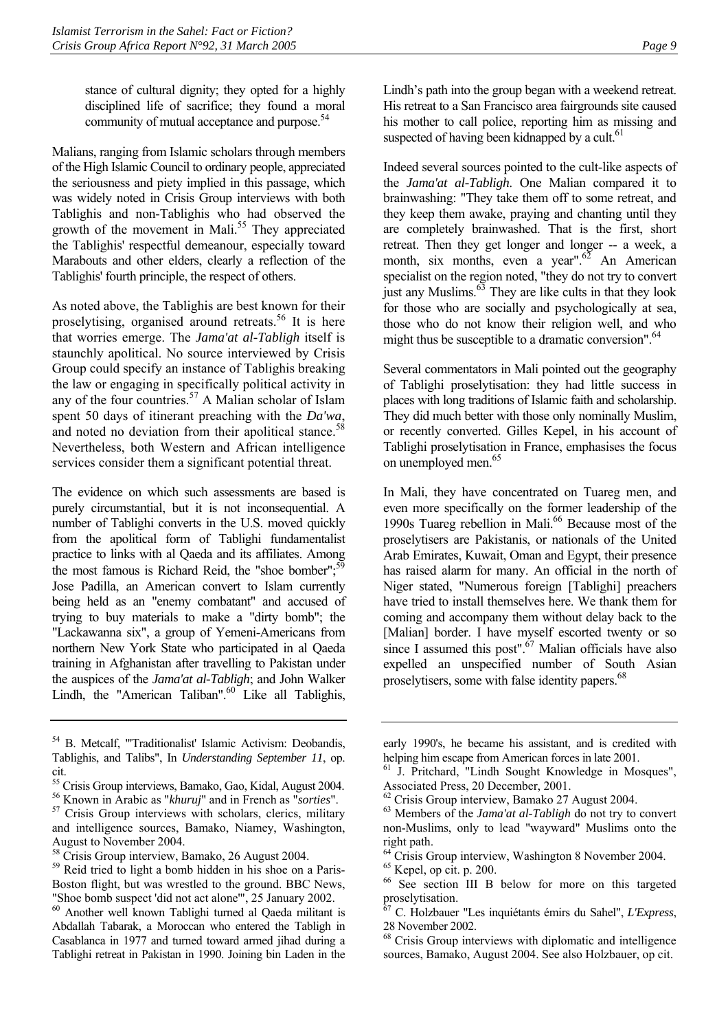stance of cultural dignity; they opted for a highly disciplined life of sacrifice; they found a moral community of mutual acceptance and purpose.[54]

Malians, ranging from Islamic scholars through members of the High Islamic Council to ordinary people, appreciated the seriousness and piety implied in this passage, which was widely noted in Crisis Group interviews with both Tablighis and non-Tablighis who had observed the growth of the movement in Mali.[55] They appreciated the Tablighis' respectful demeanour, especially toward Marabouts and other elders, clearly a reflection of the Tablighis' fourth principle, the respect of others.

As noted above, the Tablighis are best known for their proselytising, organised around retreats.[56] It is here that worries emerge. The *Jama'at al-Tabligh* itself is staunchly apolitical. No source interviewed by Crisis Group could specify an instance of Tablighis breaking the law or engaging in specifically political activity in any of the four countries.[57] A Malian scholar of Islam spent 50 days of itinerant preaching with the *Da'wa*, and noted no deviation from their apolitical stance.[58] Nevertheless, both Western and African intelligence services consider them a significant potential threat.

The evidence on which such assessments are based is purely circumstantial, but it is not inconsequential. A number of Tablighi converts in the U.S. moved quickly from the apolitical form of Tablighi fundamentalist practice to links with al Qaeda and its affiliates. Among the most famous is Richard Reid, the "shoe bomber";[59] Jose Padilla, an American convert to Islam currently being held as an "enemy combatant" and accused of trying to buy materials to make a "dirty bomb"; the "Lackawanna six", a group of Yemeni-Americans from northern New York State who participated in al Qaeda training in Afghanistan after travelling to Pakistan under the auspices of the *Jama'at al-Tabligh*; and John Walker Lindh, the "American Taliban".[60] Like all Tablighis, Lindh's path into the group began with a weekend retreat. His retreat to a San Francisco area fairgrounds site caused his mother to call police, reporting him as missing and suspected of having been kidnapped by a cult.[61]

Indeed several sources pointed to the cult-like aspects of the *Jama'at al-Tabligh*. One Malian compared it to brainwashing: "They take them off to some retreat, and they keep them awake, praying and chanting until they are completely brainwashed. That is the first, short retreat. Then they get longer and longer -- a week, a month, six months, even a year".[62] An American specialist on the region noted, "they do not try to convert just any Muslims.[63] They are like cults in that they look for those who are socially and psychologically at sea, those who do not know their religion well, and who might thus be susceptible to a dramatic conversion".[64]

Several commentators in Mali pointed out the geography of Tablighi proselytisation: they had little success in places with long traditions of Islamic faith and scholarship. They did much better with those only nominally Muslim, or recently converted. Gilles Kepel, in his account of Tablighi proselytisation in France, emphasises the focus on unemployed men.[65]

In Mali, they have concentrated on Tuareg men, and even more specifically on the former leadership of the 1990s Tuareg rebellion in Mali.[66] Because most of the proselytisers are Pakistanis, or nationals of the United Arab Emirates, Kuwait, Oman and Egypt, their presence has raised alarm for many. An official in the north of Niger stated, "Numerous foreign [Tablighi] preachers have tried to install themselves here. We thank them for coming and accompany them without delay back to the [Malian] border. I have myself escorted twenty or so since I assumed this post".[67] Malian officials have also expelled an unspecified number of South Asian proselytisers, some with false identity papers.[68]

---

[54] B. Metcalf, "'Traditionalist' Islamic Activism: Deobandis, Tablighis, and Talibs", In *Understanding September 11*, op. cit.

[55] Crisis Group interviews, Bamako, Gao, Kidal, August 2004.

[56] Known in Arabic as "*khuruj*" and in French as "*sorties*".

[57] Crisis Group interviews with scholars, clerics, military and intelligence sources, Bamako, Niamey, Washington, August to November 2004.

[58] Crisis Group interview, Bamako, 26 August 2004.

[59] Reid tried to light a bomb hidden in his shoe on a Paris-Boston flight, but was wrestled to the ground. BBC News, "Shoe bomb suspect 'did not act alone'", 25 January 2002.

[60] Another well known Tablighi turned al Qaeda militant is Abdallah Tabarak, a Moroccan who entered the Tabligh in Casablanca in 1977 and turned toward armed jihad during a Tablighi retreat in Pakistan in 1990. Joining bin Laden in the early 1990's, he became his assistant, and is credited with helping him escape from American forces in late 2001.

[61] J. Pritchard, "Lindh Sought Knowledge in Mosques", Associated Press, 20 December, 2001.

[62] Crisis Group interview, Bamako 27 August 2004.

[63] Members of the *Jama'at al-Tabligh* do not try to convert non-Muslims, only to lead "wayward" Muslims onto the right path.

[64] Crisis Group interview, Washington 8 November 2004.

[65] Kepel, op cit. p. 200.

[66] See section III B below for more on this targeted proselytisation.

[67] C. Holzbauer "Les inquiétants émirs du Sahel", *L'Express*, 28 November 2002.

[68] Crisis Group interviews with diplomatic and intelligence sources, Bamako, August 2004. See also Holzbauer, op cit.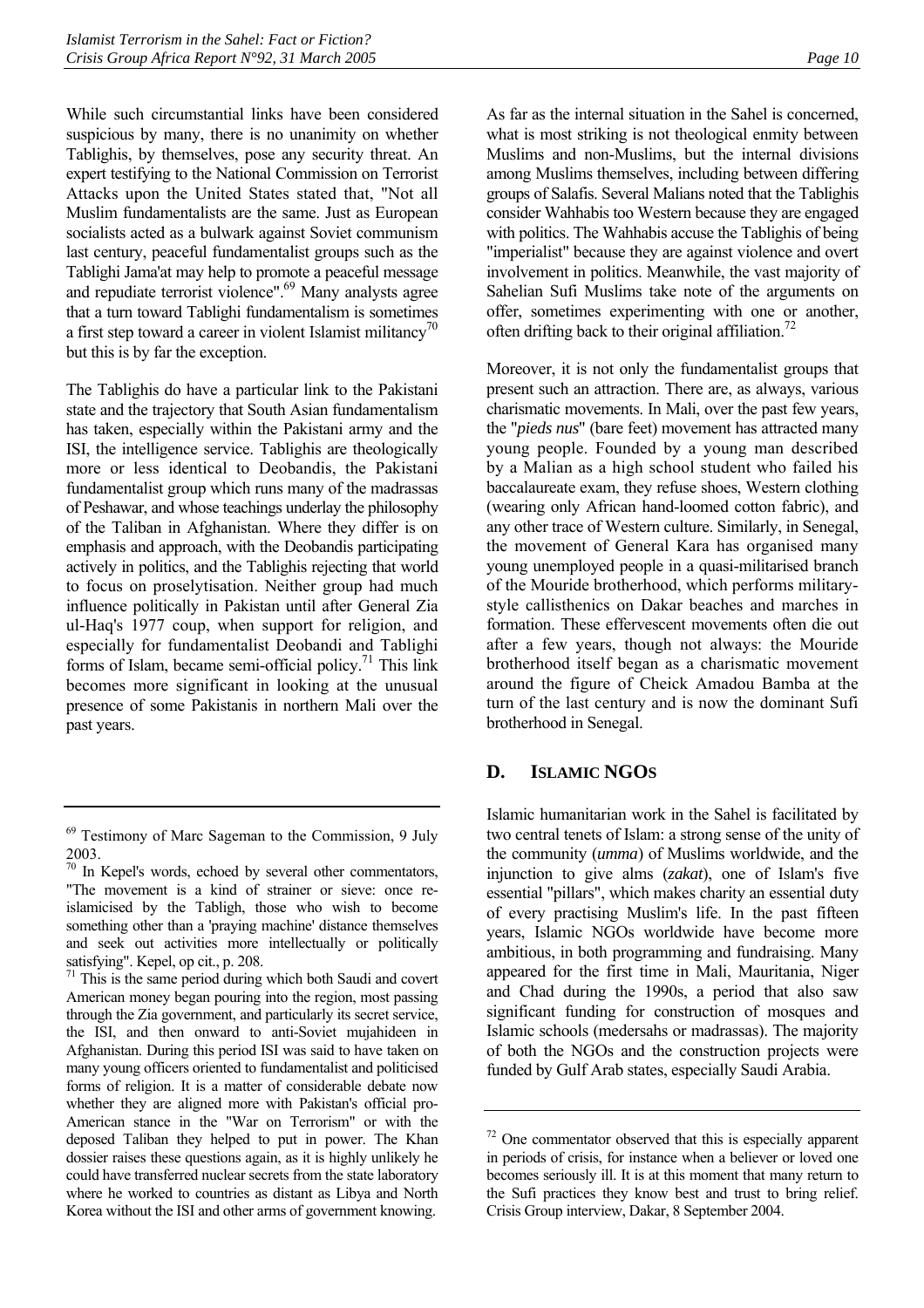While such circumstantial links have been considered suspicious by many, there is no unanimity on whether Tablighis, by themselves, pose any security threat. An expert testifying to the National Commission on Terrorist Attacks upon the United States stated that, "Not all Muslim fundamentalists are the same. Just as European socialists acted as a bulwark against Soviet communism last century, peaceful fundamentalist groups such as the Tablighi Jama'at may help to promote a peaceful message and repudiate terrorist violence".[69] Many analysts agree that a turn toward Tablighi fundamentalism is sometimes a first step toward a career in violent Islamist militancy[70] but this is by far the exception.

The Tablighis do have a particular link to the Pakistani state and the trajectory that South Asian fundamentalism has taken, especially within the Pakistani army and the ISI, the intelligence service. Tablighis are theologically more or less identical to Deobandis, the Pakistani fundamentalist group which runs many of the madrassas of Peshawar, and whose teachings underlay the philosophy of the Taliban in Afghanistan. Where they differ is on emphasis and approach, with the Deobandis participating actively in politics, and the Tablighis rejecting that world to focus on proselytisation. Neither group had much influence politically in Pakistan until after General Zia ul-Haq's 1977 coup, when support for religion, and especially for fundamentalist Deobandi and Tablighi forms of Islam, became semi-official policy.[71] This link becomes more significant in looking at the unusual presence of some Pakistanis in northern Mali over the past years.

As far as the internal situation in the Sahel is concerned, what is most striking is not theological enmity between Muslims and non-Muslims, but the internal divisions among Muslims themselves, including between differing groups of Salafis. Several Malians noted that the Tablighis consider Wahhabis too Western because they are engaged with politics. The Wahhabis accuse the Tablighis of being "imperialist" because they are against violence and overt involvement in politics. Meanwhile, the vast majority of Sahelian Sufi Muslims take note of the arguments on offer, sometimes experimenting with one or another, often drifting back to their original affiliation.[72]

Moreover, it is not only the fundamentalist groups that present such an attraction. There are, as always, various charismatic movements. In Mali, over the past few years, the "*pieds nus*" (bare feet) movement has attracted many young people. Founded by a young man described by a Malian as a high school student who failed his baccalaureate exam, they refuse shoes, Western clothing (wearing only African hand-loomed cotton fabric), and any other trace of Western culture. Similarly, in Senegal, the movement of General Kara has organised many young unemployed people in a quasi-militarised branch of the Mouride brotherhood, which performs military-style callisthenics on Dakar beaches and marches in formation. These effervescent movements often die out after a few years, though not always: the Mouride brotherhood itself began as a charismatic movement around the figure of Cheick Amadou Bamba at the turn of the last century and is now the dominant Sufi brotherhood in Senegal.

## D. ISLAMIC NGOS

Islamic humanitarian work in the Sahel is facilitated by two central tenets of Islam: a strong sense of the unity of the community (*umma*) of Muslims worldwide, and the injunction to give alms (*zakat*), one of Islam's five essential "pillars", which makes charity an essential duty of every practising Muslim's life. In the past fifteen years, Islamic NGOs worldwide have become more ambitious, in both programming and fundraising. Many appeared for the first time in Mali, Mauritania, Niger and Chad during the 1990s, a period that also saw significant funding for construction of mosques and Islamic schools (medersahs or madrassas). The majority of both the NGOs and the construction projects were funded by Gulf Arab states, especially Saudi Arabia.

---

[69] Testimony of Marc Sageman to the Commission, 9 July 2003.

[70] In Kepel's words, echoed by several other commentators, "The movement is a kind of strainer or sieve: once re-islamicised by the Tabligh, those who wish to become something other than a 'praying machine' distance themselves and seek out activities more intellectually or politically satisfying". Kepel, op cit., p. 208.

[71] This is the same period during which both Saudi and covert American money began pouring into the region, most passing through the Zia government, and particularly its secret service, the ISI, and then onward to anti-Soviet mujahideen in Afghanistan. During this period ISI was said to have taken on many young officers oriented to fundamentalist and politicised forms of religion. It is a matter of considerable debate now whether they are aligned more with Pakistan's official pro-American stance in the "War on Terrorism" or with the deposed Taliban they helped to put in power. The Khan dossier raises these questions again, as it is highly unlikely he could have transferred nuclear secrets from the state laboratory where he worked to countries as distant as Libya and North Korea without the ISI and other arms of government knowing.

[72] One commentator observed that this is especially apparent in periods of crisis, for instance when a believer or loved one becomes seriously ill. It is at this moment that many return to the Sufi practices they know best and trust to bring relief. Crisis Group interview, Dakar, 8 September 2004.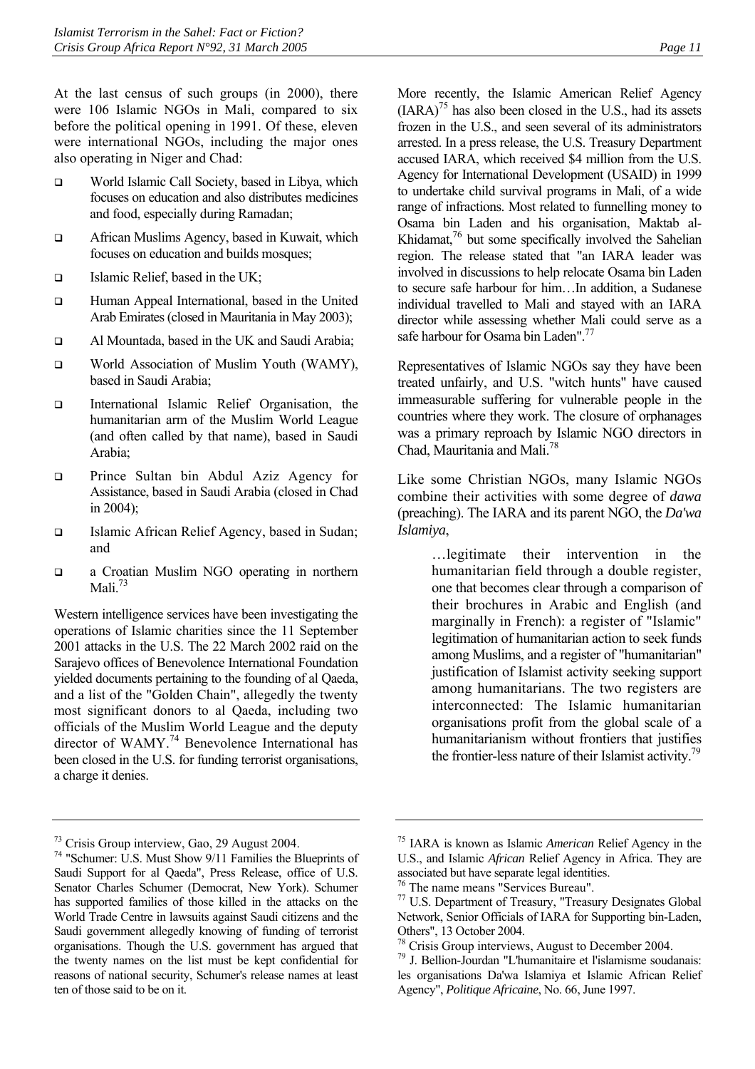At the last census of such groups (in 2000), there were 106 Islamic NGOs in Mali, compared to six before the political opening in 1991. Of these, eleven were international NGOs, including the major ones also operating in Niger and Chad:

- World Islamic Call Society, based in Libya, which focuses on education and also distributes medicines and food, especially during Ramadan;
- African Muslims Agency, based in Kuwait, which focuses on education and builds mosques;
- Islamic Relief, based in the UK;
- Human Appeal International, based in the United Arab Emirates (closed in Mauritania in May 2003);
- Al Mountada, based in the UK and Saudi Arabia;
- World Association of Muslim Youth (WAMY), based in Saudi Arabia;
- International Islamic Relief Organisation, the humanitarian arm of the Muslim World League (and often called by that name), based in Saudi Arabia;
- Prince Sultan bin Abdul Aziz Agency for Assistance, based in Saudi Arabia (closed in Chad in 2004);
- Islamic African Relief Agency, based in Sudan; and
- a Croatian Muslim NGO operating in northern Mali.[73]

Western intelligence services have been investigating the operations of Islamic charities since the 11 September 2001 attacks in the U.S. The 22 March 2002 raid on the Sarajevo offices of Benevolence International Foundation yielded documents pertaining to the founding of al Qaeda, and a list of the "Golden Chain", allegedly the twenty most significant donors to al Qaeda, including two officials of the Muslim World League and the deputy director of WAMY.[74] Benevolence International has been closed in the U.S. for funding terrorist organisations, a charge it denies.

More recently, the Islamic American Relief Agency (IARA)[75] has also been closed in the U.S., had its assets frozen in the U.S., and seen several of its administrators arrested. In a press release, the U.S. Treasury Department accused IARA, which received $4 million from the U.S. Agency for International Development (USAID) in 1999 to undertake child survival programs in Mali, of a wide range of infractions. Most related to funnelling money to Osama bin Laden and his organisation, Maktab al-Khidamat,[76] but some specifically involved the Sahelian region. The release stated that "an IARA leader was involved in discussions to help relocate Osama bin Laden to secure safe harbour for him…In addition, a Sudanese individual travelled to Mali and stayed with an IARA director while assessing whether Mali could serve as a safe harbour for Osama bin Laden".[77]

Representatives of Islamic NGOs say they have been treated unfairly, and U.S. "witch hunts" have caused immeasurable suffering for vulnerable people in the countries where they work. The closure of orphanages was a primary reproach by Islamic NGO directors in Chad, Mauritania and Mali.[78]

Like some Christian NGOs, many Islamic NGOs combine their activities with some degree of *dawa* (preaching). The IARA and its parent NGO, the *Da'wa Islamiya*,

> …legitimate their intervention in the humanitarian field through a double register, one that becomes clear through a comparison of their brochures in Arabic and English (and marginally in French): a register of "Islamic" legitimation of humanitarian action to seek funds among Muslims, and a register of "humanitarian" justification of Islamist activity seeking support among humanitarians. The two registers are interconnected: The Islamic humanitarian organisations profit from the global scale of a humanitarianism without frontiers that justifies the frontier-less nature of their Islamist activity.[79]

---

[73] Crisis Group interview, Gao, 29 August 2004.

[74] "Schumer: U.S. Must Show 9/11 Families the Blueprints of Saudi Support for al Qaeda", Press Release, office of U.S. Senator Charles Schumer (Democrat, New York). Schumer has supported families of those killed in the attacks on the World Trade Centre in lawsuits against Saudi citizens and the Saudi government allegedly knowing of funding of terrorist organisations. Though the U.S. government has argued that the twenty names on the list must be kept confidential for reasons of national security, Schumer's release names at least ten of those said to be on it.

[75] IARA is known as Islamic *American* Relief Agency in the U.S., and Islamic *African* Relief Agency in Africa. They are associated but have separate legal identities.

[76] The name means "Services Bureau".

[77] U.S. Department of Treasury, "Treasury Designates Global Network, Senior Officials of IARA for Supporting bin-Laden, Others", 13 October 2004.

[78] Crisis Group interviews, August to December 2004.

[79] J. Bellion-Jourdan "L'humanitaire et l'islamisme soudanais: les organisations Da'wa Islamiya et Islamic African Relief Agency", *Politique Africaine*, No. 66, June 1997.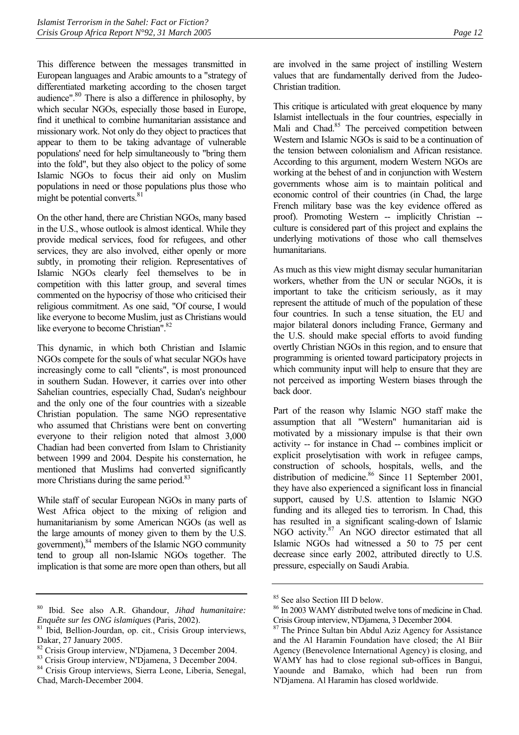This difference between the messages transmitted in European languages and Arabic amounts to a "strategy of differentiated marketing according to the chosen target audience".[80] There is also a difference in philosophy, by which secular NGOs, especially those based in Europe, find it unethical to combine humanitarian assistance and missionary work. Not only do they object to practices that appear to them to be taking advantage of vulnerable populations' need for help simultaneously to "bring them into the fold", but they also object to the policy of some Islamic NGOs to focus their aid only on Muslim populations in need or those populations plus those who might be potential converts.[81]

On the other hand, there are Christian NGOs, many based in the U.S., whose outlook is almost identical. While they provide medical services, food for refugees, and other services, they are also involved, either openly or more subtly, in promoting their religion. Representatives of Islamic NGOs clearly feel themselves to be in competition with this latter group, and several times commented on the hypocrisy of those who criticised their religious commitment. As one said, "Of course, I would like everyone to become Muslim, just as Christians would like everyone to become Christian".[82]

This dynamic, in which both Christian and Islamic NGOs compete for the souls of what secular NGOs have increasingly come to call "clients", is most pronounced in southern Sudan. However, it carries over into other Sahelian countries, especially Chad, Sudan's neighbour and the only one of the four countries with a sizeable Christian population. The same NGO representative who assumed that Christians were bent on converting everyone to their religion noted that almost 3,000 Chadian had been converted from Islam to Christianity between 1999 and 2004. Despite his consternation, he mentioned that Muslims had converted significantly more Christians during the same period.[83]

While staff of secular European NGOs in many parts of West Africa object to the mixing of religion and humanitarianism by some American NGOs (as well as the large amounts of money given to them by the U.S. government),[84] members of the Islamic NGO community tend to group all non-Islamic NGOs together. The implication is that some are more open than others, but all are involved in the same project of instilling Western values that are fundamentally derived from the Judeo-Christian tradition.

This critique is articulated with great eloquence by many Islamist intellectuals in the four countries, especially in Mali and Chad.[85] The perceived competition between Western and Islamic NGOs is said to be a continuation of the tension between colonialism and African resistance. According to this argument, modern Western NGOs are working at the behest of and in conjunction with Western governments whose aim is to maintain political and economic control of their countries (in Chad, the large French military base was the key evidence offered as proof). Promoting Western -- implicitly Christian -- culture is considered part of this project and explains the underlying motivations of those who call themselves humanitarians.

As much as this view might dismay secular humanitarian workers, whether from the UN or secular NGOs, it is important to take the criticism seriously, as it may represent the attitude of much of the population of these four countries. In such a tense situation, the EU and major bilateral donors including France, Germany and the U.S. should make special efforts to avoid funding overtly Christian NGOs in this region, and to ensure that programming is oriented toward participatory projects in which community input will help to ensure that they are not perceived as importing Western biases through the back door.

Part of the reason why Islamic NGO staff make the assumption that all "Western" humanitarian aid is motivated by a missionary impulse is that their own activity -- for instance in Chad -- combines implicit or explicit proselytisation with work in refugee camps, construction of schools, hospitals, wells, and the distribution of medicine.[86] Since 11 September 2001, they have also experienced a significant loss in financial support, caused by U.S. attention to Islamic NGO funding and its alleged ties to terrorism. In Chad, this has resulted in a significant scaling-down of Islamic NGO activity.[87] An NGO director estimated that all Islamic NGOs had witnessed a 50 to 75 per cent decrease since early 2002, attributed directly to U.S. pressure, especially on Saudi Arabia.

---

[80] Ibid. See also A.R. Ghandour, *Jihad humanitaire: Enquête sur les ONG islamiques* (Paris, 2002).

[81] Ibid, Bellion-Jourdan, op. cit., Crisis Group interviews, Dakar, 27 January 2005.

[82] Crisis Group interview, N'Djamena, 3 December 2004.

[83] Crisis Group interview, N'Djamena, 3 December 2004.

[84] Crisis Group interviews, Sierra Leone, Liberia, Senegal, Chad, March-December 2004.

[85] See also Section III D below.

[86] In 2003 WAMY distributed twelve tons of medicine in Chad. Crisis Group interview, N'Djamena, 3 December 2004.

[87] The Prince Sultan bin Abdul Aziz Agency for Assistance and the Al Haramin Foundation have closed; the Al Biir Agency (Benevolence International Agency) is closing, and WAMY has had to close regional sub-offices in Bangui, Yaounde and Bamako, which had been run from N'Djamena. Al Haramin has closed worldwide.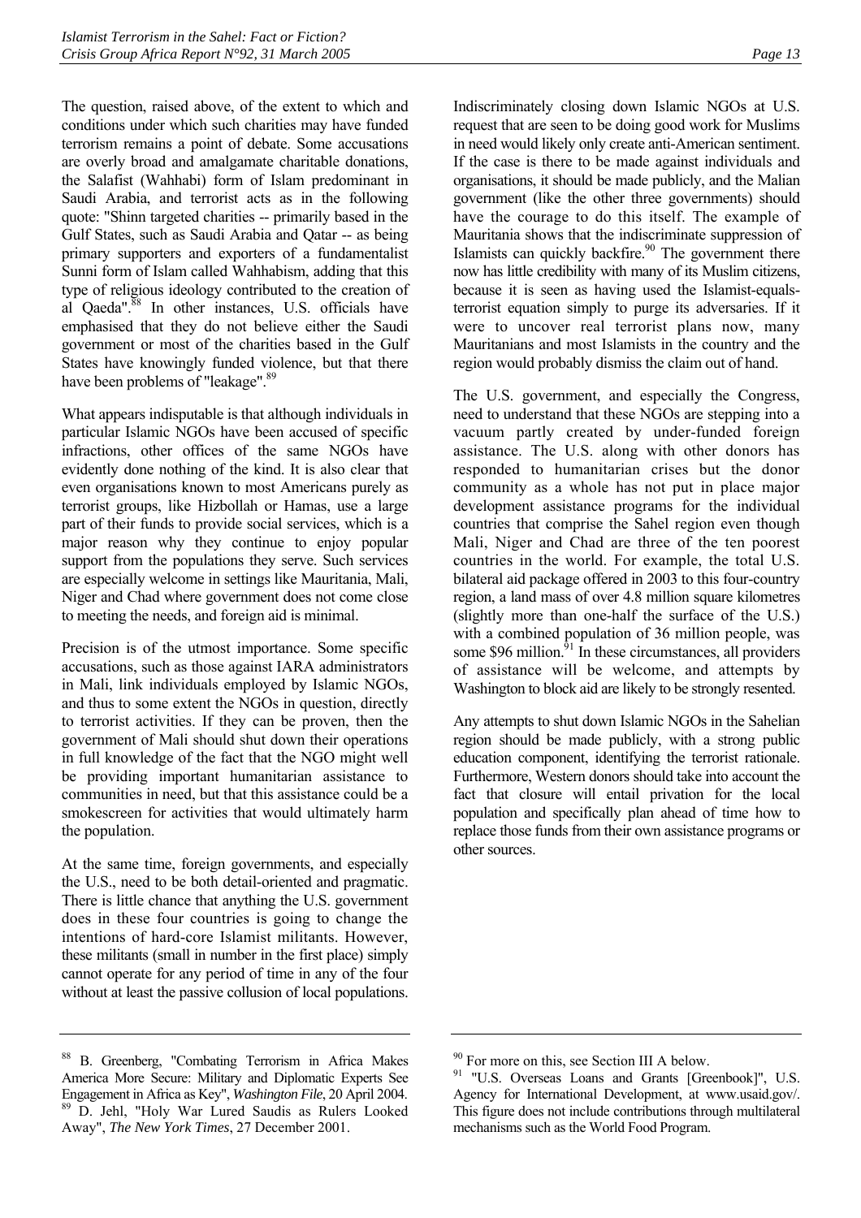The question, raised above, of the extent to which and conditions under which such charities may have funded terrorism remains a point of debate. Some accusations are overly broad and amalgamate charitable donations, the Salafist (Wahhabi) form of Islam predominant in Saudi Arabia, and terrorist acts as in the following quote: "Shinn targeted charities -- primarily based in the Gulf States, such as Saudi Arabia and Qatar -- as being primary supporters and exporters of a fundamentalist Sunni form of Islam called Wahhabism, adding that this type of religious ideology contributed to the creation of al Qaeda".[88] In other instances, U.S. officials have emphasised that they do not believe either the Saudi government or most of the charities based in the Gulf States have knowingly funded violence, but that there have been problems of "leakage".[89]

What appears indisputable is that although individuals in particular Islamic NGOs have been accused of specific infractions, other offices of the same NGOs have evidently done nothing of the kind. It is also clear that even organisations known to most Americans purely as terrorist groups, like Hizbollah or Hamas, use a large part of their funds to provide social services, which is a major reason why they continue to enjoy popular support from the populations they serve. Such services are especially welcome in settings like Mauritania, Mali, Niger and Chad where government does not come close to meeting the needs, and foreign aid is minimal.

Precision is of the utmost importance. Some specific accusations, such as those against IARA administrators in Mali, link individuals employed by Islamic NGOs, and thus to some extent the NGOs in question, directly to terrorist activities. If they can be proven, then the government of Mali should shut down their operations in full knowledge of the fact that the NGO might well be providing important humanitarian assistance to communities in need, but that this assistance could be a smokescreen for activities that would ultimately harm the population.

At the same time, foreign governments, and especially the U.S., need to be both detail-oriented and pragmatic. There is little chance that anything the U.S. government does in these four countries is going to change the intentions of hard-core Islamist militants. However, these militants (small in number in the first place) simply cannot operate for any period of time in any of the four without at least the passive collusion of local populations. Indiscriminately closing down Islamic NGOs at U.S. request that are seen to be doing good work for Muslims in need would likely only create anti-American sentiment. If the case is there to be made against individuals and organisations, it should be made publicly, and the Malian government (like the other three governments) should have the courage to do this itself. The example of Mauritania shows that the indiscriminate suppression of Islamists can quickly backfire.[90] The government there now has little credibility with many of its Muslim citizens, because it is seen as having used the Islamist-equals-terrorist equation simply to purge its adversaries. If it were to uncover real terrorist plans now, many Mauritanians and most Islamists in the country and the region would probably dismiss the claim out of hand.

The U.S. government, and especially the Congress, need to understand that these NGOs are stepping into a vacuum partly created by under-funded foreign assistance. The U.S. along with other donors has responded to humanitarian crises but the donor community as a whole has not put in place major development assistance programs for the individual countries that comprise the Sahel region even though Mali, Niger and Chad are three of the ten poorest countries in the world. For example, the total U.S. bilateral aid package offered in 2003 to this four-country region, a land mass of over 4.8 million square kilometres (slightly more than one-half the surface of the U.S.) with a combined population of 36 million people, was some $96 million.[91] In these circumstances, all providers of assistance will be welcome, and attempts by Washington to block aid are likely to be strongly resented.

Any attempts to shut down Islamic NGOs in the Sahelian region should be made publicly, with a strong public education component, identifying the terrorist rationale. Furthermore, Western donors should take into account the fact that closure will entail privation for the local population and specifically plan ahead of time how to replace those funds from their own assistance programs or other sources.

---

[88] B. Greenberg, "Combating Terrorism in Africa Makes America More Secure: Military and Diplomatic Experts See Engagement in Africa as Key", *Washington File*, 20 April 2004.

[89] D. Jehl, "Holy War Lured Saudis as Rulers Looked Away", *The New York Times*, 27 December 2001.

[90] For more on this, see Section III A below.

[91] "U.S. Overseas Loans and Grants [Greenbook]", U.S. Agency for International Development, at www.usaid.gov/. This figure does not include contributions through multilateral mechanisms such as the World Food Program.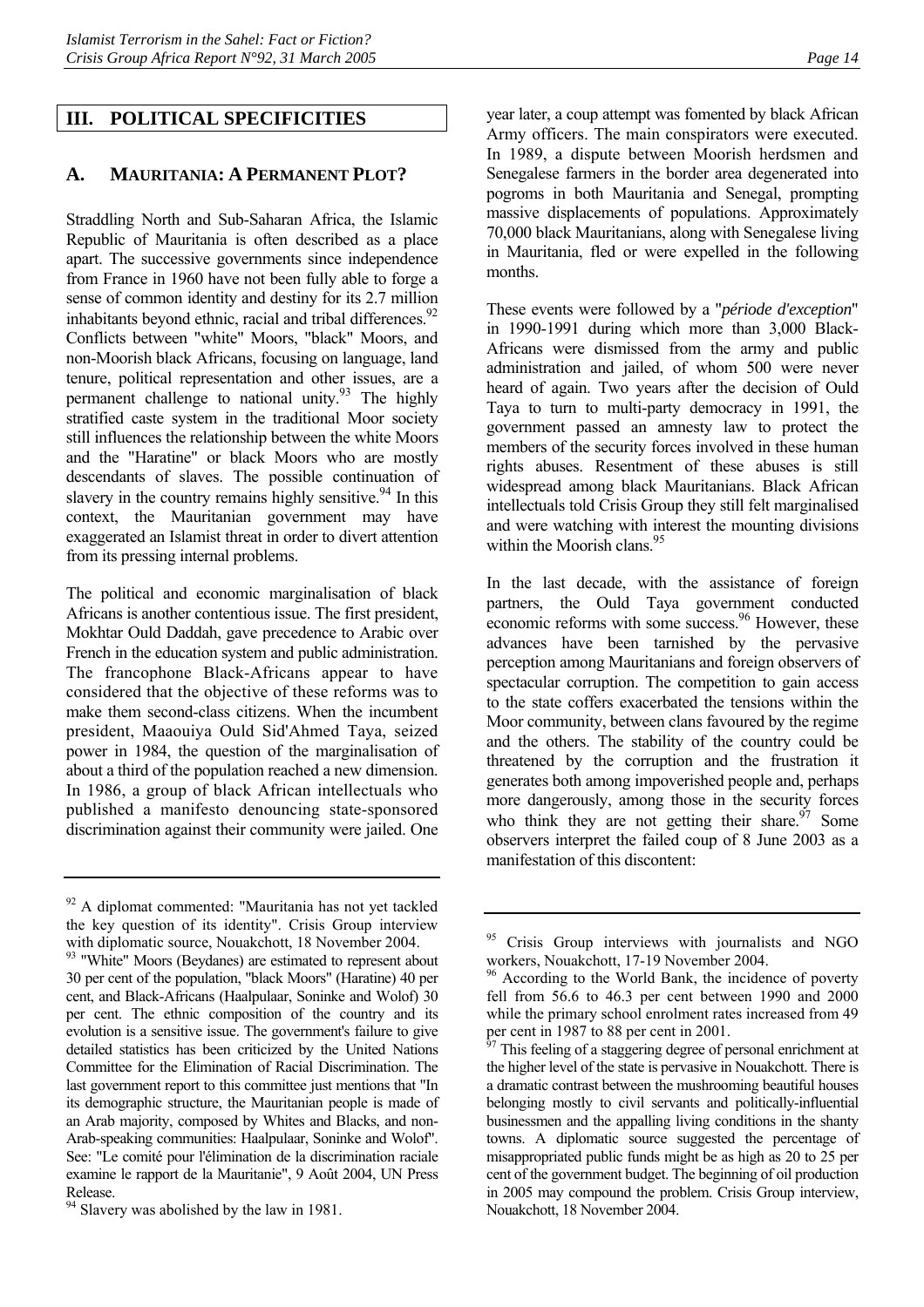## III. POLITICAL SPECIFICITIES

### A. MAURITANIA: A PERMANENT PLOT?

Straddling North and Sub-Saharan Africa, the Islamic Republic of Mauritania is often described as a place apart. The successive governments since independence from France in 1960 have not been fully able to forge a sense of common identity and destiny for its 2.7 million inhabitants beyond ethnic, racial and tribal differences.[92] Conflicts between "white" Moors, "black" Moors, and non-Moorish black Africans, focusing on language, land tenure, political representation and other issues, are a permanent challenge to national unity.[93] The highly stratified caste system in the traditional Moor society still influences the relationship between the white Moors and the "Haratine" or black Moors who are mostly descendants of slaves. The possible continuation of slavery in the country remains highly sensitive.[94] In this context, the Mauritanian government may have exaggerated an Islamist threat in order to divert attention from its pressing internal problems.

The political and economic marginalisation of black Africans is another contentious issue. The first president, Mokhtar Ould Daddah, gave precedence to Arabic over French in the education system and public administration. The francophone Black-Africans appear to have considered that the objective of these reforms was to make them second-class citizens. When the incumbent president, Maaouiya Ould Sid'Ahmed Taya, seized power in 1984, the question of the marginalisation of about a third of the population reached a new dimension. In 1986, a group of black African intellectuals who published a manifesto denouncing state-sponsored discrimination against their community were jailed. One year later, a coup attempt was fomented by black African Army officers. The main conspirators were executed. In 1989, a dispute between Moorish herdsmen and Senegalese farmers in the border area degenerated into pogroms in both Mauritania and Senegal, prompting massive displacements of populations. Approximately 70,000 black Mauritanians, along with Senegalese living in Mauritania, fled or were expelled in the following months.

These events were followed by a "*période d'exception*" in 1990-1991 during which more than 3,000 Black-Africans were dismissed from the army and public administration and jailed, of whom 500 were never heard of again. Two years after the decision of Ould Taya to turn to multi-party democracy in 1991, the government passed an amnesty law to protect the members of the security forces involved in these human rights abuses. Resentment of these abuses is still widespread among black Mauritanians. Black African intellectuals told Crisis Group they still felt marginalised and were watching with interest the mounting divisions within the Moorish clans.[95]

In the last decade, with the assistance of foreign partners, the Ould Taya government conducted economic reforms with some success.[96] However, these advances have been tarnished by the pervasive perception among Mauritanians and foreign observers of spectacular corruption. The competition to gain access to the state coffers exacerbated the tensions within the Moor community, between clans favoured by the regime and the others. The stability of the country could be threatened by the corruption and the frustration it generates both among impoverished people and, perhaps more dangerously, among those in the security forces who think they are not getting their share.[97] Some observers interpret the failed coup of 8 June 2003 as a manifestation of this discontent:

---

[92] A diplomat commented: "Mauritania has not yet tackled the key question of its identity". Crisis Group interview with diplomatic source, Nouakchott, 18 November 2004.

[93] "White" Moors (Beydanes) are estimated to represent about 30 per cent of the population, "black Moors" (Haratine) 40 per cent, and Black-Africans (Haalpulaar, Soninke and Wolof) 30 per cent. The ethnic composition of the country and its evolution is a sensitive issue. The government's failure to give detailed statistics has been criticized by the United Nations Committee for the Elimination of Racial Discrimination. The last government report to this committee just mentions that "In its demographic structure, the Mauritanian people is made of an Arab majority, composed by Whites and Blacks, and non-Arab-speaking communities: Haalpulaar, Soninke and Wolof". See: "Le comité pour l'élimination de la discrimination raciale examine le rapport de la Mauritanie", 9 Août 2004, UN Press Release.

[94] Slavery was abolished by the law in 1981.

[95] Crisis Group interviews with journalists and NGO workers, Nouakchott, 17-19 November 2004.

[96] According to the World Bank, the incidence of poverty fell from 56.6 to 46.3 per cent between 1990 and 2000 while the primary school enrolment rates increased from 49 per cent in 1987 to 88 per cent in 2001.

[97] This feeling of a staggering degree of personal enrichment at the higher level of the state is pervasive in Nouakchott. There is a dramatic contrast between the mushrooming beautiful houses belonging mostly to civil servants and politically-influential businessmen and the appalling living conditions in the shanty towns. A diplomatic source suggested the percentage of misappropriated public funds might be as high as 20 to 25 per cent of the government budget. The beginning of oil production in 2005 may compound the problem. Crisis Group interview, Nouakchott, 18 November 2004.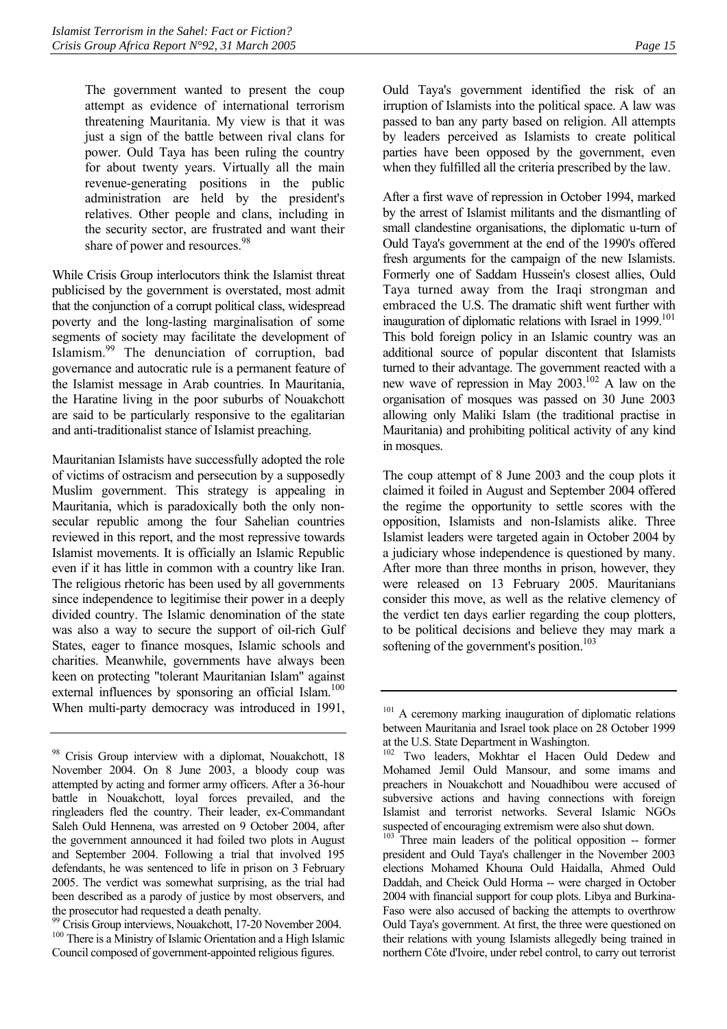> The government wanted to present the coup attempt as evidence of international terrorism threatening Mauritania. My view is that it was just a sign of the battle between rival clans for power. Ould Taya has been ruling the country for about twenty years. Virtually all the main revenue-generating positions in the public administration are held by the president's relatives. Other people and clans, including in the security sector, are frustrated and want their share of power and resources.[98]

While Crisis Group interlocutors think the Islamist threat publicised by the government is overstated, most admit that the conjunction of a corrupt political class, widespread poverty and the long-lasting marginalisation of some segments of society may facilitate the development of Islamism.[99] The denunciation of corruption, bad governance and autocratic rule is a permanent feature of the Islamist message in Arab countries. In Mauritania, the Haratine living in the poor suburbs of Nouakchott are said to be particularly responsive to the egalitarian and anti-traditionalist stance of Islamist preaching.

Mauritanian Islamists have successfully adopted the role of victims of ostracism and persecution by a supposedly Muslim government. This strategy is appealing in Mauritania, which is paradoxically both the only non-secular republic among the four Sahelian countries reviewed in this report, and the most repressive towards Islamist movements. It is officially an Islamic Republic even if it has little in common with a country like Iran. The religious rhetoric has been used by all governments since independence to legitimise their power in a deeply divided country. The Islamic denomination of the state was also a way to secure the support of oil-rich Gulf States, eager to finance mosques, Islamic schools and charities. Meanwhile, governments have always been keen on protecting "tolerant Mauritanian Islam" against external influences by sponsoring an official Islam.[100] When multi-party democracy was introduced in 1991, Ould Taya's government identified the risk of an irruption of Islamists into the political space. A law was passed to ban any party based on religion. All attempts by leaders perceived as Islamists to create political parties have been opposed by the government, even when they fulfilled all the criteria prescribed by the law.

After a first wave of repression in October 1994, marked by the arrest of Islamist militants and the dismantling of small clandestine organisations, the diplomatic u-turn of Ould Taya's government at the end of the 1990's offered fresh arguments for the campaign of the new Islamists. Formerly one of Saddam Hussein's closest allies, Ould Taya turned away from the Iraqi strongman and embraced the U.S. The dramatic shift went further with inauguration of diplomatic relations with Israel in 1999.[101] This bold foreign policy in an Islamic country was an additional source of popular discontent that Islamists turned to their advantage. The government reacted with a new wave of repression in May 2003.[102] A law on the organisation of mosques was passed on 30 June 2003 allowing only Maliki Islam (the traditional practise in Mauritania) and prohibiting political activity of any kind in mosques.

The coup attempt of 8 June 2003 and the coup plots it claimed it foiled in August and September 2004 offered the regime the opportunity to settle scores with the opposition, Islamists and non-Islamists alike. Three Islamist leaders were targeted again in October 2004 by a judiciary whose independence is questioned by many. After more than three months in prison, however, they were released on 13 February 2005. Mauritanians consider this move, as well as the relative clemency of the verdict ten days earlier regarding the coup plotters, to be political decisions and believe they may mark a softening of the government's position.[103]

---

[98] Crisis Group interview with a diplomat, Nouakchott, 18 November 2004. On 8 June 2003, a bloody coup was attempted by acting and former army officers. After a 36-hour battle in Nouakchott, loyal forces prevailed, and the ringleaders fled the country. Their leader, ex-Commandant Saleh Ould Hennena, was arrested on 9 October 2004, after the government announced it had foiled two plots in August and September 2004. Following a trial that involved 195 defendants, he was sentenced to life in prison on 3 February 2005. The verdict was somewhat surprising, as the trial had been described as a parody of justice by most observers, and the prosecutor had requested a death penalty.

[99] Crisis Group interviews, Nouakchott, 17-20 November 2004.

[100] There is a Ministry of Islamic Orientation and a High Islamic Council composed of government-appointed religious figures.

[101] A ceremony marking inauguration of diplomatic relations between Mauritania and Israel took place on 28 October 1999 at the U.S. State Department in Washington.

[102] Two leaders, Mokhtar el Hacen Ould Dedew and Mohamed Jemil Ould Mansour, and some imams and preachers in Nouakchott and Nouadhibou were accused of subversive actions and having connections with foreign Islamist and terrorist networks. Several Islamic NGOs suspected of encouraging extremism were also shut down.

[103] Three main leaders of the political opposition -- former president and Ould Taya's challenger in the November 2003 elections Mohamed Khouna Ould Haidalla, Ahmed Ould Daddah, and Cheick Ould Horma -- were charged in October 2004 with financial support for coup plots. Libya and Burkina-Faso were also accused of backing the attempts to overthrow Ould Taya's government. At first, the three were questioned on their relations with young Islamists allegedly being trained in northern Côte d'Ivoire, under rebel control, to carry out terrorist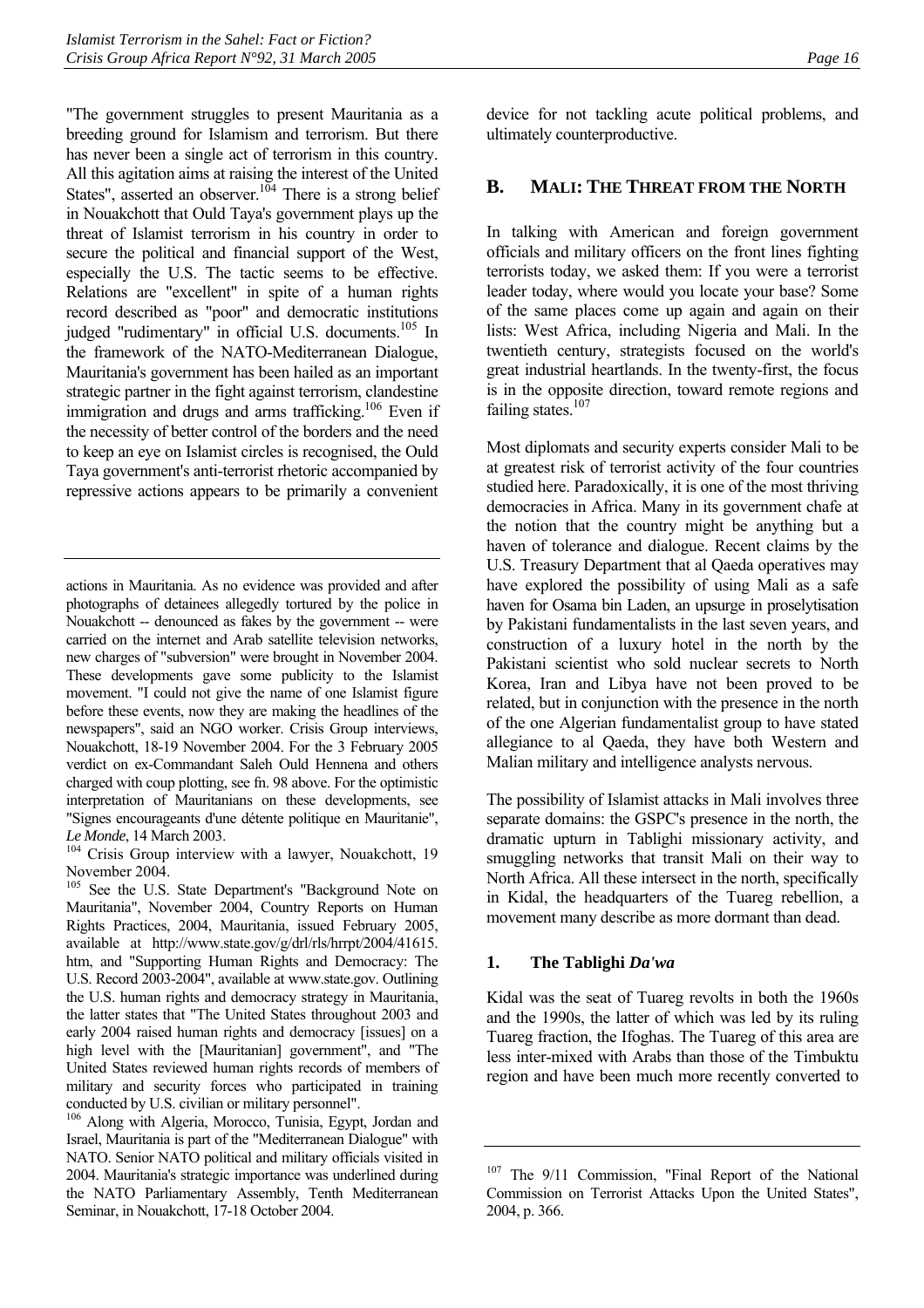"The government struggles to present Mauritania as a breeding ground for Islamism and terrorism. But there has never been a single act of terrorism in this country. All this agitation aims at raising the interest of the United States", asserted an observer.[104] There is a strong belief in Nouakchott that Ould Taya's government plays up the threat of Islamist terrorism in his country in order to secure the political and financial support of the West, especially the U.S. The tactic seems to be effective. Relations are "excellent" in spite of a human rights record described as "poor" and democratic institutions judged "rudimentary" in official U.S. documents.[105] In the framework of the NATO-Mediterranean Dialogue, Mauritania's government has been hailed as an important strategic partner in the fight against terrorism, clandestine immigration and drugs and arms trafficking.[106] Even if the necessity of better control of the borders and the need to keep an eye on Islamist circles is recognised, the Ould Taya government's anti-terrorist rhetoric accompanied by repressive actions appears to be primarily a convenient device for not tackling acute political problems, and ultimately counterproductive.

## B. MALI: THE THREAT FROM THE NORTH

In talking with American and foreign government officials and military officers on the front lines fighting terrorists today, we asked them: If you were a terrorist leader today, where would you locate your base? Some of the same places come up again and again on their lists: West Africa, including Nigeria and Mali. In the twentieth century, strategists focused on the world's great industrial heartlands. In the twenty-first, the focus is in the opposite direction, toward remote regions and failing states.[107]

Most diplomats and security experts consider Mali to be at greatest risk of terrorist activity of the four countries studied here. Paradoxically, it is one of the most thriving democracies in Africa. Many in its government chafe at the notion that the country might be anything but a haven of tolerance and dialogue. Recent claims by the U.S. Treasury Department that al Qaeda operatives may have explored the possibility of using Mali as a safe haven for Osama bin Laden, an upsurge in proselytisation by Pakistani fundamentalists in the last seven years, and construction of a luxury hotel in the north by the Pakistani scientist who sold nuclear secrets to North Korea, Iran and Libya have not been proved to be related, but in conjunction with the presence in the north of the one Algerian fundamentalist group to have stated allegiance to al Qaeda, they have both Western and Malian military and intelligence analysts nervous.

The possibility of Islamist attacks in Mali involves three separate domains: the GSPC's presence in the north, the dramatic upturn in Tablighi missionary activity, and smuggling networks that transit Mali on their way to North Africa. All these intersect in the north, specifically in Kidal, the headquarters of the Tuareg rebellion, a movement many describe as more dormant than dead.

### 1. The Tablighi *Da'wa*

Kidal was the seat of Tuareg revolts in both the 1960s and the 1990s, the latter of which was led by its ruling Tuareg fraction, the Ifoghas. The Tuareg of this area are less inter-mixed with Arabs than those of the Timbuktu region and have been much more recently converted to

---

actions in Mauritania. As no evidence was provided and after photographs of detainees allegedly tortured by the police in Nouakchott -- denounced as fakes by the government -- were carried on the internet and Arab satellite television networks, new charges of "subversion" were brought in November 2004. These developments gave some publicity to the Islamist movement. "I could not give the name of one Islamist figure before these events, now they are making the headlines of the newspapers", said an NGO worker. Crisis Group interviews, Nouakchott, 18-19 November 2004. For the 3 February 2005 verdict on ex-Commandant Saleh Ould Hennena and others charged with coup plotting, see fn. 98 above. For the optimistic interpretation of Mauritanians on these developments, see "Signes encourageants d'une détente politique en Mauritanie", *Le Monde*, 14 March 2003.

[104] Crisis Group interview with a lawyer, Nouakchott, 19 November 2004.

[105] See the U.S. State Department's "Background Note on Mauritania", November 2004, Country Reports on Human Rights Practices, 2004, Mauritania, issued February 2005, available at http://www.state.gov/g/drl/rls/hrrpt/2004/41615.htm, and "Supporting Human Rights and Democracy: The U.S. Record 2003-2004", available at www.state.gov. Outlining the U.S. human rights and democracy strategy in Mauritania, the latter states that "The United States throughout 2003 and early 2004 raised human rights and democracy [issues] on a high level with the [Mauritanian] government", and "The United States reviewed human rights records of members of military and security forces who participated in training conducted by U.S. civilian or military personnel".

[106] Along with Algeria, Morocco, Tunisia, Egypt, Jordan and Israel, Mauritania is part of the "Mediterranean Dialogue" with NATO. Senior NATO political and military officials visited in 2004. Mauritania's strategic importance was underlined during the NATO Parliamentary Assembly, Tenth Mediterranean Seminar, in Nouakchott, 17-18 October 2004.

[107] The 9/11 Commission, "Final Report of the National Commission on Terrorist Attacks Upon the United States", 2004, p. 366.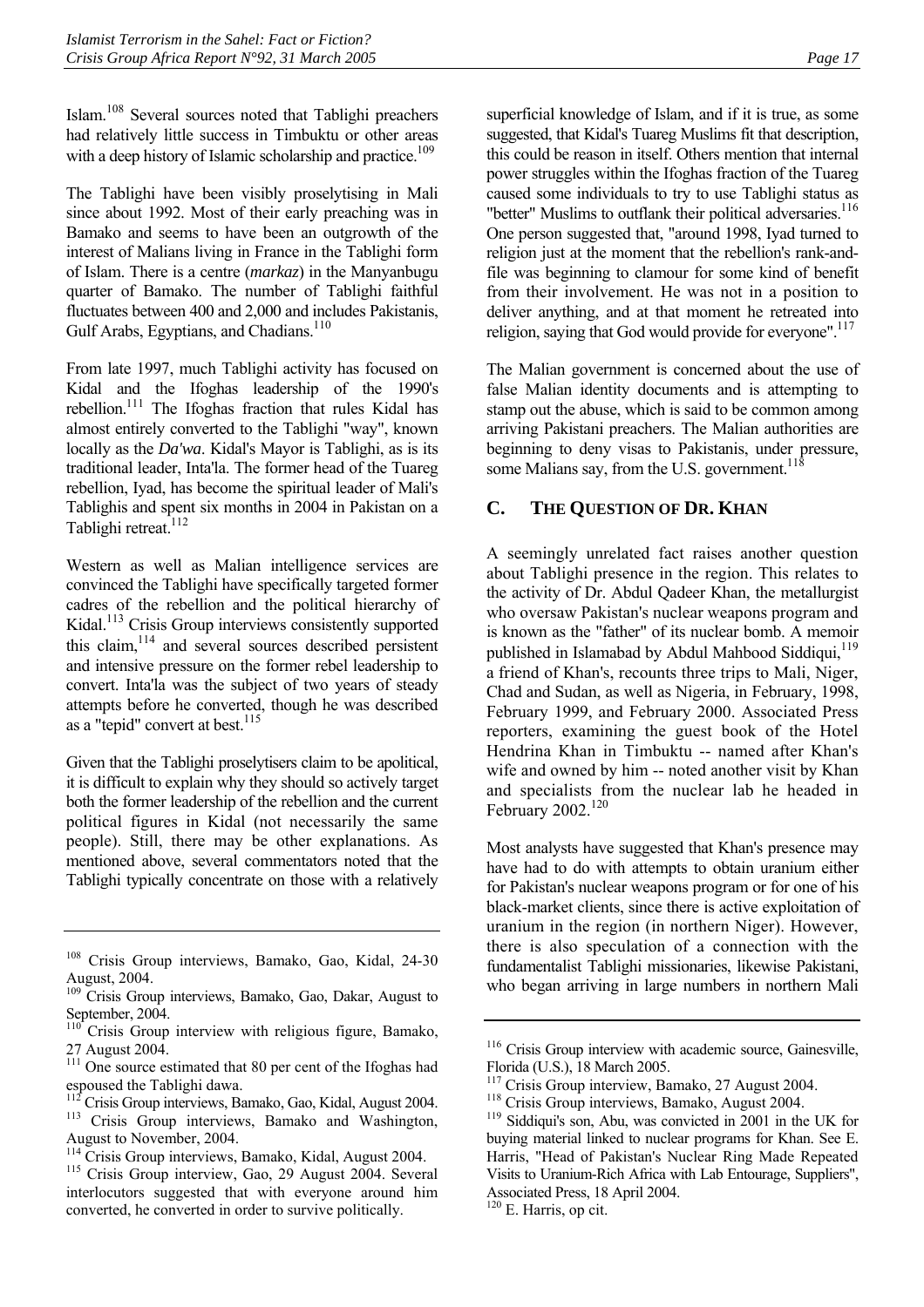Islam.[108] Several sources noted that Tablighi preachers had relatively little success in Timbuktu or other areas with a deep history of Islamic scholarship and practice.[109]

The Tablighi have been visibly proselytising in Mali since about 1992. Most of their early preaching was in Bamako and seems to have been an outgrowth of the interest of Malians living in France in the Tablighi form of Islam. There is a centre (*markaz*) in the Manyanbugu quarter of Bamako. The number of Tablighi faithful fluctuates between 400 and 2,000 and includes Pakistanis, Gulf Arabs, Egyptians, and Chadians.[110]

From late 1997, much Tablighi activity has focused on Kidal and the Ifoghas leadership of the 1990's rebellion.[111] The Ifoghas fraction that rules Kidal has almost entirely converted to the Tablighi "way", known locally as the *Da'wa*. Kidal's Mayor is Tablighi, as is its traditional leader, Inta'la. The former head of the Tuareg rebellion, Iyad, has become the spiritual leader of Mali's Tablighis and spent six months in 2004 in Pakistan on a Tablighi retreat.[112]

Western as well as Malian intelligence services are convinced the Tablighi have specifically targeted former cadres of the rebellion and the political hierarchy of Kidal.[113] Crisis Group interviews consistently supported this claim,[114] and several sources described persistent and intensive pressure on the former rebel leadership to convert. Inta'la was the subject of two years of steady attempts before he converted, though he was described as a "tepid" convert at best.[115]

Given that the Tablighi proselytisers claim to be apolitical, it is difficult to explain why they should so actively target both the former leadership of the rebellion and the current political figures in Kidal (not necessarily the same people). Still, there may be other explanations. As mentioned above, several commentators noted that the Tablighi typically concentrate on those with a relatively superficial knowledge of Islam, and if it is true, as some suggested, that Kidal's Tuareg Muslims fit that description, this could be reason in itself. Others mention that internal power struggles within the Ifoghas fraction of the Tuareg caused some individuals to try to use Tablighi status as "better" Muslims to outflank their political adversaries.[116] One person suggested that, "around 1998, Iyad turned to religion just at the moment that the rebellion's rank-and-file was beginning to clamour for some kind of benefit from their involvement. He was not in a position to deliver anything, and at that moment he retreated into religion, saying that God would provide for everyone".[117]

The Malian government is concerned about the use of false Malian identity documents and is attempting to stamp out the abuse, which is said to be common among arriving Pakistani preachers. The Malian authorities are beginning to deny visas to Pakistanis, under pressure, some Malians say, from the U.S. government.[118]

## C. THE QUESTION OF DR. KHAN

A seemingly unrelated fact raises another question about Tablighi presence in the region. This relates to the activity of Dr. Abdul Qadeer Khan, the metallurgist who oversaw Pakistan's nuclear weapons program and is known as the "father" of its nuclear bomb. A memoir published in Islamabad by Abdul Mahbood Siddiqui,[119] a friend of Khan's, recounts three trips to Mali, Niger, Chad and Sudan, as well as Nigeria, in February, 1998, February 1999, and February 2000. Associated Press reporters, examining the guest book of the Hotel Hendrina Khan in Timbuktu -- named after Khan's wife and owned by him -- noted another visit by Khan and specialists from the nuclear lab he headed in February 2002.[120]

Most analysts have suggested that Khan's presence may have had to do with attempts to obtain uranium either for Pakistan's nuclear weapons program or for one of his black-market clients, since there is active exploitation of uranium in the region (in northern Niger). However, there is also speculation of a connection with the fundamentalist Tablighi missionaries, likewise Pakistani, who began arriving in large numbers in northern Mali

---

[108] Crisis Group interviews, Bamako, Gao, Kidal, 24-30 August, 2004.

[109] Crisis Group interviews, Bamako, Gao, Dakar, August to September, 2004.

[110] Crisis Group interview with religious figure, Bamako, 27 August 2004.

[111] One source estimated that 80 per cent of the Ifoghas had espoused the Tablighi dawa.

[112] Crisis Group interviews, Bamako, Gao, Kidal, August 2004.

[113] Crisis Group interviews, Bamako and Washington, August to November, 2004.

[114] Crisis Group interviews, Bamako, Kidal, August 2004.

[115] Crisis Group interview, Gao, 29 August 2004. Several interlocutors suggested that with everyone around him converted, he converted in order to survive politically.

[116] Crisis Group interview with academic source, Gainesville, Florida (U.S.), 18 March 2005.

[117] Crisis Group interview, Bamako, 27 August 2004.

[118] Crisis Group interviews, Bamako, August 2004.

[119] Siddiqui's son, Abu, was convicted in 2001 in the UK for buying material linked to nuclear programs for Khan. See E. Harris, "Head of Pakistan's Nuclear Ring Made Repeated Visits to Uranium-Rich Africa with Lab Entourage, Suppliers", Associated Press, 18 April 2004.

[120] E. Harris, op cit.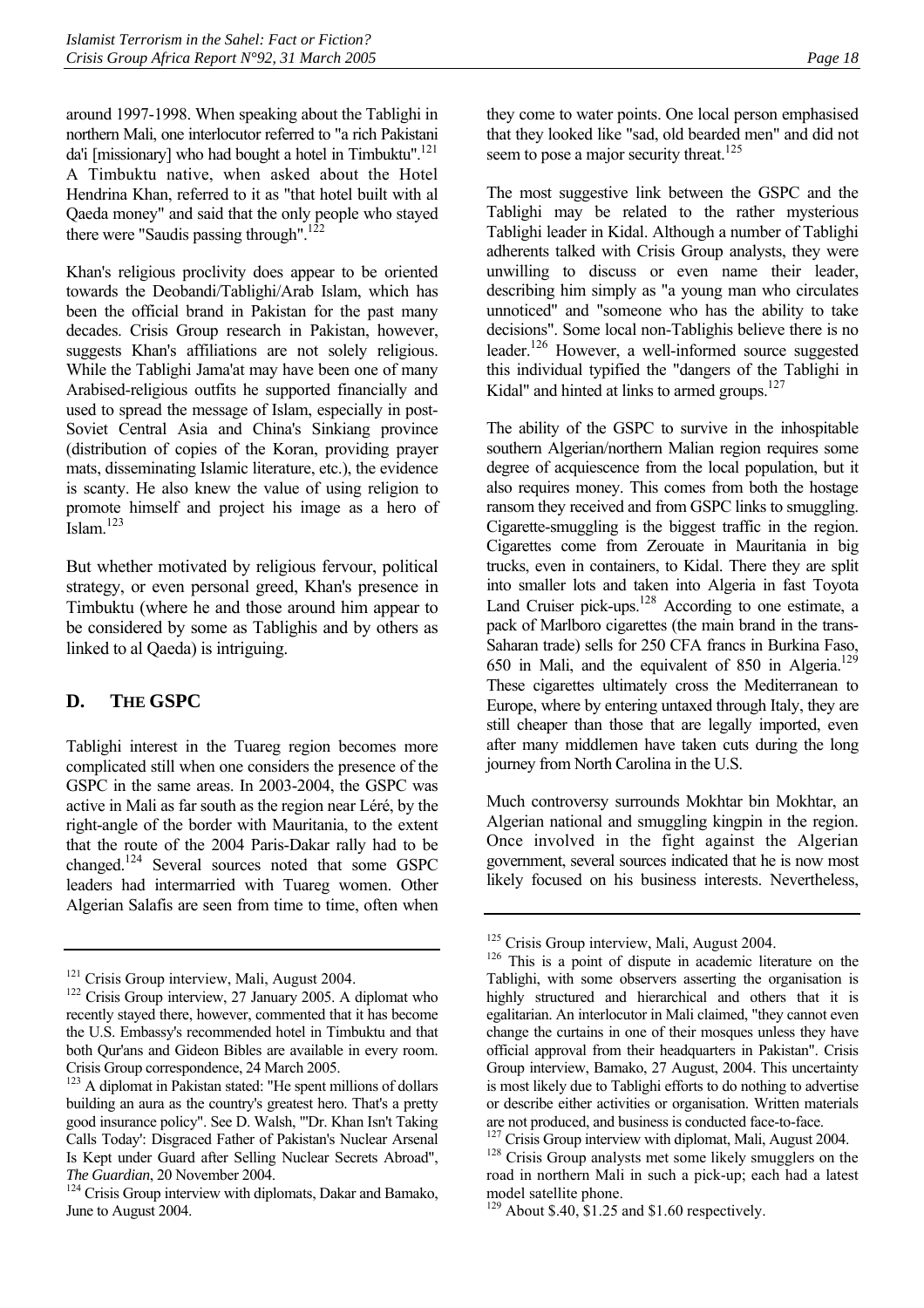around 1997-1998. When speaking about the Tablighi in northern Mali, one interlocutor referred to "a rich Pakistani da'i [missionary] who had bought a hotel in Timbuktu".[121] A Timbuktu native, when asked about the Hotel Hendrina Khan, referred to it as "that hotel built with al Qaeda money" and said that the only people who stayed there were "Saudis passing through".[122]

Khan's religious proclivity does appear to be oriented towards the Deobandi/Tablighi/Arab Islam, which has been the official brand in Pakistan for the past many decades. Crisis Group research in Pakistan, however, suggests Khan's affiliations are not solely religious. While the Tablighi Jama'at may have been one of many Arabised-religious outfits he supported financially and used to spread the message of Islam, especially in post-Soviet Central Asia and China's Sinkiang province (distribution of copies of the Koran, providing prayer mats, disseminating Islamic literature, etc.), the evidence is scanty. He also knew the value of using religion to promote himself and project his image as a hero of Islam.[123]

But whether motivated by religious fervour, political strategy, or even personal greed, Khan's presence in Timbuktu (where he and those around him appear to be considered by some as Tablighis and by others as linked to al Qaeda) is intriguing.

## D. THE GSPC

Tablighi interest in the Tuareg region becomes more complicated still when one considers the presence of the GSPC in the same areas. In 2003-2004, the GSPC was active in Mali as far south as the region near Léré, by the right-angle of the border with Mauritania, to the extent that the route of the 2004 Paris-Dakar rally had to be changed.[124] Several sources noted that some GSPC leaders had intermarried with Tuareg women. Other Algerian Salafis are seen from time to time, often when they come to water points. One local person emphasised that they looked like "sad, old bearded men" and did not seem to pose a major security threat.[125]

The most suggestive link between the GSPC and the Tablighi may be related to the rather mysterious Tablighi leader in Kidal. Although a number of Tablighi adherents talked with Crisis Group analysts, they were unwilling to discuss or even name their leader, describing him simply as "a young man who circulates unnoticed" and "someone who has the ability to take decisions". Some local non-Tablighis believe there is no leader.[126] However, a well-informed source suggested this individual typified the "dangers of the Tablighi in Kidal" and hinted at links to armed groups.[127]

The ability of the GSPC to survive in the inhospitable southern Algerian/northern Malian region requires some degree of acquiescence from the local population, but it also requires money. This comes from both the hostage ransom they received and from GSPC links to smuggling. Cigarette-smuggling is the biggest traffic in the region. Cigarettes come from Zerouate in Mauritania in big trucks, even in containers, to Kidal. There they are split into smaller lots and taken into Algeria in fast Toyota Land Cruiser pick-ups.[128] According to one estimate, a pack of Marlboro cigarettes (the main brand in the trans-Saharan trade) sells for 250 CFA francs in Burkina Faso, 650 in Mali, and the equivalent of 850 in Algeria.[129] These cigarettes ultimately cross the Mediterranean to Europe, where by entering untaxed through Italy, they are still cheaper than those that are legally imported, even after many middlemen have taken cuts during the long journey from North Carolina in the U.S.

Much controversy surrounds Mokhtar bin Mokhtar, an Algerian national and smuggling kingpin in the region. Once involved in the fight against the Algerian government, several sources indicated that he is now most likely focused on his business interests. Nevertheless,

---

[121] Crisis Group interview, Mali, August 2004.

[122] Crisis Group interview, 27 January 2005. A diplomat who recently stayed there, however, commented that it has become the U.S. Embassy's recommended hotel in Timbuktu and that both Qur'ans and Gideon Bibles are available in every room. Crisis Group correspondence, 24 March 2005.

[123] A diplomat in Pakistan stated: "He spent millions of dollars building an aura as the country's greatest hero. That's a pretty good insurance policy". See D. Walsh, "'Dr. Khan Isn't Taking Calls Today': Disgraced Father of Pakistan's Nuclear Arsenal Is Kept under Guard after Selling Nuclear Secrets Abroad", *The Guardian*, 20 November 2004.

[124] Crisis Group interview with diplomats, Dakar and Bamako, June to August 2004.

[125] Crisis Group interview, Mali, August 2004.

[126] This is a point of dispute in academic literature on the Tablighi, with some observers asserting the organisation is highly structured and hierarchical and others that it is egalitarian. An interlocutor in Mali claimed, "they cannot even change the curtains in one of their mosques unless they have official approval from their headquarters in Pakistan". Crisis Group interview, Bamako, 27 August, 2004. This uncertainty is most likely due to Tablighi efforts to do nothing to advertise or describe either activities or organisation. Written materials are not produced, and business is conducted face-to-face.

[127] Crisis Group interview with diplomat, Mali, August 2004.

[128] Crisis Group analysts met some likely smugglers on the road in northern Mali in such a pick-up; each had a latest model satellite phone.

[129] About $.40, $1.25 and $1.60 respectively.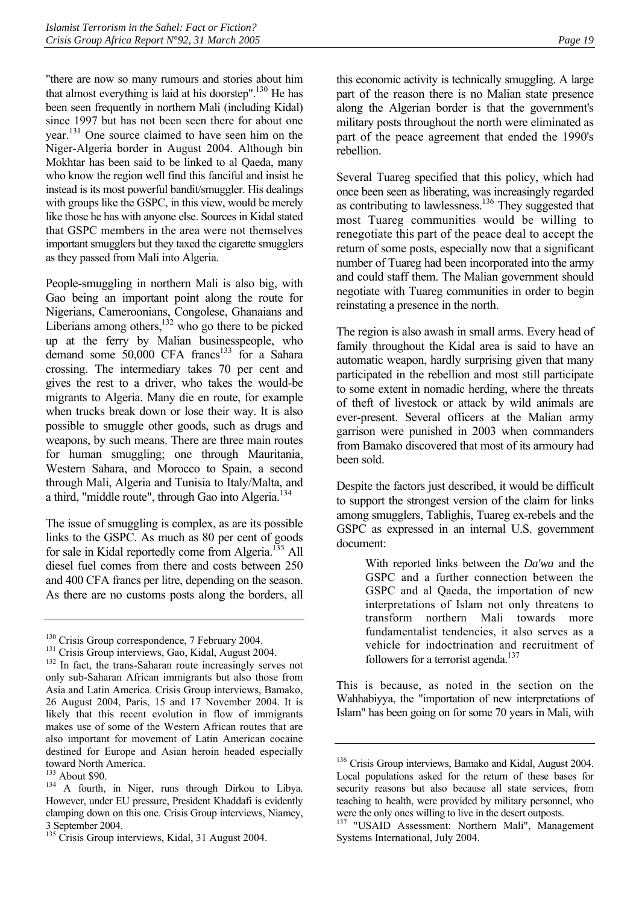"there are now so many rumours and stories about him that almost everything is laid at his doorstep".[130] He has been seen frequently in northern Mali (including Kidal) since 1997 but has not been seen there for about one year.[131] One source claimed to have seen him on the Niger-Algeria border in August 2004. Although bin Mokhtar has been said to be linked to al Qaeda, many who know the region well find this fanciful and insist he instead is its most powerful bandit/smuggler. His dealings with groups like the GSPC, in this view, would be merely like those he has with anyone else. Sources in Kidal stated that GSPC members in the area were not themselves important smugglers but they taxed the cigarette smugglers as they passed from Mali into Algeria.

People-smuggling in northern Mali is also big, with Gao being an important point along the route for Nigerians, Cameroonians, Congolese, Ghanaians and Liberians among others,[132] who go there to be picked up at the ferry by Malian businesspeople, who demand some 50,000 CFA francs[133] for a Sahara crossing. The intermediary takes 70 per cent and gives the rest to a driver, who takes the would-be migrants to Algeria. Many die en route, for example when trucks break down or lose their way. It is also possible to smuggle other goods, such as drugs and weapons, by such means. There are three main routes for human smuggling; one through Mauritania, Western Sahara, and Morocco to Spain, a second through Mali, Algeria and Tunisia to Italy/Malta, and a third, "middle route", through Gao into Algeria.[134]

The issue of smuggling is complex, as are its possible links to the GSPC. As much as 80 per cent of goods for sale in Kidal reportedly come from Algeria.[135] All diesel fuel comes from there and costs between 250 and 400 CFA francs per litre, depending on the season. As there are no customs posts along the borders, all this economic activity is technically smuggling. A large part of the reason there is no Malian state presence along the Algerian border is that the government's military posts throughout the north were eliminated as part of the peace agreement that ended the 1990's rebellion.

Several Tuareg specified that this policy, which had once been seen as liberating, was increasingly regarded as contributing to lawlessness.[136] They suggested that most Tuareg communities would be willing to renegotiate this part of the peace deal to accept the return of some posts, especially now that a significant number of Tuareg had been incorporated into the army and could staff them. The Malian government should negotiate with Tuareg communities in order to begin reinstating a presence in the north.

The region is also awash in small arms. Every head of family throughout the Kidal area is said to have an automatic weapon, hardly surprising given that many participated in the rebellion and most still participate to some extent in nomadic herding, where the threats of theft of livestock or attack by wild animals are ever-present. Several officers at the Malian army garrison were punished in 2003 when commanders from Bamako discovered that most of its armoury had been sold.

Despite the factors just described, it would be difficult to support the strongest version of the claim for links among smugglers, Tablighis, Tuareg ex-rebels and the GSPC as expressed in an internal U.S. government document:

> With reported links between the *Da'wa* and the GSPC and a further connection between the GSPC and al Qaeda, the importation of new interpretations of Islam not only threatens to transform northern Mali towards more fundamentalist tendencies, it also serves as a vehicle for indoctrination and recruitment of followers for a terrorist agenda.[137]

This is because, as noted in the section on the Wahhabiyya, the "importation of new interpretations of Islam" has been going on for some 70 years in Mali, with

---

[130] Crisis Group correspondence, 7 February 2004.

[131] Crisis Group interviews, Gao, Kidal, August 2004.

[132] In fact, the trans-Saharan route increasingly serves not only sub-Saharan African immigrants but also those from Asia and Latin America. Crisis Group interviews, Bamako, 26 August 2004, Paris, 15 and 17 November 2004. It is likely that this recent evolution in flow of immigrants makes use of some of the Western African routes that are also important for movement of Latin American cocaine destined for Europe and Asian heroin headed especially toward North America.

[133] About $90.

[134] A fourth, in Niger, runs through Dirkou to Libya. However, under EU pressure, President Khaddafi is evidently clamping down on this one. Crisis Group interviews, Niamey, 3 September 2004.

[135] Crisis Group interviews, Kidal, 31 August 2004.

[136] Crisis Group interviews, Bamako and Kidal, August 2004. Local populations asked for the return of these bases for security reasons but also because all state services, from teaching to health, were provided by military personnel, who were the only ones willing to live in the desert outposts.

[137] "USAID Assessment: Northern Mali", Management Systems International, July 2004.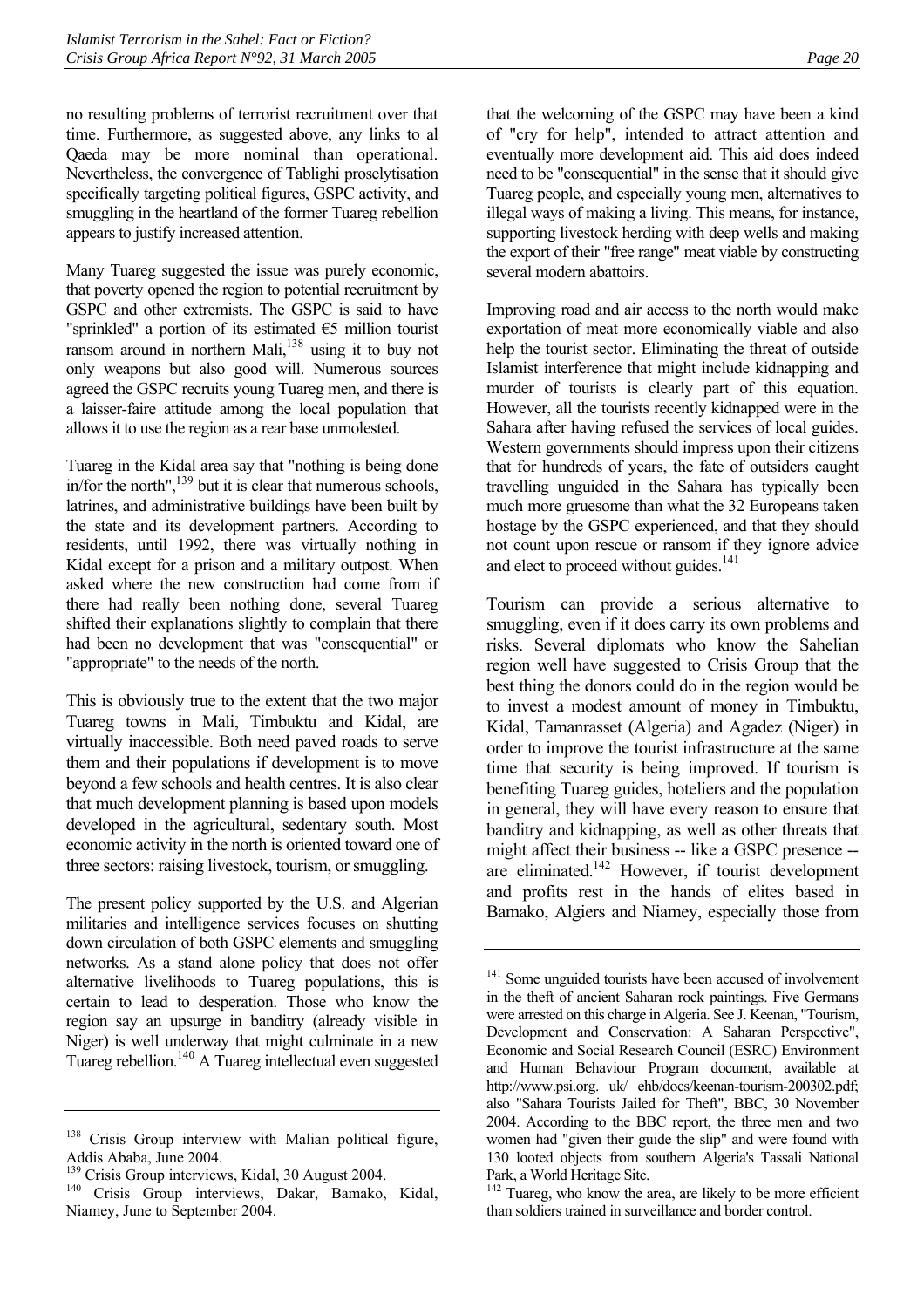no resulting problems of terrorist recruitment over that time. Furthermore, as suggested above, any links to al Qaeda may be more nominal than operational. Nevertheless, the convergence of Tablighi proselytisation specifically targeting political figures, GSPC activity, and smuggling in the heartland of the former Tuareg rebellion appears to justify increased attention.

Many Tuareg suggested the issue was purely economic, that poverty opened the region to potential recruitment by GSPC and other extremists. The GSPC is said to have "sprinkled" a portion of its estimated €5 million tourist ransom around in northern Mali,[138] using it to buy not only weapons but also good will. Numerous sources agreed the GSPC recruits young Tuareg men, and there is a laisser-faire attitude among the local population that allows it to use the region as a rear base unmolested.

Tuareg in the Kidal area say that "nothing is being done in/for the north",[139] but it is clear that numerous schools, latrines, and administrative buildings have been built by the state and its development partners. According to residents, until 1992, there was virtually nothing in Kidal except for a prison and a military outpost. When asked where the new construction had come from if there had really been nothing done, several Tuareg shifted their explanations slightly to complain that there had been no development that was "consequential" or "appropriate" to the needs of the north.

This is obviously true to the extent that the two major Tuareg towns in Mali, Timbuktu and Kidal, are virtually inaccessible. Both need paved roads to serve them and their populations if development is to move beyond a few schools and health centres. It is also clear that much development planning is based upon models developed in the agricultural, sedentary south. Most economic activity in the north is oriented toward one of three sectors: raising livestock, tourism, or smuggling.

The present policy supported by the U.S. and Algerian militaries and intelligence services focuses on shutting down circulation of both GSPC elements and smuggling networks. As a stand alone policy that does not offer alternative livelihoods to Tuareg populations, this is certain to lead to desperation. Those who know the region say an upsurge in banditry (already visible in Niger) is well underway that might culminate in a new Tuareg rebellion.[140] A Tuareg intellectual even suggested that the welcoming of the GSPC may have been a kind of "cry for help", intended to attract attention and eventually more development aid. This aid does indeed need to be "consequential" in the sense that it should give Tuareg people, and especially young men, alternatives to illegal ways of making a living. This means, for instance, supporting livestock herding with deep wells and making the export of their "free range" meat viable by constructing several modern abattoirs.

Improving road and air access to the north would make exportation of meat more economically viable and also help the tourist sector. Eliminating the threat of outside Islamist interference that might include kidnapping and murder of tourists is clearly part of this equation. However, all the tourists recently kidnapped were in the Sahara after having refused the services of local guides. Western governments should impress upon their citizens that for hundreds of years, the fate of outsiders caught travelling unguided in the Sahara has typically been much more gruesome than what the 32 Europeans taken hostage by the GSPC experienced, and that they should not count upon rescue or ransom if they ignore advice and elect to proceed without guides.[141]

Tourism can provide a serious alternative to smuggling, even if it does carry its own problems and risks. Several diplomats who know the Sahelian region well have suggested to Crisis Group that the best thing the donors could do in the region would be to invest a modest amount of money in Timbuktu, Kidal, Tamanrasset (Algeria) and Agadez (Niger) in order to improve the tourist infrastructure at the same time that security is being improved. If tourism is benefiting Tuareg guides, hoteliers and the population in general, they will have every reason to ensure that banditry and kidnapping, as well as other threats that might affect their business -- like a GSPC presence -- are eliminated.[142] However, if tourist development and profits rest in the hands of elites based in Bamako, Algiers and Niamey, especially those from

---

[138] Crisis Group interview with Malian political figure, Addis Ababa, June 2004.

[139] Crisis Group interviews, Kidal, 30 August 2004.

[140] Crisis Group interviews, Dakar, Bamako, Kidal, Niamey, June to September 2004.

[141] Some unguided tourists have been accused of involvement in the theft of ancient Saharan rock paintings. Five Germans were arrested on this charge in Algeria. See J. Keenan, "Tourism, Development and Conservation: A Saharan Perspective", Economic and Social Research Council (ESRC) Environment and Human Behaviour Program document, available at http://www.psi.org. uk/ ehb/docs/keenan-tourism-200302.pdf; also "Sahara Tourists Jailed for Theft", BBC, 30 November 2004. According to the BBC report, the three men and two women had "given their guide the slip" and were found with 130 looted objects from southern Algeria's Tassali National Park, a World Heritage Site.

[142] Tuareg, who know the area, are likely to be more efficient than soldiers trained in surveillance and border control.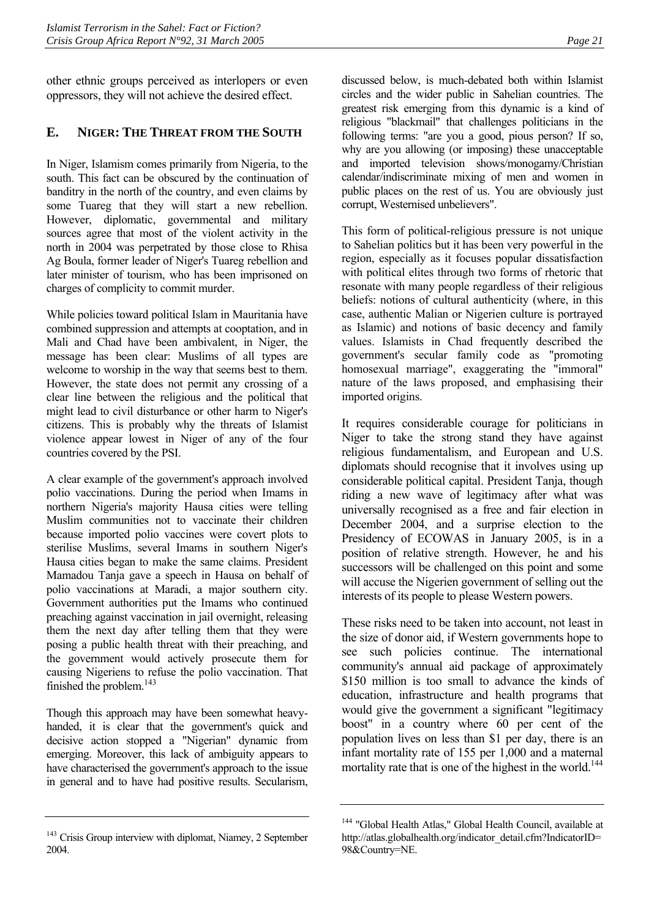other ethnic groups perceived as interlopers or even oppressors, they will not achieve the desired effect.

## E. NIGER: THE THREAT FROM THE SOUTH

In Niger, Islamism comes primarily from Nigeria, to the south. This fact can be obscured by the continuation of banditry in the north of the country, and even claims by some Tuareg that they will start a new rebellion. However, diplomatic, governmental and military sources agree that most of the violent activity in the north in 2004 was perpetrated by those close to Rhisa Ag Boula, former leader of Niger's Tuareg rebellion and later minister of tourism, who has been imprisoned on charges of complicity to commit murder.

While policies toward political Islam in Mauritania have combined suppression and attempts at cooptation, and in Mali and Chad have been ambivalent, in Niger, the message has been clear: Muslims of all types are welcome to worship in the way that seems best to them. However, the state does not permit any crossing of a clear line between the religious and the political that might lead to civil disturbance or other harm to Niger's citizens. This is probably why the threats of Islamist violence appear lowest in Niger of any of the four countries covered by the PSI.

A clear example of the government's approach involved polio vaccinations. During the period when Imams in northern Nigeria's majority Hausa cities were telling Muslim communities not to vaccinate their children because imported polio vaccines were covert plots to sterilise Muslims, several Imams in southern Niger's Hausa cities began to make the same claims. President Mamadou Tanja gave a speech in Hausa on behalf of polio vaccinations at Maradi, a major southern city. Government authorities put the Imams who continued preaching against vaccination in jail overnight, releasing them the next day after telling them that they were posing a public health threat with their preaching, and the government would actively prosecute them for causing Nigeriens to refuse the polio vaccination. That finished the problem.[143]

Though this approach may have been somewhat heavy-handed, it is clear that the government's quick and decisive action stopped a "Nigerian" dynamic from emerging. Moreover, this lack of ambiguity appears to have characterised the government's approach to the issue in general and to have had positive results. Secularism, discussed below, is much-debated both within Islamist circles and the wider public in Sahelian countries. The greatest risk emerging from this dynamic is a kind of religious "blackmail" that challenges politicians in the following terms: "are you a good, pious person? If so, why are you allowing (or imposing) these unacceptable and imported television shows/monogamy/Christian calendar/indiscriminate mixing of men and women in public places on the rest of us. You are obviously just corrupt, Westernised unbelievers".

This form of political-religious pressure is not unique to Sahelian politics but it has been very powerful in the region, especially as it focuses popular dissatisfaction with political elites through two forms of rhetoric that resonate with many people regardless of their religious beliefs: notions of cultural authenticity (where, in this case, authentic Malian or Nigerien culture is portrayed as Islamic) and notions of basic decency and family values. Islamists in Chad frequently described the government's secular family code as "promoting homosexual marriage", exaggerating the "immoral" nature of the laws proposed, and emphasising their imported origins.

It requires considerable courage for politicians in Niger to take the strong stand they have against religious fundamentalism, and European and U.S. diplomats should recognise that it involves using up considerable political capital. President Tanja, though riding a new wave of legitimacy after what was universally recognised as a free and fair election in December 2004, and a surprise election to the Presidency of ECOWAS in January 2005, is in a position of relative strength. However, he and his successors will be challenged on this point and some will accuse the Nigerien government of selling out the interests of its people to please Western powers.

These risks need to be taken into account, not least in the size of donor aid, if Western governments hope to see such policies continue. The international community's annual aid package of approximately $150 million is too small to advance the kinds of education, infrastructure and health programs that would give the government a significant "legitimacy boost" in a country where 60 per cent of the population lives on less than $1 per day, there is an infant mortality rate of 155 per 1,000 and a maternal mortality rate that is one of the highest in the world.[144]

---

[143] Crisis Group interview with diplomat, Niamey, 2 September 2004.

[144] "Global Health Atlas," Global Health Council, available at http://atlas.globalhealth.org/indicator_detail.cfm?IndicatorID=98&Country=NE.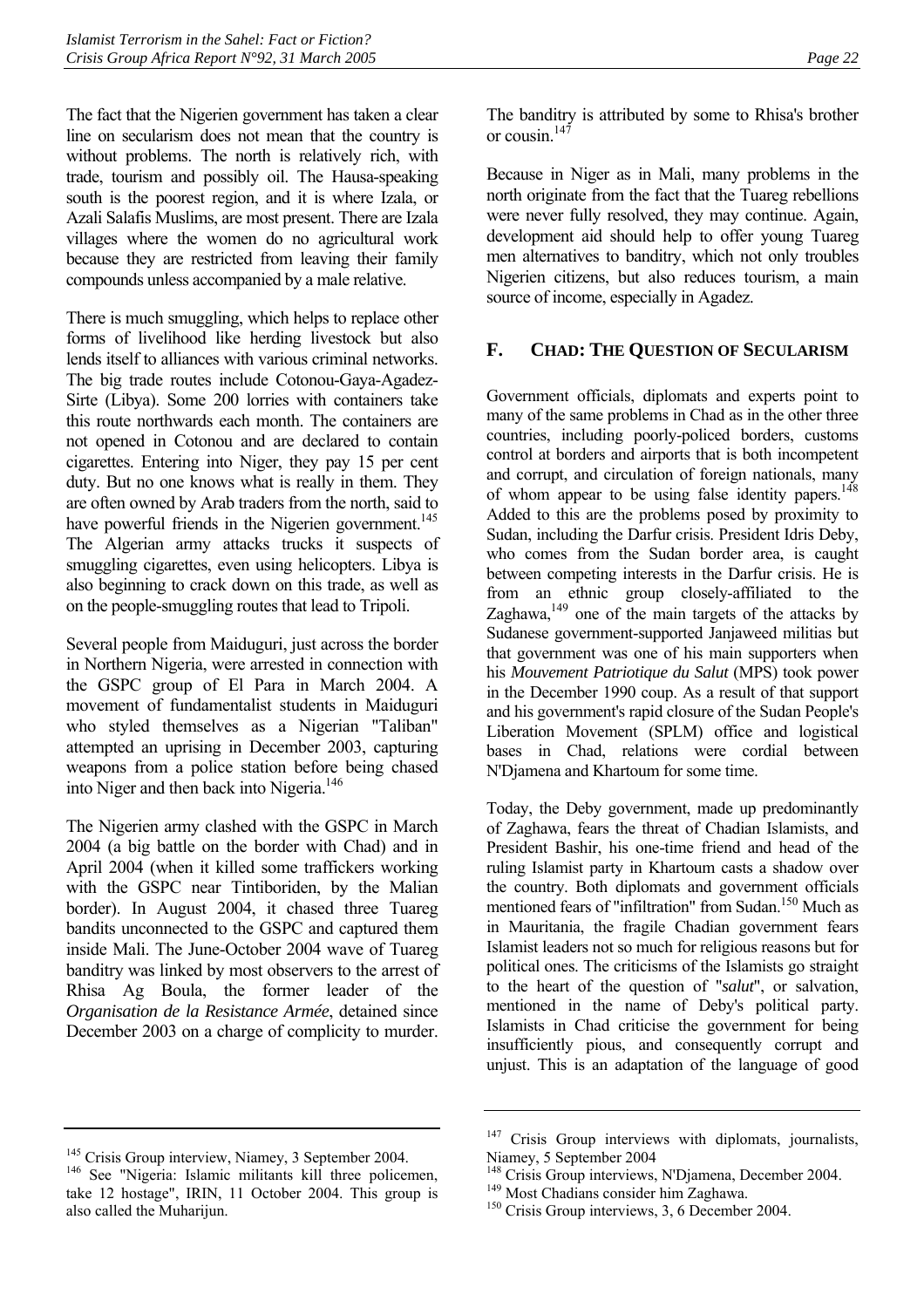The fact that the Nigerien government has taken a clear line on secularism does not mean that the country is without problems. The north is relatively rich, with trade, tourism and possibly oil. The Hausa-speaking south is the poorest region, and it is where Izala, or Azali Salafis Muslims, are most present. There are Izala villages where the women do no agricultural work because they are restricted from leaving their family compounds unless accompanied by a male relative.

There is much smuggling, which helps to replace other forms of livelihood like herding livestock but also lends itself to alliances with various criminal networks. The big trade routes include Cotonou-Gaya-Agadez-Sirte (Libya). Some 200 lorries with containers take this route northwards each month. The containers are not opened in Cotonou and are declared to contain cigarettes. Entering into Niger, they pay 15 per cent duty. But no one knows what is really in them. They are often owned by Arab traders from the north, said to have powerful friends in the Nigerien government.[145] The Algerian army attacks trucks it suspects of smuggling cigarettes, even using helicopters. Libya is also beginning to crack down on this trade, as well as on the people-smuggling routes that lead to Tripoli.

Several people from Maiduguri, just across the border in Northern Nigeria, were arrested in connection with the GSPC group of El Para in March 2004. A movement of fundamentalist students in Maiduguri who styled themselves as a Nigerian "Taliban" attempted an uprising in December 2003, capturing weapons from a police station before being chased into Niger and then back into Nigeria.[146]

The Nigerien army clashed with the GSPC in March 2004 (a big battle on the border with Chad) and in April 2004 (when it killed some traffickers working with the GSPC near Tintiboriden, by the Malian border). In August 2004, it chased three Tuareg bandits unconnected to the GSPC and captured them inside Mali. The June-October 2004 wave of Tuareg banditry was linked by most observers to the arrest of Rhisa Ag Boula, the former leader of the *Organisation de la Resistance Armée*, detained since December 2003 on a charge of complicity to murder. The banditry is attributed by some to Rhisa's brother or cousin.[147]

Because in Niger as in Mali, many problems in the north originate from the fact that the Tuareg rebellions were never fully resolved, they may continue. Again, development aid should help to offer young Tuareg men alternatives to banditry, which not only troubles Nigerien citizens, but also reduces tourism, a main source of income, especially in Agadez.

## F. CHAD: THE QUESTION OF SECULARISM

Government officials, diplomats and experts point to many of the same problems in Chad as in the other three countries, including poorly-policed borders, customs control at borders and airports that is both incompetent and corrupt, and circulation of foreign nationals, many of whom appear to be using false identity papers.[148] Added to this are the problems posed by proximity to Sudan, including the Darfur crisis. President Idris Deby, who comes from the Sudan border area, is caught between competing interests in the Darfur crisis. He is from an ethnic group closely-affiliated to the Zaghawa,[149] one of the main targets of the attacks by Sudanese government-supported Janjaweed militias but that government was one of his main supporters when his *Mouvement Patriotique du Salut* (MPS) took power in the December 1990 coup. As a result of that support and his government's rapid closure of the Sudan People's Liberation Movement (SPLM) office and logistical bases in Chad, relations were cordial between N'Djamena and Khartoum for some time.

Today, the Deby government, made up predominantly of Zaghawa, fears the threat of Chadian Islamists, and President Bashir, his one-time friend and head of the ruling Islamist party in Khartoum casts a shadow over the country. Both diplomats and government officials mentioned fears of "infiltration" from Sudan.[150] Much as in Mauritania, the fragile Chadian government fears Islamist leaders not so much for religious reasons but for political ones. The criticisms of the Islamists go straight to the heart of the question of "*salut*", or salvation, mentioned in the name of Deby's political party. Islamists in Chad criticise the government for being insufficiently pious, and consequently corrupt and unjust. This is an adaptation of the language of good

---

[145] Crisis Group interview, Niamey, 3 September 2004.

[146] See "Nigeria: Islamic militants kill three policemen, take 12 hostage", IRIN, 11 October 2004. This group is also called the Muharijun.

[147] Crisis Group interviews with diplomats, journalists, Niamey, 5 September 2004

[148] Crisis Group interviews, N'Djamena, December 2004.

[149] Most Chadians consider him Zaghawa.

[150] Crisis Group interviews, 3, 6 December 2004.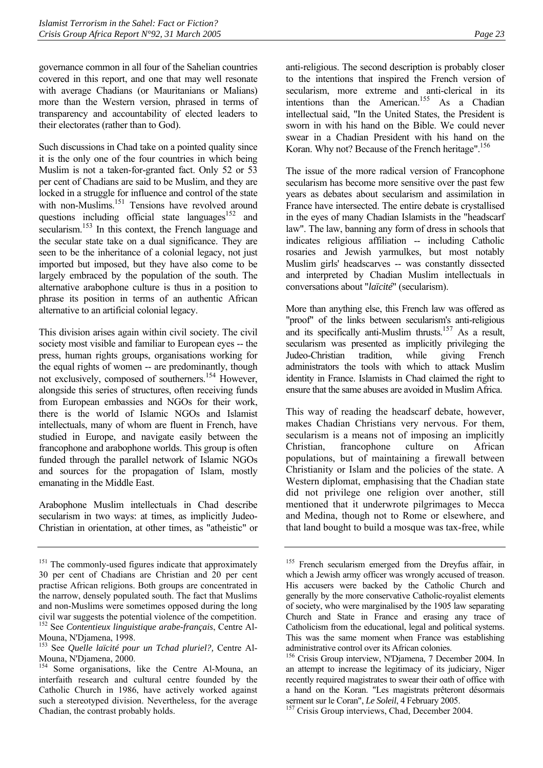governance common in all four of the Sahelian countries covered in this report, and one that may well resonate with average Chadians (or Mauritanians or Malians) more than the Western version, phrased in terms of transparency and accountability of elected leaders to their electorates (rather than to God).

Such discussions in Chad take on a pointed quality since it is the only one of the four countries in which being Muslim is not a taken-for-granted fact. Only 52 or 53 per cent of Chadians are said to be Muslim, and they are locked in a struggle for influence and control of the state with non-Muslims.[151] Tensions have revolved around questions including official state languages[152] and secularism.[153] In this context, the French language and the secular state take on a dual significance. They are seen to be the inheritance of a colonial legacy, not just imported but imposed, but they have also come to be largely embraced by the population of the south. The alternative arabophone culture is thus in a position to phrase its position in terms of an authentic African alternative to an artificial colonial legacy.

This division arises again within civil society. The civil society most visible and familiar to European eyes -- the press, human rights groups, organisations working for the equal rights of women -- are predominantly, though not exclusively, composed of southerners.[154] However, alongside this series of structures, often receiving funds from European embassies and NGOs for their work, there is the world of Islamic NGOs and Islamist intellectuals, many of whom are fluent in French, have studied in Europe, and navigate easily between the francophone and arabophone worlds. This group is often funded through the parallel network of Islamic NGOs and sources for the propagation of Islam, mostly emanating in the Middle East.

Arabophone Muslim intellectuals in Chad describe secularism in two ways: at times, as implicitly Judeo-Christian in orientation, at other times, as "atheistic" or anti-religious. The second description is probably closer to the intentions that inspired the French version of secularism, more extreme and anti-clerical in its intentions than the American.[155] As a Chadian intellectual said, "In the United States, the President is sworn in with his hand on the Bible. We could never swear in a Chadian President with his hand on the Koran. Why not? Because of the French heritage".[156]

The issue of the more radical version of Francophone secularism has become more sensitive over the past few years as debates about secularism and assimilation in France have intersected. The entire debate is crystallised in the eyes of many Chadian Islamists in the "headscarf law". The law, banning any form of dress in schools that indicates religious affiliation -- including Catholic rosaries and Jewish yarmulkes, but most notably Muslim girls' headscarves -- was constantly dissected and interpreted by Chadian Muslim intellectuals in conversations about "*laïcité*" (secularism).

More than anything else, this French law was offered as "proof" of the links between secularism's anti-religious and its specifically anti-Muslim thrusts.[157] As a result, secularism was presented as implicitly privileging the Judeo-Christian tradition, while giving French administrators the tools with which to attack Muslim identity in France. Islamists in Chad claimed the right to ensure that the same abuses are avoided in Muslim Africa.

This way of reading the headscarf debate, however, makes Chadian Christians very nervous. For them, secularism is a means not of imposing an implicitly Christian, francophone culture on African populations, but of maintaining a firewall between Christianity or Islam and the policies of the state. A Western diplomat, emphasising that the Chadian state did not privilege one religion over another, still mentioned that it underwrote pilgrimages to Mecca and Medina, though not to Rome or elsewhere, and that land bought to build a mosque was tax-free, while

---

[151] The commonly-used figures indicate that approximately 30 per cent of Chadians are Christian and 20 per cent practise African religions. Both groups are concentrated in the narrow, densely populated south. The fact that Muslims and non-Muslims were sometimes opposed during the long civil war suggests the potential violence of the competition.

[152] See *Contentieux linguistique arabe-français*, Centre Al-Mouna, N'Djamena, 1998.

[153] See *Quelle laïcité pour un Tchad pluriel?,* Centre Al-Mouna, N'Djamena, 2000.

[154] Some organisations, like the Centre Al-Mouna, an interfaith research and cultural centre founded by the Catholic Church in 1986, have actively worked against such a stereotyped division. Nevertheless, for the average Chadian, the contrast probably holds.

[155] French secularism emerged from the Dreyfus affair, in which a Jewish army officer was wrongly accused of treason. His accusers were backed by the Catholic Church and generally by the more conservative Catholic-royalist elements of society, who were marginalised by the 1905 law separating Church and State in France and erasing any trace of Catholicism from the educational, legal and political systems. This was the same moment when France was establishing administrative control over its African colonies.

[156] Crisis Group interview, N'Djamena, 7 December 2004. In an attempt to increase the legitimacy of its judiciary, Niger recently required magistrates to swear their oath of office with a hand on the Koran. "Les magistrats prêteront désormais serment sur le Coran", *Le Soleil*, 4 February 2005.

[157] Crisis Group interviews, Chad, December 2004.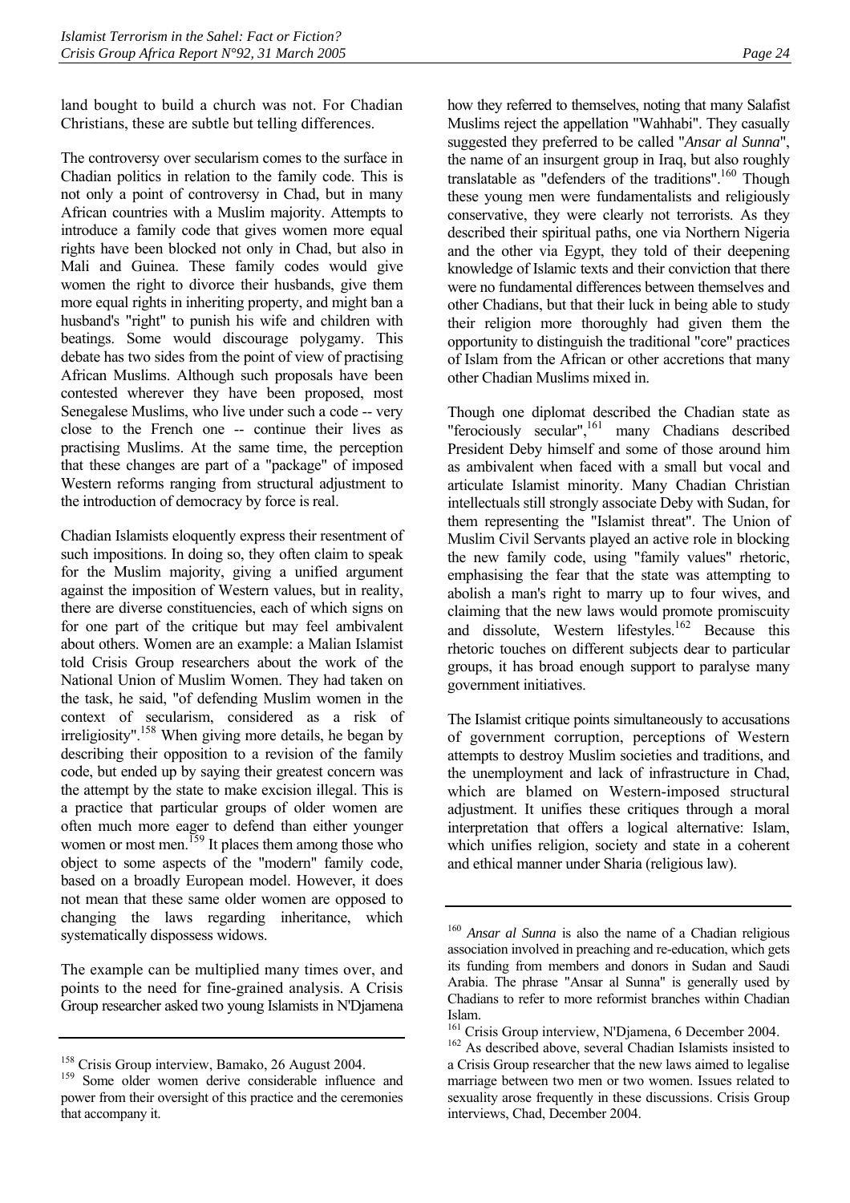land bought to build a church was not. For Chadian Christians, these are subtle but telling differences.

The controversy over secularism comes to the surface in Chadian politics in relation to the family code. This is not only a point of controversy in Chad, but in many African countries with a Muslim majority. Attempts to introduce a family code that gives women more equal rights have been blocked not only in Chad, but also in Mali and Guinea. These family codes would give women the right to divorce their husbands, give them more equal rights in inheriting property, and might ban a husband's "right" to punish his wife and children with beatings. Some would discourage polygamy. This debate has two sides from the point of view of practising African Muslims. Although such proposals have been contested wherever they have been proposed, most Senegalese Muslims, who live under such a code -- very close to the French one -- continue their lives as practising Muslims. At the same time, the perception that these changes are part of a "package" of imposed Western reforms ranging from structural adjustment to the introduction of democracy by force is real.

Chadian Islamists eloquently express their resentment of such impositions. In doing so, they often claim to speak for the Muslim majority, giving a unified argument against the imposition of Western values, but in reality, there are diverse constituencies, each of which signs on for one part of the critique but may feel ambivalent about others. Women are an example: a Malian Islamist told Crisis Group researchers about the work of the National Union of Muslim Women. They had taken on the task, he said, "of defending Muslim women in the context of secularism, considered as a risk of irreligiosity".[158] When giving more details, he began by describing their opposition to a revision of the family code, but ended up by saying their greatest concern was the attempt by the state to make excision illegal. This is a practice that particular groups of older women are often much more eager to defend than either younger women or most men.[159] It places them among those who object to some aspects of the "modern" family code, based on a broadly European model. However, it does not mean that these same older women are opposed to changing the laws regarding inheritance, which systematically dispossess widows.

The example can be multiplied many times over, and points to the need for fine-grained analysis. A Crisis Group researcher asked two young Islamists in N'Djamena how they referred to themselves, noting that many Salafist Muslims reject the appellation "Wahhabi". They casually suggested they preferred to be called "*Ansar al Sunna*", the name of an insurgent group in Iraq, but also roughly translatable as "defenders of the traditions".[160] Though these young men were fundamentalists and religiously conservative, they were clearly not terrorists. As they described their spiritual paths, one via Northern Nigeria and the other via Egypt, they told of their deepening knowledge of Islamic texts and their conviction that there were no fundamental differences between themselves and other Chadians, but that their luck in being able to study their religion more thoroughly had given them the opportunity to distinguish the traditional "core" practices of Islam from the African or other accretions that many other Chadian Muslims mixed in.

Though one diplomat described the Chadian state as "ferociously secular",[161] many Chadians described President Deby himself and some of those around him as ambivalent when faced with a small but vocal and articulate Islamist minority. Many Chadian Christian intellectuals still strongly associate Deby with Sudan, for them representing the "Islamist threat". The Union of Muslim Civil Servants played an active role in blocking the new family code, using "family values" rhetoric, emphasising the fear that the state was attempting to abolish a man's right to marry up to four wives, and claiming that the new laws would promote promiscuity and dissolute, Western lifestyles.[162] Because this rhetoric touches on different subjects dear to particular groups, it has broad enough support to paralyse many government initiatives.

The Islamist critique points simultaneously to accusations of government corruption, perceptions of Western attempts to destroy Muslim societies and traditions, and the unemployment and lack of infrastructure in Chad, which are blamed on Western-imposed structural adjustment. It unifies these critiques through a moral interpretation that offers a logical alternative: Islam, which unifies religion, society and state in a coherent and ethical manner under Sharia (religious law).

---

[158] Crisis Group interview, Bamako, 26 August 2004.

[159] Some older women derive considerable influence and power from their oversight of this practice and the ceremonies that accompany it.

[160] *Ansar al Sunna* is also the name of a Chadian religious association involved in preaching and re-education, which gets its funding from members and donors in Sudan and Saudi Arabia. The phrase "Ansar al Sunna" is generally used by Chadians to refer to more reformist branches within Chadian Islam.

[161] Crisis Group interview, N'Djamena, 6 December 2004.

[162] As described above, several Chadian Islamists insisted to a Crisis Group researcher that the new laws aimed to legalise marriage between two men or two women. Issues related to sexuality arose frequently in these discussions. Crisis Group interviews, Chad, December 2004.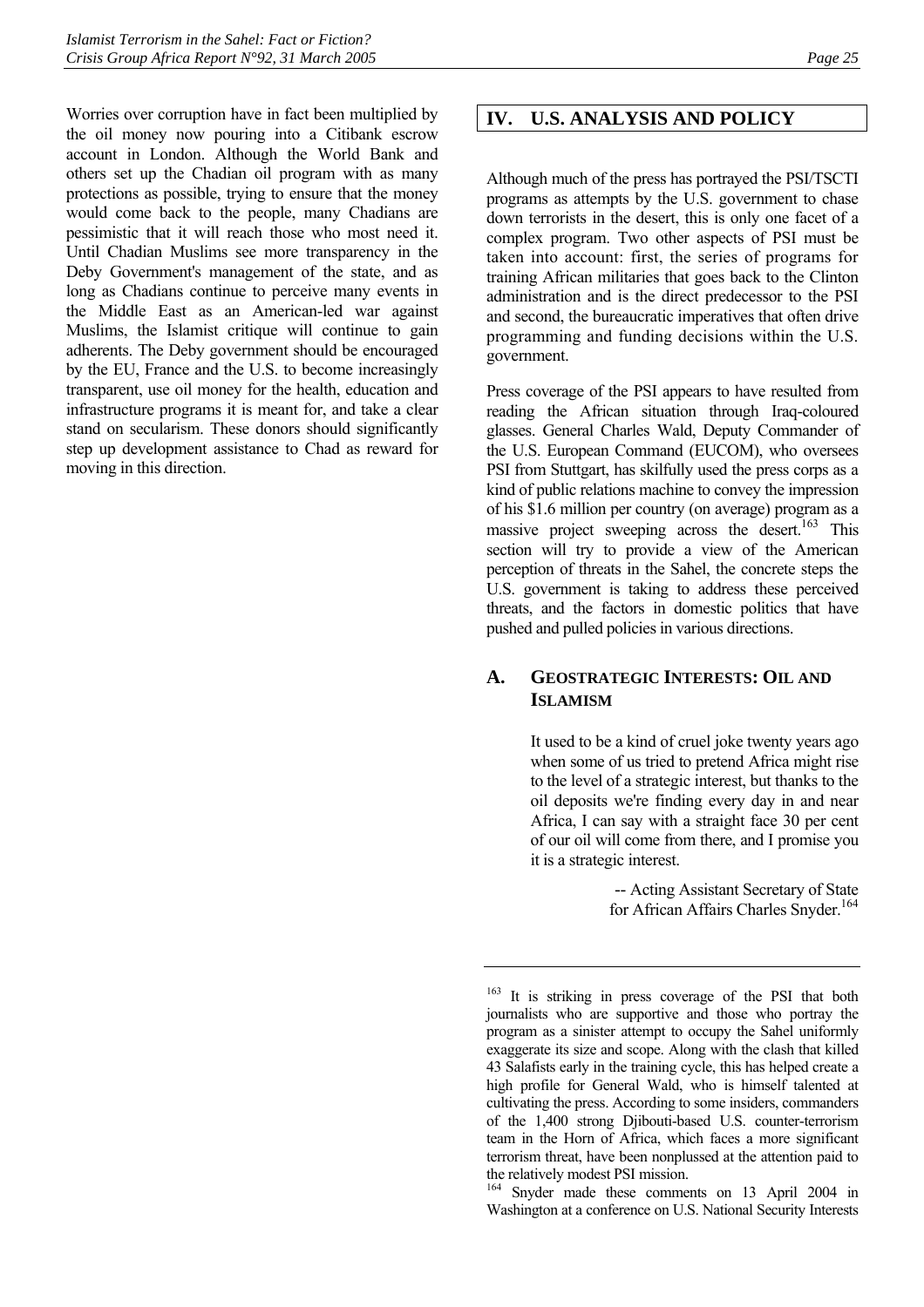Worries over corruption have in fact been multiplied by the oil money now pouring into a Citibank escrow account in London. Although the World Bank and others set up the Chadian oil program with as many protections as possible, trying to ensure that the money would come back to the people, many Chadians are pessimistic that it will reach those who most need it. Until Chadian Muslims see more transparency in the Deby Government's management of the state, and as long as Chadians continue to perceive many events in the Middle East as an American-led war against Muslims, the Islamist critique will continue to gain adherents. The Deby government should be encouraged by the EU, France and the U.S. to become increasingly transparent, use oil money for the health, education and infrastructure programs it is meant for, and take a clear stand on secularism. These donors should significantly step up development assistance to Chad as reward for moving in this direction.

# IV. U.S. ANALYSIS AND POLICY

Although much of the press has portrayed the PSI/TSCTI programs as attempts by the U.S. government to chase down terrorists in the desert, this is only one facet of a complex program. Two other aspects of PSI must be taken into account: first, the series of programs for training African militaries that goes back to the Clinton administration and is the direct predecessor to the PSI and second, the bureaucratic imperatives that often drive programming and funding decisions within the U.S. government.

Press coverage of the PSI appears to have resulted from reading the African situation through Iraq-coloured glasses. General Charles Wald, Deputy Commander of the U.S. European Command (EUCOM), who oversees PSI from Stuttgart, has skilfully used the press corps as a kind of public relations machine to convey the impression of his \$1.6 million per country (on average) program as a massive project sweeping across the desert.[163] This section will try to provide a view of the American perception of threats in the Sahel, the concrete steps the U.S. government is taking to address these perceived threats, and the factors in domestic politics that have pushed and pulled policies in various directions.

## A. Geostrategic Interests: Oil and Islamism

> It used to be a kind of cruel joke twenty years ago when some of us tried to pretend Africa might rise to the level of a strategic interest, but thanks to the oil deposits we're finding every day in and near Africa, I can say with a straight face 30 per cent of our oil will come from there, and I promise you it is a strategic interest.
>
> -- Acting Assistant Secretary of State for African Affairs Charles Snyder.[164]

---

[163] It is striking in press coverage of the PSI that both journalists who are supportive and those who portray the program as a sinister attempt to occupy the Sahel uniformly exaggerate its size and scope. Along with the clash that killed 43 Salafists early in the training cycle, this has helped create a high profile for General Wald, who is himself talented at cultivating the press. According to some insiders, commanders of the 1,400 strong Djibouti-based U.S. counter-terrorism team in the Horn of Africa, which faces a more significant terrorism threat, have been nonplussed at the attention paid to the relatively modest PSI mission.

[164] Snyder made these comments on 13 April 2004 in Washington at a conference on U.S. National Security Interests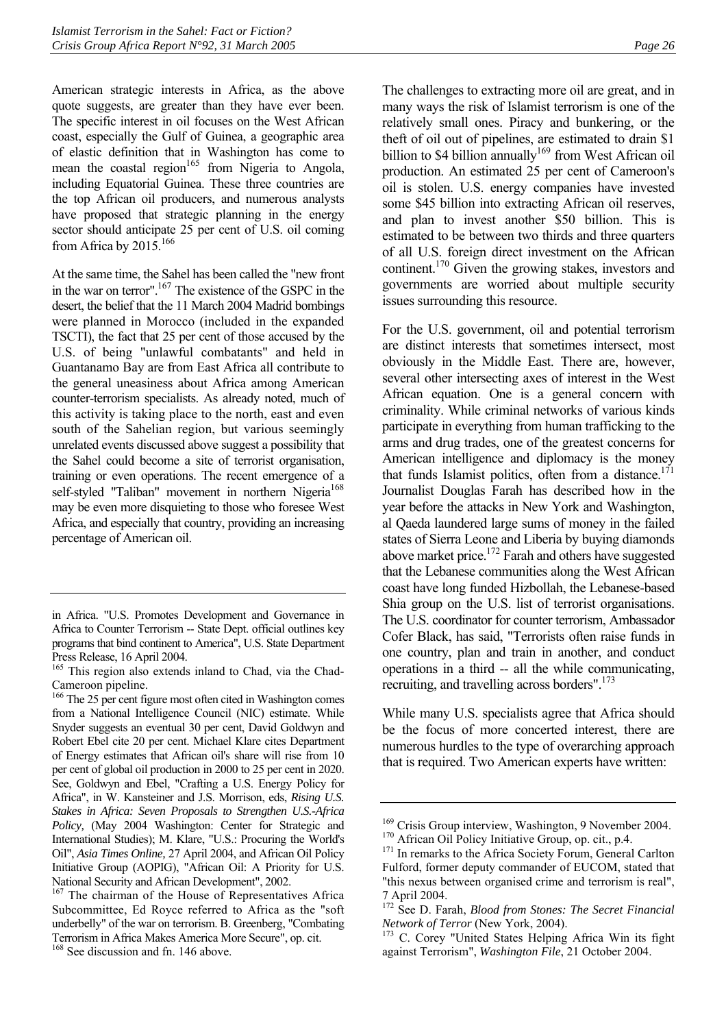American strategic interests in Africa, as the above quote suggests, are greater than they have ever been. The specific interest in oil focuses on the West African coast, especially the Gulf of Guinea, a geographic area of elastic definition that in Washington has come to mean the coastal region[165] from Nigeria to Angola, including Equatorial Guinea. These three countries are the top African oil producers, and numerous analysts have proposed that strategic planning in the energy sector should anticipate 25 per cent of U.S. oil coming from Africa by 2015.[166]

At the same time, the Sahel has been called the "new front in the war on terror".[167] The existence of the GSPC in the desert, the belief that the 11 March 2004 Madrid bombings were planned in Morocco (included in the expanded TSCTI), the fact that 25 per cent of those accused by the U.S. of being "unlawful combatants" and held in Guantanamo Bay are from East Africa all contribute to the general uneasiness about Africa among American counter-terrorism specialists. As already noted, much of this activity is taking place to the north, east and even south of the Sahelian region, but various seemingly unrelated events discussed above suggest a possibility that the Sahel could become a site of terrorist organisation, training or even operations. The recent emergence of a self-styled "Taliban" movement in northern Nigeria[168] may be even more disquieting to those who foresee West Africa, and especially that country, providing an increasing percentage of American oil.

The challenges to extracting more oil are great, and in many ways the risk of Islamist terrorism is one of the relatively small ones. Piracy and bunkering, or the theft of oil out of pipelines, are estimated to drain $1 billion to $4 billion annually[169] from West African oil production. An estimated 25 per cent of Cameroon's oil is stolen. U.S. energy companies have invested some $45 billion into extracting African oil reserves, and plan to invest another $50 billion. This is estimated to be between two thirds and three quarters of all U.S. foreign direct investment on the African continent.[170] Given the growing stakes, investors and governments are worried about multiple security issues surrounding this resource.

For the U.S. government, oil and potential terrorism are distinct interests that sometimes intersect, most obviously in the Middle East. There are, however, several other intersecting axes of interest in the West African equation. One is a general concern with criminality. While criminal networks of various kinds participate in everything from human trafficking to the arms and drug trades, one of the greatest concerns for American intelligence and diplomacy is the money that funds Islamist politics, often from a distance.[171] Journalist Douglas Farah has described how in the year before the attacks in New York and Washington, al Qaeda laundered large sums of money in the failed states of Sierra Leone and Liberia by buying diamonds above market price.[172] Farah and others have suggested that the Lebanese communities along the West African coast have long funded Hizbollah, the Lebanese-based Shia group on the U.S. list of terrorist organisations. The U.S. coordinator for counter terrorism, Ambassador Cofer Black, has said, "Terrorists often raise funds in one country, plan and train in another, and conduct operations in a third -- all the while communicating, recruiting, and travelling across borders".[173]

While many U.S. specialists agree that Africa should be the focus of more concerted interest, there are numerous hurdles to the type of overarching approach that is required. Two American experts have written:

---

in Africa. "U.S. Promotes Development and Governance in Africa to Counter Terrorism -- State Dept. official outlines key programs that bind continent to America", U.S. State Department Press Release, 16 April 2004.

[165] This region also extends inland to Chad, via the Chad-Cameroon pipeline.

[166] The 25 per cent figure most often cited in Washington comes from a National Intelligence Council (NIC) estimate. While Snyder suggests an eventual 30 per cent, David Goldwyn and Robert Ebel cite 20 per cent. Michael Klare cites Department of Energy estimates that African oil's share will rise from 10 per cent of global oil production in 2000 to 25 per cent in 2020. See, Goldwyn and Ebel, "Crafting a U.S. Energy Policy for Africa", in W. Kansteiner and J.S. Morrison, eds, *Rising U.S. Stakes in Africa: Seven Proposals to Strengthen U.S.-Africa Policy,* (May 2004 Washington: Center for Strategic and International Studies); M. Klare, "U.S.: Procuring the World's Oil", *Asia Times Online,* 27 April 2004, and African Oil Policy Initiative Group (AOPIG), "African Oil: A Priority for U.S. National Security and African Development", 2002.

[167] The chairman of the House of Representatives Africa Subcommittee, Ed Royce referred to Africa as the "soft underbelly" of the war on terrorism. B. Greenberg, "Combating Terrorism in Africa Makes America More Secure", op. cit.

[168] See discussion and fn. 146 above.

[169] Crisis Group interview, Washington, 9 November 2004.

[170] African Oil Policy Initiative Group, op. cit., p.4.

[171] In remarks to the Africa Society Forum, General Carlton Fulford, former deputy commander of EUCOM, stated that "this nexus between organised crime and terrorism is real", 7 April 2004.

[172] See D. Farah, *Blood from Stones: The Secret Financial Network of Terror* (New York, 2004).

[173] C. Corey "United States Helping Africa Win its fight against Terrorism", *Washington File*, 21 October 2004.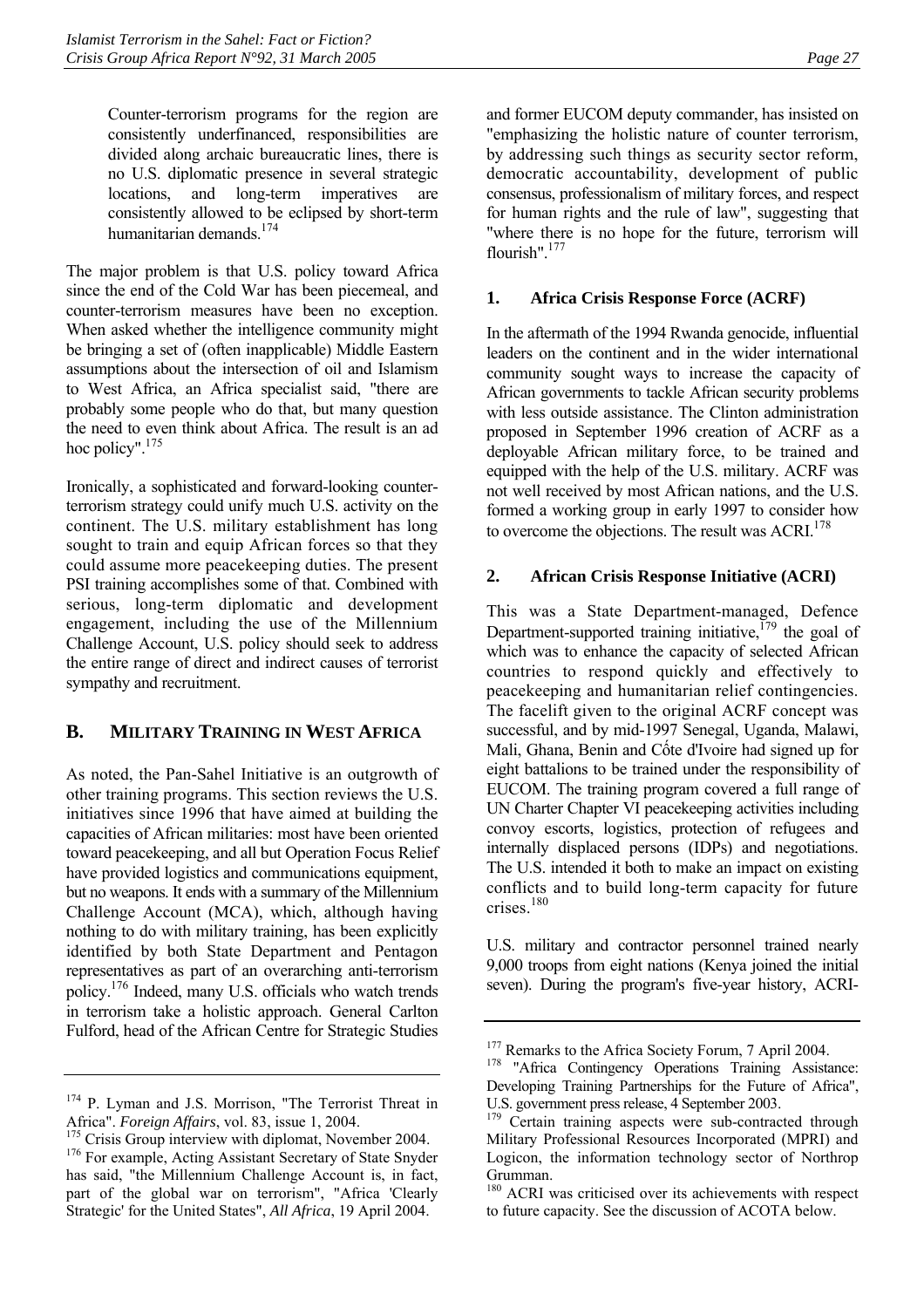> Counter-terrorism programs for the region are consistently underfinanced, responsibilities are divided along archaic bureaucratic lines, there is no U.S. diplomatic presence in several strategic locations, and long-term imperatives are consistently allowed to be eclipsed by short-term humanitarian demands.[174]

The major problem is that U.S. policy toward Africa since the end of the Cold War has been piecemeal, and counter-terrorism measures have been no exception. When asked whether the intelligence community might be bringing a set of (often inapplicable) Middle Eastern assumptions about the intersection of oil and Islamism to West Africa, an Africa specialist said, "there are probably some people who do that, but many question the need to even think about Africa. The result is an ad hoc policy".[175]

Ironically, a sophisticated and forward-looking counter-terrorism strategy could unify much U.S. activity on the continent. The U.S. military establishment has long sought to train and equip African forces so that they could assume more peacekeeping duties. The present PSI training accomplishes some of that. Combined with serious, long-term diplomatic and development engagement, including the use of the Millennium Challenge Account, U.S. policy should seek to address the entire range of direct and indirect causes of terrorist sympathy and recruitment.

## B. MILITARY TRAINING IN WEST AFRICA

As noted, the Pan-Sahel Initiative is an outgrowth of other training programs. This section reviews the U.S. initiatives since 1996 that have aimed at building the capacities of African militaries: most have been oriented toward peacekeeping, and all but Operation Focus Relief have provided logistics and communications equipment, but no weapons. It ends with a summary of the Millennium Challenge Account (MCA), which, although having nothing to do with military training, has been explicitly identified by both State Department and Pentagon representatives as part of an overarching anti-terrorism policy.[176] Indeed, many U.S. officials who watch trends in terrorism take a holistic approach. General Carlton Fulford, head of the African Centre for Strategic Studies and former EUCOM deputy commander, has insisted on "emphasizing the holistic nature of counter terrorism, by addressing such things as security sector reform, democratic accountability, development of public consensus, professionalism of military forces, and respect for human rights and the rule of law", suggesting that "where there is no hope for the future, terrorism will flourish".[177]

### 1. Africa Crisis Response Force (ACRF)

In the aftermath of the 1994 Rwanda genocide, influential leaders on the continent and in the wider international community sought ways to increase the capacity of African governments to tackle African security problems with less outside assistance. The Clinton administration proposed in September 1996 creation of ACRF as a deployable African military force, to be trained and equipped with the help of the U.S. military. ACRF was not well received by most African nations, and the U.S. formed a working group in early 1997 to consider how to overcome the objections. The result was ACRI.[178]

### 2. African Crisis Response Initiative (ACRI)

This was a State Department-managed, Defence Department-supported training initiative,[179] the goal of which was to enhance the capacity of selected African countries to respond quickly and effectively to peacekeeping and humanitarian relief contingencies. The facelift given to the original ACRF concept was successful, and by mid-1997 Senegal, Uganda, Malawi, Mali, Ghana, Benin and Côte d'Ivoire had signed up for eight battalions to be trained under the responsibility of EUCOM. The training program covered a full range of UN Charter Chapter VI peacekeeping activities including convoy escorts, logistics, protection of refugees and internally displaced persons (IDPs) and negotiations. The U.S. intended it both to make an impact on existing conflicts and to build long-term capacity for future crises.[180]

U.S. military and contractor personnel trained nearly 9,000 troops from eight nations (Kenya joined the initial seven). During the program's five-year history, ACRI-

---

[174] P. Lyman and J.S. Morrison, "The Terrorist Threat in Africa". *Foreign Affairs*, vol. 83, issue 1, 2004.

[175] Crisis Group interview with diplomat, November 2004.

[176] For example, Acting Assistant Secretary of State Snyder has said, "the Millennium Challenge Account is, in fact, part of the global war on terrorism", "Africa 'Clearly Strategic' for the United States", *All Africa*, 19 April 2004.

[177] Remarks to the Africa Society Forum, 7 April 2004.

[178] "Africa Contingency Operations Training Assistance: Developing Training Partnerships for the Future of Africa", U.S. government press release, 4 September 2003.

[179] Certain training aspects were sub-contracted through Military Professional Resources Incorporated (MPRI) and Logicon, the information technology sector of Northrop Grumman.

[180] ACRI was criticised over its achievements with respect to future capacity. See the discussion of ACOTA below.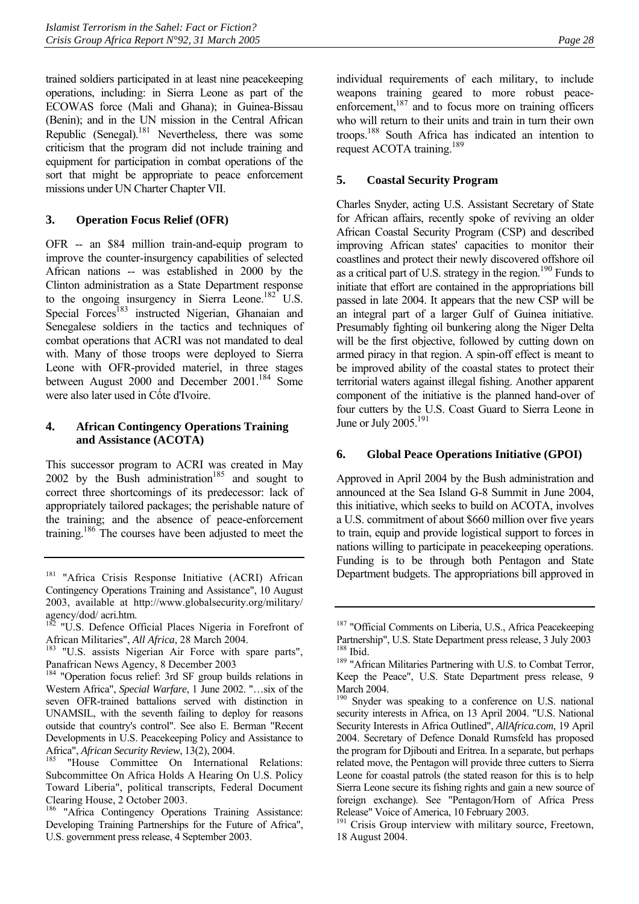trained soldiers participated in at least nine peacekeeping operations, including: in Sierra Leone as part of the ECOWAS force (Mali and Ghana); in Guinea-Bissau (Benin); and in the UN mission in the Central African Republic (Senegal).[181] Nevertheless, there was some criticism that the program did not include training and equipment for participation in combat operations of the sort that might be appropriate to peace enforcement missions under UN Charter Chapter VII.

### 3. Operation Focus Relief (OFR)

OFR -- an $84 million train-and-equip program to improve the counter-insurgency capabilities of selected African nations -- was established in 2000 by the Clinton administration as a State Department response to the ongoing insurgency in Sierra Leone.[182] U.S. Special Forces[183] instructed Nigerian, Ghanaian and Senegalese soldiers in the tactics and techniques of combat operations that ACRI was not mandated to deal with. Many of those troops were deployed to Sierra Leone with OFR-provided materiel, in three stages between August 2000 and December 2001.[184] Some were also later used in Côte d'Ivoire.

### 4. African Contingency Operations Training and Assistance (ACOTA)

This successor program to ACRI was created in May 2002 by the Bush administration[185] and sought to correct three shortcomings of its predecessor: lack of appropriately tailored packages; the perishable nature of the training; and the absence of peace-enforcement training.[186] The courses have been adjusted to meet the individual requirements of each military, to include weapons training geared to more robust peace-enforcement,[187] and to focus more on training officers who will return to their units and train in turn their own troops.[188] South Africa has indicated an intention to request ACOTA training.[189]

### 5. Coastal Security Program

Charles Snyder, acting U.S. Assistant Secretary of State for African affairs, recently spoke of reviving an older African Coastal Security Program (CSP) and described improving African states' capacities to monitor their coastlines and protect their newly discovered offshore oil as a critical part of U.S. strategy in the region.[190] Funds to initiate that effort are contained in the appropriations bill passed in late 2004. It appears that the new CSP will be an integral part of a larger Gulf of Guinea initiative. Presumably fighting oil bunkering along the Niger Delta will be the first objective, followed by cutting down on armed piracy in that region. A spin-off effect is meant to be improved ability of the coastal states to protect their territorial waters against illegal fishing. Another apparent component of the initiative is the planned hand-over of four cutters by the U.S. Coast Guard to Sierra Leone in June or July 2005.[191]

### 6. Global Peace Operations Initiative (GPOI)

Approved in April 2004 by the Bush administration and announced at the Sea Island G-8 Summit in June 2004, this initiative, which seeks to build on ACOTA, involves a U.S. commitment of about $660 million over five years to train, equip and provide logistical support to forces in nations willing to participate in peacekeeping operations. Funding is to be through both Pentagon and State Department budgets. The appropriations bill approved in

---

[181] "Africa Crisis Response Initiative (ACRI) African Contingency Operations Training and Assistance", 10 August 2003, available at http://www.globalsecurity.org/military/agency/dod/ acri.htm.

[182] "U.S. Defence Official Places Nigeria in Forefront of African Militaries", *All Africa*, 28 March 2004.

[183] "U.S. assists Nigerian Air Force with spare parts", Panafrican News Agency, 8 December 2003

[184] "Operation focus relief: 3rd SF group builds relations in Western Africa", *Special Warfare*, 1 June 2002. "…six of the seven OFR-trained battalions served with distinction in UNAMSIL, with the seventh failing to deploy for reasons outside that country's control". See also E. Berman "Recent Developments in U.S. Peacekeeping Policy and Assistance to Africa", *African Security Review*, 13(2), 2004.

[185] "House Committee On International Relations: Subcommittee On Africa Holds A Hearing On U.S. Policy Toward Liberia", political transcripts, Federal Document Clearing House, 2 October 2003.

[186] "Africa Contingency Operations Training Assistance: Developing Training Partnerships for the Future of Africa", U.S. government press release, 4 September 2003.

[187] "Official Comments on Liberia, U.S., Africa Peacekeeping Partnership", U.S. State Department press release, 3 July 2003

[188] Ibid.

[189] "African Militaries Partnering with U.S. to Combat Terror, Keep the Peace", U.S. State Department press release, 9 March 2004.

[190] Snyder was speaking to a conference on U.S. national security interests in Africa, on 13 April 2004. "U.S. National Security Interests in Africa Outlined", *AllAfrica.com*, 19 April 2004. Secretary of Defence Donald Rumsfeld has proposed the program for Djibouti and Eritrea. In a separate, but perhaps related move, the Pentagon will provide three cutters to Sierra Leone for coastal patrols (the stated reason for this is to help Sierra Leone secure its fishing rights and gain a new source of foreign exchange). See "Pentagon/Horn of Africa Press Release" Voice of America, 10 February 2003.

[191] Crisis Group interview with military source, Freetown, 18 August 2004.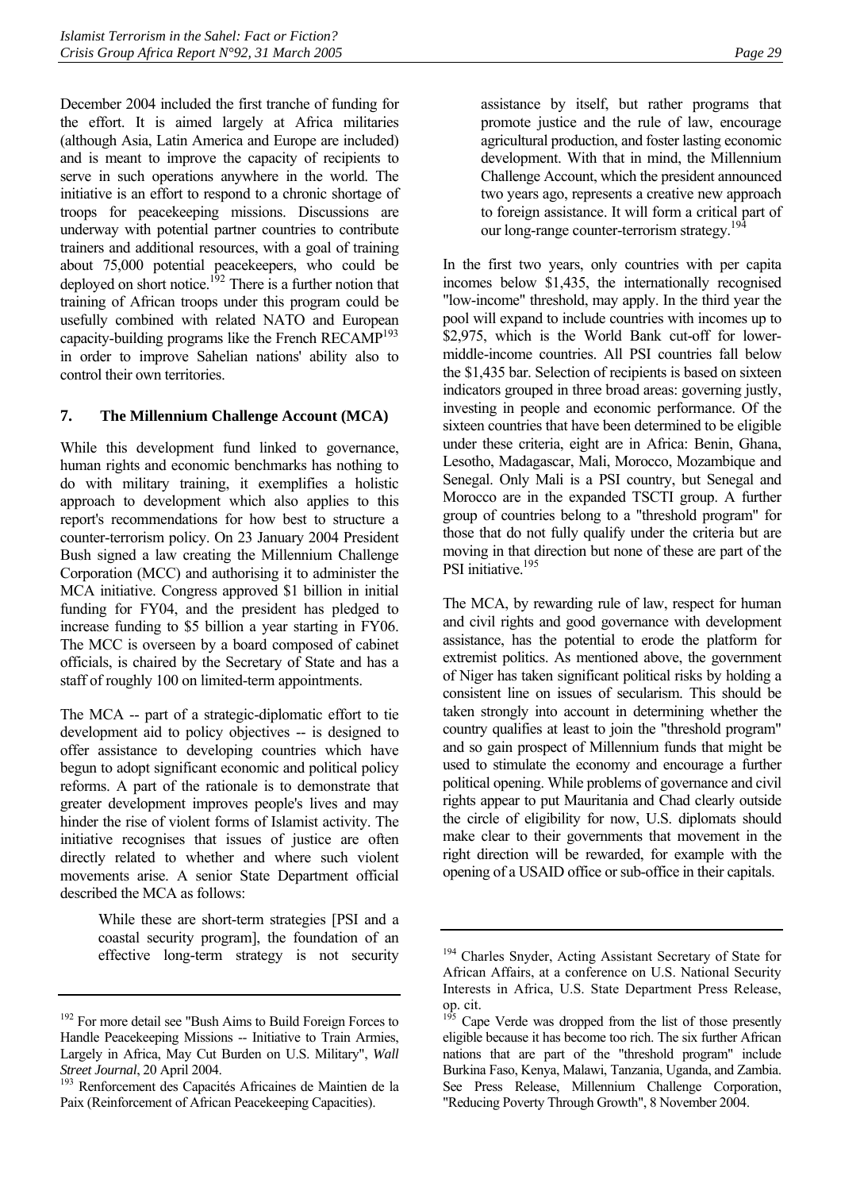December 2004 included the first tranche of funding for the effort. It is aimed largely at Africa militaries (although Asia, Latin America and Europe are included) and is meant to improve the capacity of recipients to serve in such operations anywhere in the world. The initiative is an effort to respond to a chronic shortage of troops for peacekeeping missions. Discussions are underway with potential partner countries to contribute trainers and additional resources, with a goal of training about 75,000 potential peacekeepers, who could be deployed on short notice.[192] There is a further notion that training of African troops under this program could be usefully combined with related NATO and European capacity-building programs like the French RECAMP[193] in order to improve Sahelian nations' ability also to control their own territories.

### 7. The Millennium Challenge Account (MCA)

While this development fund linked to governance, human rights and economic benchmarks has nothing to do with military training, it exemplifies a holistic approach to development which also applies to this report's recommendations for how best to structure a counter-terrorism policy. On 23 January 2004 President Bush signed a law creating the Millennium Challenge Corporation (MCC) and authorising it to administer the MCA initiative. Congress approved $1 billion in initial funding for FY04, and the president has pledged to increase funding to $5 billion a year starting in FY06. The MCC is overseen by a board composed of cabinet officials, is chaired by the Secretary of State and has a staff of roughly 100 on limited-term appointments.

The MCA -- part of a strategic-diplomatic effort to tie development aid to policy objectives -- is designed to offer assistance to developing countries which have begun to adopt significant economic and political policy reforms. A part of the rationale is to demonstrate that greater development improves people's lives and may hinder the rise of violent forms of Islamist activity. The initiative recognises that issues of justice are often directly related to whether and where such violent movements arise. A senior State Department official described the MCA as follows:

> While these are short-term strategies [PSI and a coastal security program], the foundation of an effective long-term strategy is not security assistance by itself, but rather programs that promote justice and the rule of law, encourage agricultural production, and foster lasting economic development. With that in mind, the Millennium Challenge Account, which the president announced two years ago, represents a creative new approach to foreign assistance. It will form a critical part of our long-range counter-terrorism strategy.[194]

In the first two years, only countries with per capita incomes below $1,435, the internationally recognised "low-income" threshold, may apply. In the third year the pool will expand to include countries with incomes up to $2,975, which is the World Bank cut-off for lower-middle-income countries. All PSI countries fall below the $1,435 bar. Selection of recipients is based on sixteen indicators grouped in three broad areas: governing justly, investing in people and economic performance. Of the sixteen countries that have been determined to be eligible under these criteria, eight are in Africa: Benin, Ghana, Lesotho, Madagascar, Mali, Morocco, Mozambique and Senegal. Only Mali is a PSI country, but Senegal and Morocco are in the expanded TSCTI group. A further group of countries belong to a "threshold program" for those that do not fully qualify under the criteria but are moving in that direction but none of these are part of the PSI initiative.[195]

The MCA, by rewarding rule of law, respect for human and civil rights and good governance with development assistance, has the potential to erode the platform for extremist politics. As mentioned above, the government of Niger has taken significant political risks by holding a consistent line on issues of secularism. This should be taken strongly into account in determining whether the country qualifies at least to join the "threshold program" and so gain prospect of Millennium funds that might be used to stimulate the economy and encourage a further political opening. While problems of governance and civil rights appear to put Mauritania and Chad clearly outside the circle of eligibility for now, U.S. diplomats should make clear to their governments that movement in the right direction will be rewarded, for example with the opening of a USAID office or sub-office in their capitals.

---

[192] For more detail see "Bush Aims to Build Foreign Forces to Handle Peacekeeping Missions -- Initiative to Train Armies, Largely in Africa, May Cut Burden on U.S. Military", *Wall Street Journal*, 20 April 2004.

[193] Renforcement des Capacités Africaines de Maintien de la Paix (Reinforcement of African Peacekeeping Capacities).

[194] Charles Snyder, Acting Assistant Secretary of State for African Affairs, at a conference on U.S. National Security Interests in Africa, U.S. State Department Press Release, op. cit.

[195] Cape Verde was dropped from the list of those presently eligible because it has become too rich. The six further African nations that are part of the "threshold program" include Burkina Faso, Kenya, Malawi, Tanzania, Uganda, and Zambia. See Press Release, Millennium Challenge Corporation, "Reducing Poverty Through Growth", 8 November 2004.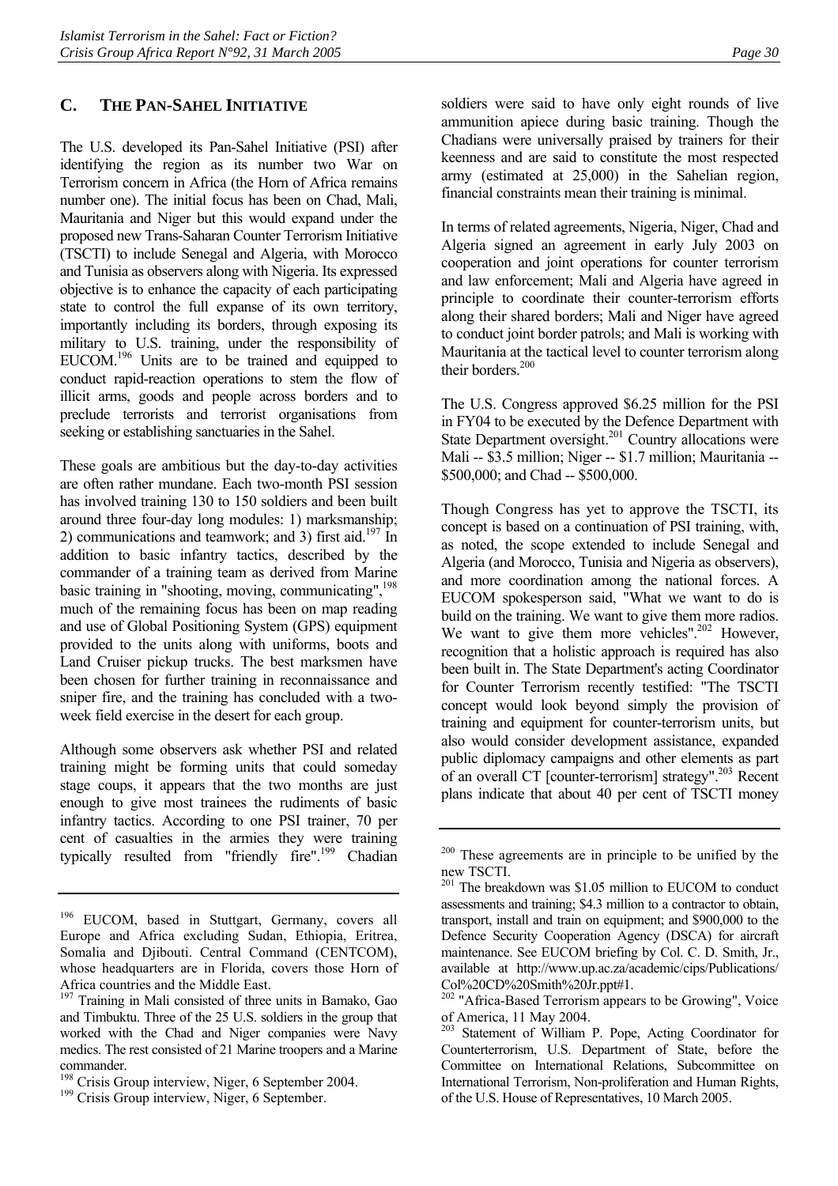## C. THE PAN-SAHEL INITIATIVE

The U.S. developed its Pan-Sahel Initiative (PSI) after identifying the region as its number two War on Terrorism concern in Africa (the Horn of Africa remains number one). The initial focus has been on Chad, Mali, Mauritania and Niger but this would expand under the proposed new Trans-Saharan Counter Terrorism Initiative (TSCTI) to include Senegal and Algeria, with Morocco and Tunisia as observers along with Nigeria. Its expressed objective is to enhance the capacity of each participating state to control the full expanse of its own territory, importantly including its borders, through exposing its military to U.S. training, under the responsibility of EUCOM.[196] Units are to be trained and equipped to conduct rapid-reaction operations to stem the flow of illicit arms, goods and people across borders and to preclude terrorists and terrorist organisations from seeking or establishing sanctuaries in the Sahel.

These goals are ambitious but the day-to-day activities are often rather mundane. Each two-month PSI session has involved training 130 to 150 soldiers and been built around three four-day long modules: 1) marksmanship; 2) communications and teamwork; and 3) first aid.[197] In addition to basic infantry tactics, described by the commander of a training team as derived from Marine basic training in "shooting, moving, communicating",[198] much of the remaining focus has been on map reading and use of Global Positioning System (GPS) equipment provided to the units along with uniforms, boots and Land Cruiser pickup trucks. The best marksmen have been chosen for further training in reconnaissance and sniper fire, and the training has concluded with a two-week field exercise in the desert for each group.

Although some observers ask whether PSI and related training might be forming units that could someday stage coups, it appears that the two months are just enough to give most trainees the rudiments of basic infantry tactics. According to one PSI trainer, 70 per cent of casualties in the armies they were training typically resulted from "friendly fire".[199] Chadian soldiers were said to have only eight rounds of live ammunition apiece during basic training. Though the Chadians were universally praised by trainers for their keenness and are said to constitute the most respected army (estimated at 25,000) in the Sahelian region, financial constraints mean their training is minimal.

In terms of related agreements, Nigeria, Niger, Chad and Algeria signed an agreement in early July 2003 on cooperation and joint operations for counter terrorism and law enforcement; Mali and Algeria have agreed in principle to coordinate their counter-terrorism efforts along their shared borders; Mali and Niger have agreed to conduct joint border patrols; and Mali is working with Mauritania at the tactical level to counter terrorism along their borders.[200]

The U.S. Congress approved \$6.25 million for the PSI in FY04 to be executed by the Defence Department with State Department oversight.[201] Country allocations were Mali -- \$3.5 million; Niger -- \$1.7 million; Mauritania -- \$500,000; and Chad -- \$500,000.

Though Congress has yet to approve the TSCTI, its concept is based on a continuation of PSI training, with, as noted, the scope extended to include Senegal and Algeria (and Morocco, Tunisia and Nigeria as observers), and more coordination among the national forces. A EUCOM spokesperson said, "What we want to do is build on the training. We want to give them more radios. We want to give them more vehicles".[202] However, recognition that a holistic approach is required has also been built in. The State Department's acting Coordinator for Counter Terrorism recently testified: "The TSCTI concept would look beyond simply the provision of training and equipment for counter-terrorism units, but also would consider development assistance, expanded public diplomacy campaigns and other elements as part of an overall CT [counter-terrorism] strategy".[203] Recent plans indicate that about 40 per cent of TSCTI money

---

[196] EUCOM, based in Stuttgart, Germany, covers all Europe and Africa excluding Sudan, Ethiopia, Eritrea, Somalia and Djibouti. Central Command (CENTCOM), whose headquarters are in Florida, covers those Horn of Africa countries and the Middle East.

[197] Training in Mali consisted of three units in Bamako, Gao and Timbuktu. Three of the 25 U.S. soldiers in the group that worked with the Chad and Niger companies were Navy medics. The rest consisted of 21 Marine troopers and a Marine commander.

[198] Crisis Group interview, Niger, 6 September 2004.

[199] Crisis Group interview, Niger, 6 September.

[200] These agreements are in principle to be unified by the new TSCTI.

[201] The breakdown was \$1.05 million to EUCOM to conduct assessments and training; \$4.3 million to a contractor to obtain, transport, install and train on equipment; and \$900,000 to the Defence Security Cooperation Agency (DSCA) for aircraft maintenance. See EUCOM briefing by Col. C. D. Smith, Jr., available at http://www.up.ac.za/academic/cips/Publications/Col%20CD%20Smith%20Jr.ppt#1.

[202] "Africa-Based Terrorism appears to be Growing", Voice of America, 11 May 2004.

[203] Statement of William P. Pope, Acting Coordinator for Counterterrorism, U.S. Department of State, before the Committee on International Relations, Subcommittee on International Terrorism, Non-proliferation and Human Rights, of the U.S. House of Representatives, 10 March 2005.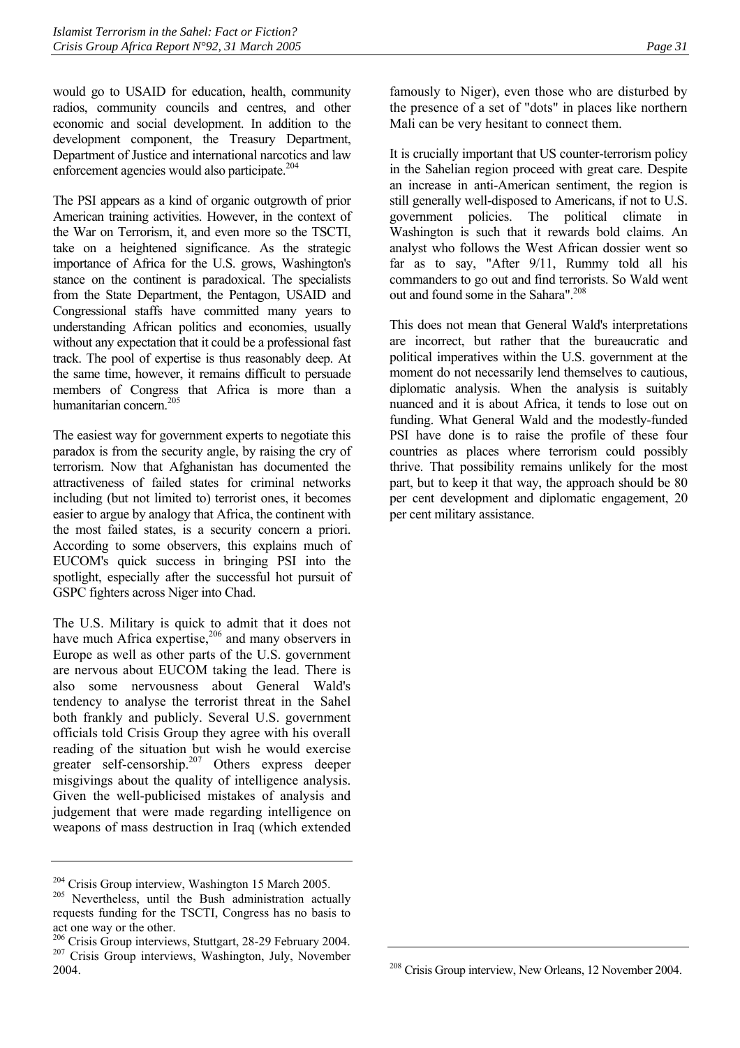would go to USAID for education, health, community radios, community councils and centres, and other economic and social development. In addition to the development component, the Treasury Department, Department of Justice and international narcotics and law enforcement agencies would also participate.[204]

The PSI appears as a kind of organic outgrowth of prior American training activities. However, in the context of the War on Terrorism, it, and even more so the TSCTI, take on a heightened significance. As the strategic importance of Africa for the U.S. grows, Washington's stance on the continent is paradoxical. The specialists from the State Department, the Pentagon, USAID and Congressional staffs have committed many years to understanding African politics and economies, usually without any expectation that it could be a professional fast track. The pool of expertise is thus reasonably deep. At the same time, however, it remains difficult to persuade members of Congress that Africa is more than a humanitarian concern.[205]

The easiest way for government experts to negotiate this paradox is from the security angle, by raising the cry of terrorism. Now that Afghanistan has documented the attractiveness of failed states for criminal networks including (but not limited to) terrorist ones, it becomes easier to argue by analogy that Africa, the continent with the most failed states, is a security concern a priori. According to some observers, this explains much of EUCOM's quick success in bringing PSI into the spotlight, especially after the successful hot pursuit of GSPC fighters across Niger into Chad.

The U.S. Military is quick to admit that it does not have much Africa expertise,[206] and many observers in Europe as well as other parts of the U.S. government are nervous about EUCOM taking the lead. There is also some nervousness about General Wald's tendency to analyse the terrorist threat in the Sahel both frankly and publicly. Several U.S. government officials told Crisis Group they agree with his overall reading of the situation but wish he would exercise greater self-censorship.[207] Others express deeper misgivings about the quality of intelligence analysis. Given the well-publicised mistakes of analysis and judgement that were made regarding intelligence on weapons of mass destruction in Iraq (which extended famously to Niger), even those who are disturbed by the presence of a set of "dots" in places like northern Mali can be very hesitant to connect them.

It is crucially important that US counter-terrorism policy in the Sahelian region proceed with great care. Despite an increase in anti-American sentiment, the region is still generally well-disposed to Americans, if not to U.S. government policies. The political climate in Washington is such that it rewards bold claims. An analyst who follows the West African dossier went so far as to say, "After 9/11, Rummy told all his commanders to go out and find terrorists. So Wald went out and found some in the Sahara".[208]

This does not mean that General Wald's interpretations are incorrect, but rather that the bureaucratic and political imperatives within the U.S. government at the moment do not necessarily lend themselves to cautious, diplomatic analysis. When the analysis is suitably nuanced and it is about Africa, it tends to lose out on funding. What General Wald and the modestly-funded PSI have done is to raise the profile of these four countries as places where terrorism could possibly thrive. That possibility remains unlikely for the most part, but to keep it that way, the approach should be 80 per cent development and diplomatic engagement, 20 per cent military assistance.

---

[204] Crisis Group interview, Washington 15 March 2005.

[205] Nevertheless, until the Bush administration actually requests funding for the TSCTI, Congress has no basis to act one way or the other.

[206] Crisis Group interviews, Stuttgart, 28-29 February 2004.

[207] Crisis Group interviews, Washington, July, November 2004.

[208] Crisis Group interview, New Orleans, 12 November 2004.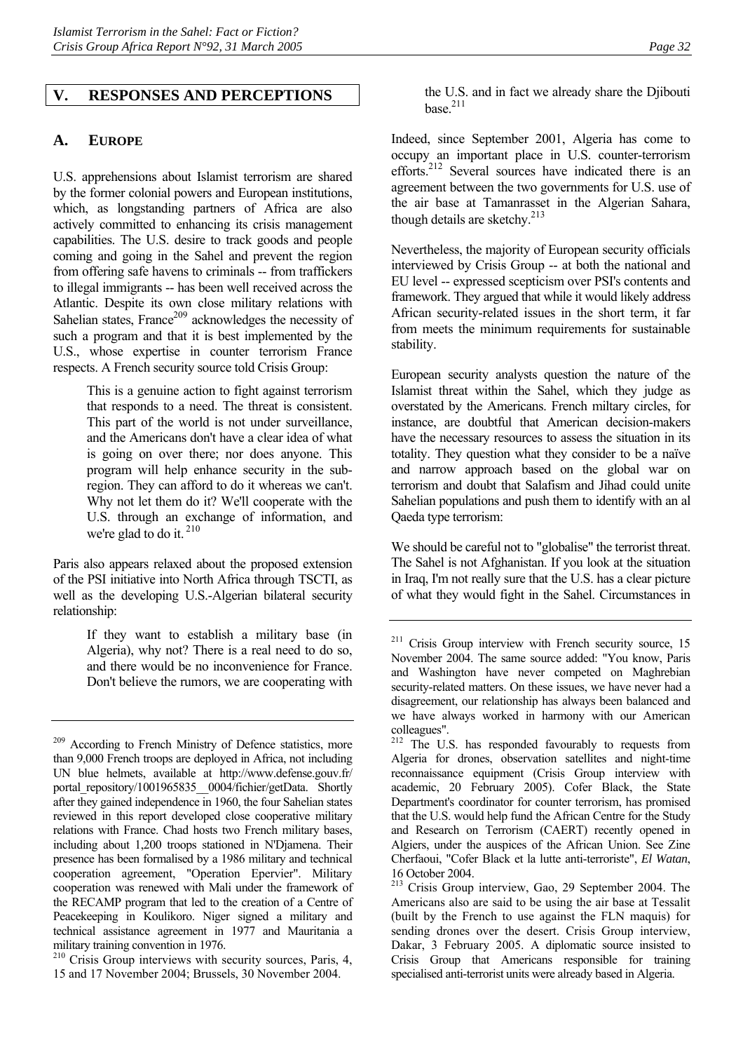## V. RESPONSES AND PERCEPTIONS

### A. EUROPE

U.S. apprehensions about Islamist terrorism are shared by the former colonial powers and European institutions, which, as longstanding partners of Africa are also actively committed to enhancing its crisis management capabilities. The U.S. desire to track goods and people coming and going in the Sahel and prevent the region from offering safe havens to criminals -- from traffickers to illegal immigrants -- has been well received across the Atlantic. Despite its own close military relations with Sahelian states, France[209] acknowledges the necessity of such a program and that it is best implemented by the U.S., whose expertise in counter terrorism France respects. A French security source told Crisis Group:

> This is a genuine action to fight against terrorism that responds to a need. The threat is consistent. This part of the world is not under surveillance, and the Americans don't have a clear idea of what is going on over there; nor does anyone. This program will help enhance security in the sub-region. They can afford to do it whereas we can't. Why not let them do it? We'll cooperate with the U.S. through an exchange of information, and we're glad to do it. [210]

Paris also appears relaxed about the proposed extension of the PSI initiative into North Africa through TSCTI, as well as the developing U.S.-Algerian bilateral security relationship:

> If they want to establish a military base (in Algeria), why not? There is a real need to do so, and there would be no inconvenience for France. Don't believe the rumors, we are cooperating with the U.S. and in fact we already share the Djibouti base.[211]

Indeed, since September 2001, Algeria has come to occupy an important place in U.S. counter-terrorism efforts.[212] Several sources have indicated there is an agreement between the two governments for U.S. use of the air base at Tamanrasset in the Algerian Sahara, though details are sketchy.[213]

Nevertheless, the majority of European security officials interviewed by Crisis Group -- at both the national and EU level -- expressed scepticism over PSI's contents and framework. They argued that while it would likely address African security-related issues in the short term, it far from meets the minimum requirements for sustainable stability.

European security analysts question the nature of the Islamist threat within the Sahel, which they judge as overstated by the Americans. French miltary circles, for instance, are doubtful that American decision-makers have the necessary resources to assess the situation in its totality. They question what they consider to be a naïve and narrow approach based on the global war on terrorism and doubt that Salafism and Jihad could unite Sahelian populations and push them to identify with an al Qaeda type terrorism:

We should be careful not to "globalise" the terrorist threat. The Sahel is not Afghanistan. If you look at the situation in Iraq, I'm not really sure that the U.S. has a clear picture of what they would fight in the Sahel. Circumstances in

---

[209] According to French Ministry of Defence statistics, more than 9,000 French troops are deployed in Africa, not including UN blue helmets, available at http://www.defense.gouv.fr/portal_repository/1001965835__0004/fichier/getData. Shortly after they gained independence in 1960, the four Sahelian states reviewed in this report developed close cooperative military relations with France. Chad hosts two French military bases, including about 1,200 troops stationed in N'Djamena. Their presence has been formalised by a 1986 military and technical cooperation agreement, "Operation Epervier". Military cooperation was renewed with Mali under the framework of the RECAMP program that led to the creation of a Centre of Peacekeeping in Koulikoro. Niger signed a military and technical assistance agreement in 1977 and Mauritania a military training convention in 1976.

[210] Crisis Group interviews with security sources, Paris, 4, 15 and 17 November 2004; Brussels, 30 November 2004.

[211] Crisis Group interview with French security source, 15 November 2004. The same source added: "You know, Paris and Washington have never competed on Maghrebian security-related matters. On these issues, we have never had a disagreement, our relationship has always been balanced and we have always worked in harmony with our American colleagues".

[212] The U.S. has responded favourably to requests from Algeria for drones, observation satellites and night-time reconnaissance equipment (Crisis Group interview with academic, 20 February 2005). Cofer Black, the State Department's coordinator for counter terrorism, has promised that the U.S. would help fund the African Centre for the Study and Research on Terrorism (CAERT) recently opened in Algiers, under the auspices of the African Union. See Zine Cherfaoui, "Cofer Black et la lutte anti-terroriste", *El Watan*, 16 October 2004.

[213] Crisis Group interview, Gao, 29 September 2004. The Americans also are said to be using the air base at Tessalit (built by the French to use against the FLN maquis) for sending drones over the desert. Crisis Group interview, Dakar, 3 February 2005. A diplomatic source insisted to Crisis Group that Americans responsible for training specialised anti-terrorist units were already based in Algeria.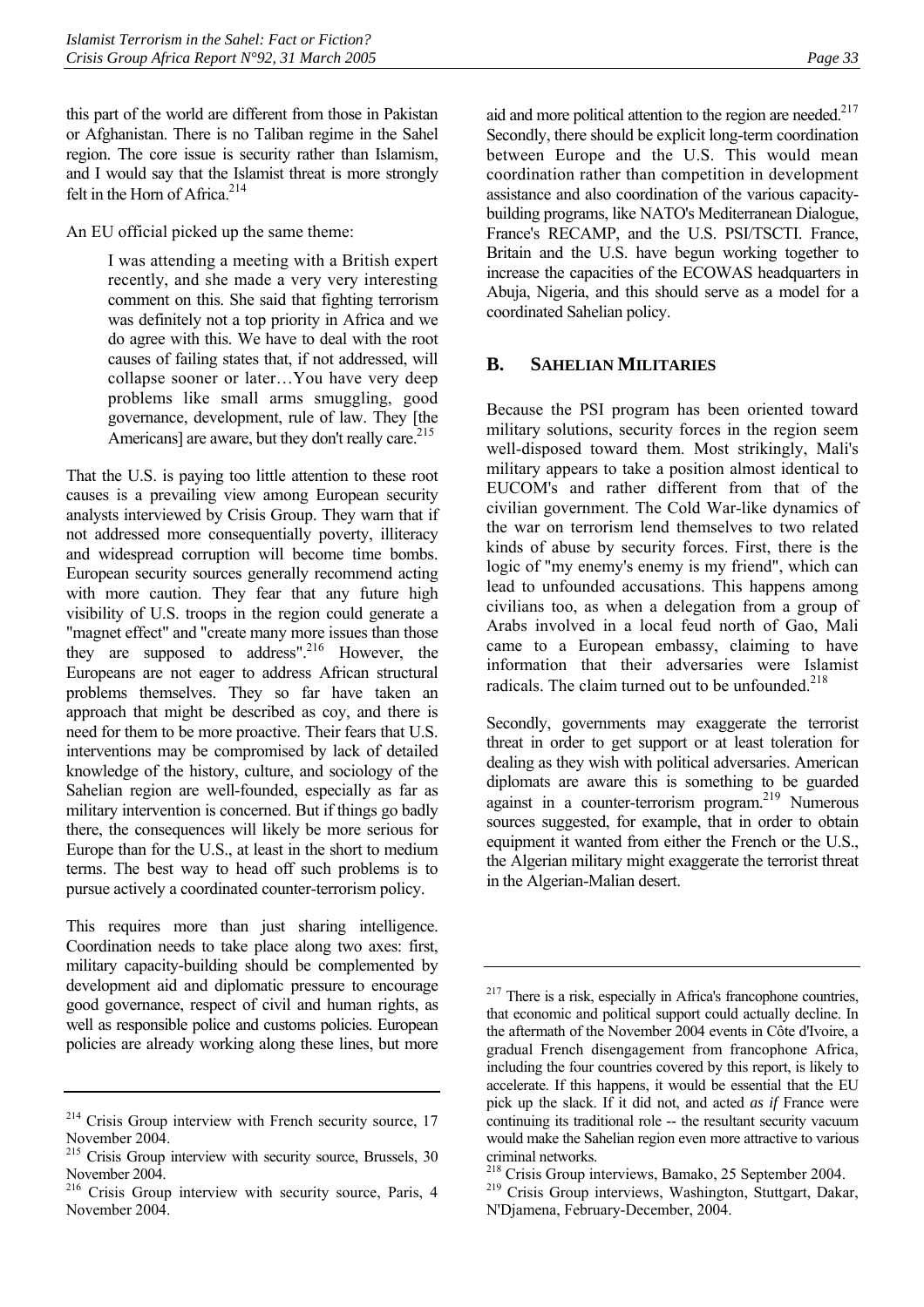this part of the world are different from those in Pakistan or Afghanistan. There is no Taliban regime in the Sahel region. The core issue is security rather than Islamism, and I would say that the Islamist threat is more strongly felt in the Horn of Africa.[214]

An EU official picked up the same theme:

> I was attending a meeting with a British expert recently, and she made a very very interesting comment on this. She said that fighting terrorism was definitely not a top priority in Africa and we do agree with this. We have to deal with the root causes of failing states that, if not addressed, will collapse sooner or later…You have very deep problems like small arms smuggling, good governance, development, rule of law. They [the Americans] are aware, but they don't really care.[215]

That the U.S. is paying too little attention to these root causes is a prevailing view among European security analysts interviewed by Crisis Group. They warn that if not addressed more consequentially poverty, illiteracy and widespread corruption will become time bombs. European security sources generally recommend acting with more caution. They fear that any future high visibility of U.S. troops in the region could generate a "magnet effect" and "create many more issues than those they are supposed to address".[216] However, the Europeans are not eager to address African structural problems themselves. They so far have taken an approach that might be described as coy, and there is need for them to be more proactive. Their fears that U.S. interventions may be compromised by lack of detailed knowledge of the history, culture, and sociology of the Sahelian region are well-founded, especially as far as military intervention is concerned. But if things go badly there, the consequences will likely be more serious for Europe than for the U.S., at least in the short to medium terms. The best way to head off such problems is to pursue actively a coordinated counter-terrorism policy.

This requires more than just sharing intelligence. Coordination needs to take place along two axes: first, military capacity-building should be complemented by development aid and diplomatic pressure to encourage good governance, respect of civil and human rights, as well as responsible police and customs policies. European policies are already working along these lines, but more aid and more political attention to the region are needed.[217] Secondly, there should be explicit long-term coordination between Europe and the U.S. This would mean coordination rather than competition in development assistance and also coordination of the various capacity-building programs, like NATO's Mediterranean Dialogue, France's RECAMP, and the U.S. PSI/TSCTI. France, Britain and the U.S. have begun working together to increase the capacities of the ECOWAS headquarters in Abuja, Nigeria, and this should serve as a model for a coordinated Sahelian policy.

## B. Sahelian Militaries

Because the PSI program has been oriented toward military solutions, security forces in the region seem well-disposed toward them. Most strikingly, Mali's military appears to take a position almost identical to EUCOM's and rather different from that of the civilian government. The Cold War-like dynamics of the war on terrorism lend themselves to two related kinds of abuse by security forces. First, there is the logic of "my enemy's enemy is my friend", which can lead to unfounded accusations. This happens among civilians too, as when a delegation from a group of Arabs involved in a local feud north of Gao, Mali came to a European embassy, claiming to have information that their adversaries were Islamist radicals. The claim turned out to be unfounded.[218]

Secondly, governments may exaggerate the terrorist threat in order to get support or at least toleration for dealing as they wish with political adversaries. American diplomats are aware this is something to be guarded against in a counter-terrorism program.[219] Numerous sources suggested, for example, that in order to obtain equipment it wanted from either the French or the U.S., the Algerian military might exaggerate the terrorist threat in the Algerian-Malian desert.

---

[214] Crisis Group interview with French security source, 17 November 2004.

[215] Crisis Group interview with security source, Brussels, 30 November 2004.

[216] Crisis Group interview with security source, Paris, 4 November 2004.

[217] There is a risk, especially in Africa's francophone countries, that economic and political support could actually decline. In the aftermath of the November 2004 events in Côte d'Ivoire, a gradual French disengagement from francophone Africa, including the four countries covered by this report, is likely to accelerate. If this happens, it would be essential that the EU pick up the slack. If it did not, and acted *as if* France were continuing its traditional role -- the resultant security vacuum would make the Sahelian region even more attractive to various criminal networks.

[218] Crisis Group interviews, Bamako, 25 September 2004.

[219] Crisis Group interviews, Washington, Stuttgart, Dakar, N'Djamena, February-December, 2004.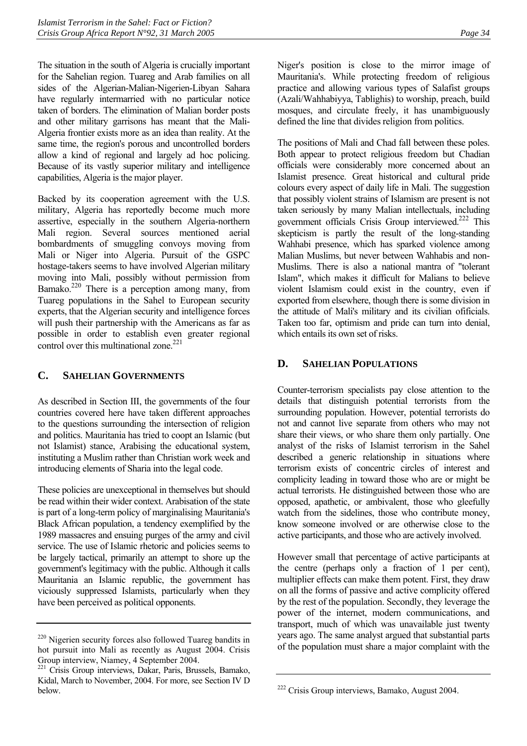The situation in the south of Algeria is crucially important for the Sahelian region. Tuareg and Arab families on all sides of the Algerian-Malian-Nigerien-Libyan Sahara have regularly intermarried with no particular notice taken of borders. The elimination of Malian border posts and other military garrisons has meant that the Mali-Algeria frontier exists more as an idea than reality. At the same time, the region's porous and uncontrolled borders allow a kind of regional and largely ad hoc policing. Because of its vastly superior military and intelligence capabilities, Algeria is the major player.

Backed by its cooperation agreement with the U.S. military, Algeria has reportedly become much more assertive, especially in the southern Algeria-northern Mali region. Several sources mentioned aerial bombardments of smuggling convoys moving from Mali or Niger into Algeria. Pursuit of the GSPC hostage-takers seems to have involved Algerian military moving into Mali, possibly without permission from Bamako.[220] There is a perception among many, from Tuareg populations in the Sahel to European security experts, that the Algerian security and intelligence forces will push their partnership with the Americans as far as possible in order to establish even greater regional control over this multinational zone.[221]

## C. SAHELIAN GOVERNMENTS

As described in Section III, the governments of the four countries covered here have taken different approaches to the questions surrounding the intersection of religion and politics. Mauritania has tried to coopt an Islamic (but not Islamist) stance, Arabising the educational system, instituting a Muslim rather than Christian work week and introducing elements of Sharia into the legal code.

These policies are unexceptional in themselves but should be read within their wider context. Arabisation of the state is part of a long-term policy of marginalising Mauritania's Black African population, a tendency exemplified by the 1989 massacres and ensuing purges of the army and civil service. The use of Islamic rhetoric and policies seems to be largely tactical, primarily an attempt to shore up the government's legitimacy with the public. Although it calls Mauritania an Islamic republic, the government has viciously suppressed Islamists, particularly when they have been perceived as political opponents.

Niger's position is close to the mirror image of Mauritania's. While protecting freedom of religious practice and allowing various types of Salafist groups (Azali/Wahhabiyya, Tablighis) to worship, preach, build mosques, and circulate freely, it has unambiguously defined the line that divides religion from politics.

The positions of Mali and Chad fall between these poles. Both appear to protect religious freedom but Chadian officials were considerably more concerned about an Islamist presence. Great historical and cultural pride colours every aspect of daily life in Mali. The suggestion that possibly violent strains of Islamism are present is not taken seriously by many Malian intellectuals, including government officials Crisis Group interviewed.[222] This skepticism is partly the result of the long-standing Wahhabi presence, which has sparked violence among Malian Muslims, but never between Wahhabis and non-Muslims. There is also a national mantra of "tolerant Islam", which makes it difficult for Malians to believe violent Islamism could exist in the country, even if exported from elsewhere, though there is some division in the attitude of Mali's military and its civilian ofificials. Taken too far, optimism and pride can turn into denial, which entails its own set of risks.

## D. SAHELIAN POPULATIONS

Counter-terrorism specialists pay close attention to the details that distinguish potential terrorists from the surrounding population. However, potential terrorists do not and cannot live separate from others who may not share their views, or who share them only partially. One analyst of the risks of Islamist terrorism in the Sahel described a generic relationship in situations where terrorism exists of concentric circles of interest and complicity leading in toward those who are or might be actual terrorists. He distinguished between those who are opposed, apathetic, or ambivalent, those who gleefully watch from the sidelines, those who contribute money, know someone involved or are otherwise close to the active participants, and those who are actively involved.

However small that percentage of active participants at the centre (perhaps only a fraction of 1 per cent), multiplier effects can make them potent. First, they draw on all the forms of passive and active complicity offered by the rest of the population. Secondly, they leverage the power of the internet, modern communications, and transport, much of which was unavailable just twenty years ago. The same analyst argued that substantial parts of the population must share a major complaint with the

---

[220] Nigerien security forces also followed Tuareg bandits in hot pursuit into Mali as recently as August 2004. Crisis Group interview, Niamey, 4 September 2004.

[221] Crisis Group interviews, Dakar, Paris, Brussels, Bamako, Kidal, March to November, 2004. For more, see Section IV D below.

[222] Crisis Group interviews, Bamako, August 2004.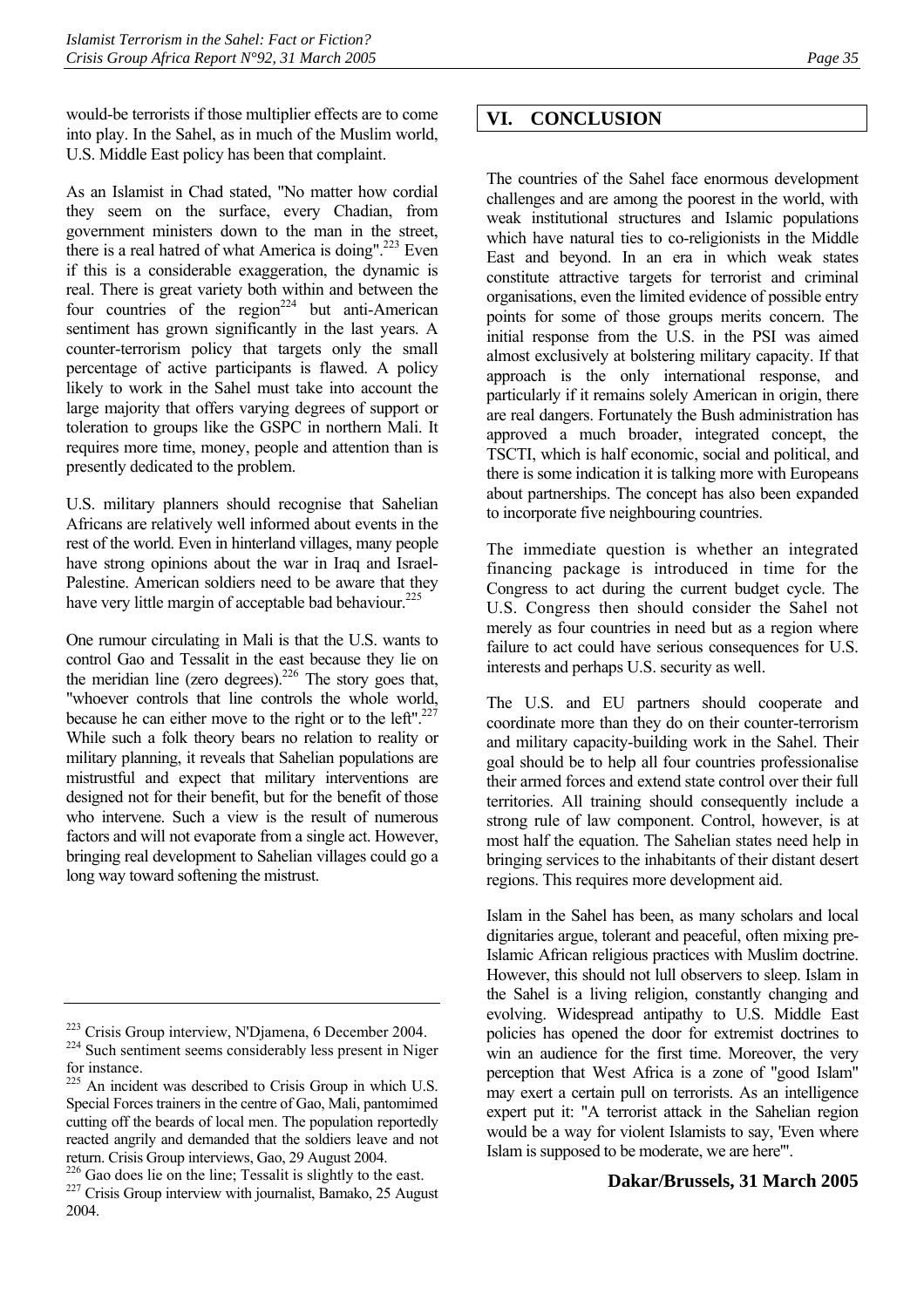would-be terrorists if those multiplier effects are to come into play. In the Sahel, as in much of the Muslim world, U.S. Middle East policy has been that complaint.

As an Islamist in Chad stated, "No matter how cordial they seem on the surface, every Chadian, from government ministers down to the man in the street, there is a real hatred of what America is doing".[223] Even if this is a considerable exaggeration, the dynamic is real. There is great variety both within and between the four countries of the region[224] but anti-American sentiment has grown significantly in the last years. A counter-terrorism policy that targets only the small percentage of active participants is flawed. A policy likely to work in the Sahel must take into account the large majority that offers varying degrees of support or toleration to groups like the GSPC in northern Mali. It requires more time, money, people and attention than is presently dedicated to the problem.

U.S. military planners should recognise that Sahelian Africans are relatively well informed about events in the rest of the world. Even in hinterland villages, many people have strong opinions about the war in Iraq and Israel-Palestine. American soldiers need to be aware that they have very little margin of acceptable bad behaviour.[225]

One rumour circulating in Mali is that the U.S. wants to control Gao and Tessalit in the east because they lie on the meridian line (zero degrees).[226] The story goes that, "whoever controls that line controls the whole world, because he can either move to the right or to the left".[227] While such a folk theory bears no relation to reality or military planning, it reveals that Sahelian populations are mistrustful and expect that military interventions are designed not for their benefit, but for the benefit of those who intervene. Such a view is the result of numerous factors and will not evaporate from a single act. However, bringing real development to Sahelian villages could go a long way toward softening the mistrust.

[223] Crisis Group interview, N'Djamena, 6 December 2004.

[224] Such sentiment seems considerably less present in Niger for instance.

[225] An incident was described to Crisis Group in which U.S. Special Forces trainers in the centre of Gao, Mali, pantomimed cutting off the beards of local men. The population reportedly reacted angrily and demanded that the soldiers leave and not return. Crisis Group interviews, Gao, 29 August 2004.

[226] Gao does lie on the line; Tessalit is slightly to the east.

[227] Crisis Group interview with journalist, Bamako, 25 August 2004.

## VI. CONCLUSION

The countries of the Sahel face enormous development challenges and are among the poorest in the world, with weak institutional structures and Islamic populations which have natural ties to co-religionists in the Middle East and beyond. In an era in which weak states constitute attractive targets for terrorist and criminal organisations, even the limited evidence of possible entry points for some of those groups merits concern. The initial response from the U.S. in the PSI was aimed almost exclusively at bolstering military capacity. If that approach is the only international response, and particularly if it remains solely American in origin, there are real dangers. Fortunately the Bush administration has approved a much broader, integrated concept, the TSCTI, which is half economic, social and political, and there is some indication it is talking more with Europeans about partnerships. The concept has also been expanded to incorporate five neighbouring countries.

The immediate question is whether an integrated financing package is introduced in time for the Congress to act during the current budget cycle. The U.S. Congress then should consider the Sahel not merely as four countries in need but as a region where failure to act could have serious consequences for U.S. interests and perhaps U.S. security as well.

The U.S. and EU partners should cooperate and coordinate more than they do on their counter-terrorism and military capacity-building work in the Sahel. Their goal should be to help all four countries professionalise their armed forces and extend state control over their full territories. All training should consequently include a strong rule of law component. Control, however, is at most half the equation. The Sahelian states need help in bringing services to the inhabitants of their distant desert regions. This requires more development aid.

Islam in the Sahel has been, as many scholars and local dignitaries argue, tolerant and peaceful, often mixing pre-Islamic African religious practices with Muslim doctrine. However, this should not lull observers to sleep. Islam in the Sahel is a living religion, constantly changing and evolving. Widespread antipathy to U.S. Middle East policies has opened the door for extremist doctrines to win an audience for the first time. Moreover, the very perception that West Africa is a zone of "good Islam" may exert a certain pull on terrorists. As an intelligence expert put it: "A terrorist attack in the Sahelian region would be a way for violent Islamists to say, 'Even where Islam is supposed to be moderate, we are here'".

**Dakar/Brussels, 31 March 2005**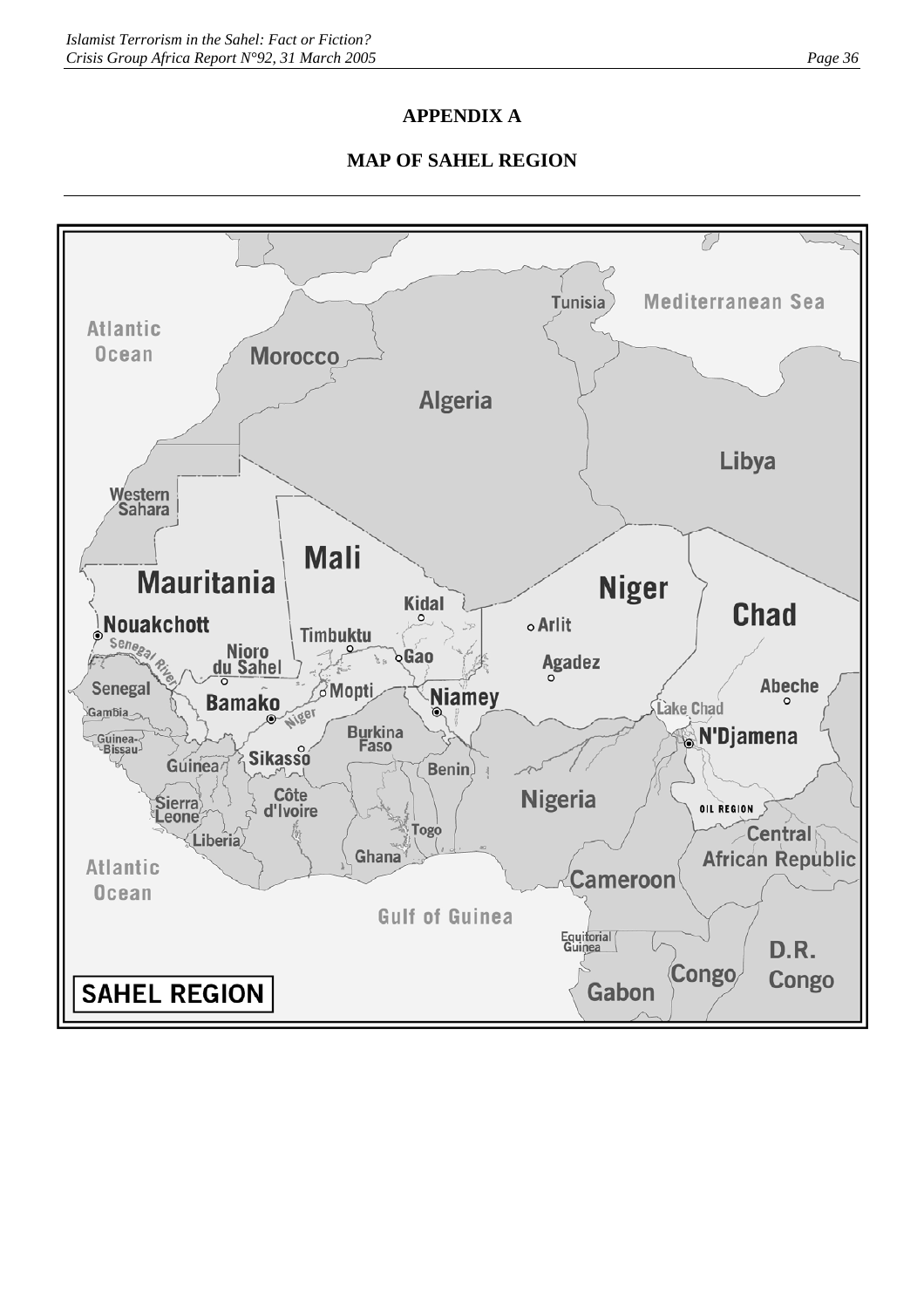## APPENDIX A

## MAP OF SAHEL REGION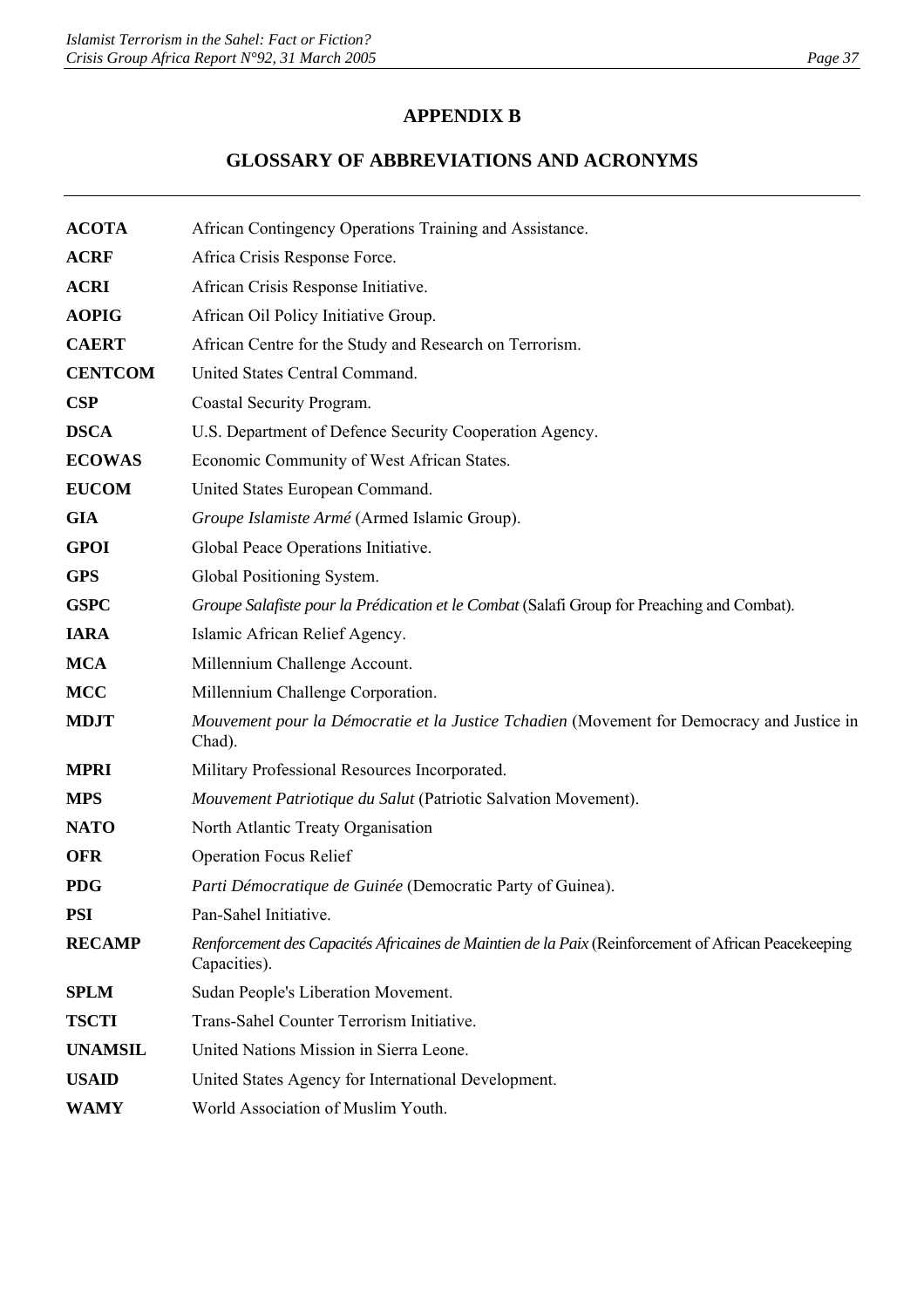# APPENDIX B

## GLOSSARY OF ABBREVIATIONS AND ACRONYMS

**ACOTA** African Contingency Operations Training and Assistance.

**ACRF** Africa Crisis Response Force.

**ACRI** African Crisis Response Initiative.

**AOPIG** African Oil Policy Initiative Group.

**CAERT** African Centre for the Study and Research on Terrorism.

**CENTCOM** United States Central Command.

**CSP** Coastal Security Program.

**DSCA** U.S. Department of Defence Security Cooperation Agency.

**ECOWAS** Economic Community of West African States.

**EUCOM** United States European Command.

**GIA** *Groupe Islamiste Armé* (Armed Islamic Group).

**GPOI** Global Peace Operations Initiative.

**GPS** Global Positioning System.

**GSPC** *Groupe Salafiste pour la Prédication et le Combat* (Salafi Group for Preaching and Combat).

**IARA** Islamic African Relief Agency.

**MCA** Millennium Challenge Account.

**MCC** Millennium Challenge Corporation.

**MDJT** *Mouvement pour la Démocratie et la Justice Tchadien* (Movement for Democracy and Justice in Chad).

**MPRI** Military Professional Resources Incorporated.

**MPS** *Mouvement Patriotique du Salut* (Patriotic Salvation Movement).

**NATO** North Atlantic Treaty Organisation

**OFR** Operation Focus Relief

**PDG** *Parti Démocratique de Guinée* (Democratic Party of Guinea).

**PSI** Pan-Sahel Initiative.

**RECAMP** *Renforcement des Capacités Africaines de Maintien de la Paix* (Reinforcement of African Peacekeeping Capacities).

**SPLM** Sudan People's Liberation Movement.

**TSCTI** Trans-Sahel Counter Terrorism Initiative.

**UNAMSIL** United Nations Mission in Sierra Leone.

**USAID** United States Agency for International Development.

**WAMY** World Association of Muslim Youth.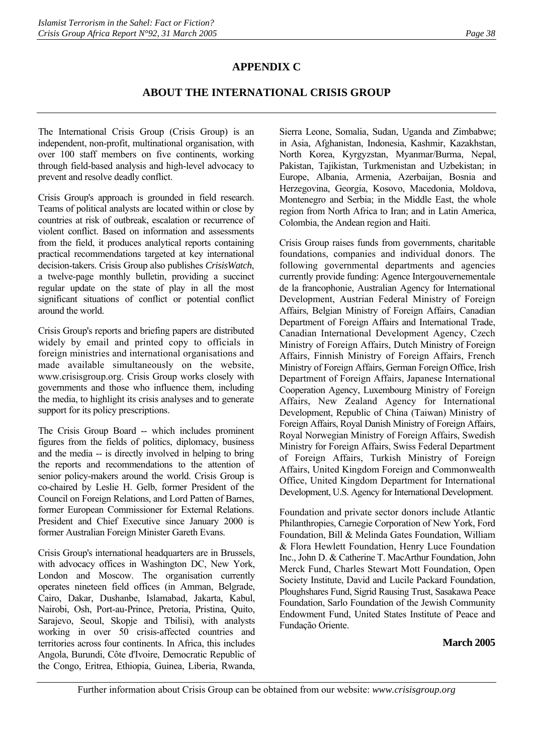## APPENDIX C

## ABOUT THE INTERNATIONAL CRISIS GROUP

The International Crisis Group (Crisis Group) is an independent, non-profit, multinational organisation, with over 100 staff members on five continents, working through field-based analysis and high-level advocacy to prevent and resolve deadly conflict.

Crisis Group's approach is grounded in field research. Teams of political analysts are located within or close by countries at risk of outbreak, escalation or recurrence of violent conflict. Based on information and assessments from the field, it produces analytical reports containing practical recommendations targeted at key international decision-takers. Crisis Group also publishes *CrisisWatch*, a twelve-page monthly bulletin, providing a succinct regular update on the state of play in all the most significant situations of conflict or potential conflict around the world.

Crisis Group's reports and briefing papers are distributed widely by email and printed copy to officials in foreign ministries and international organisations and made available simultaneously on the website, www.crisisgroup.org. Crisis Group works closely with governments and those who influence them, including the media, to highlight its crisis analyses and to generate support for its policy prescriptions.

The Crisis Group Board -- which includes prominent figures from the fields of politics, diplomacy, business and the media -- is directly involved in helping to bring the reports and recommendations to the attention of senior policy-makers around the world. Crisis Group is co-chaired by Leslie H. Gelb, former President of the Council on Foreign Relations, and Lord Patten of Barnes, former European Commissioner for External Relations. President and Chief Executive since January 2000 is former Australian Foreign Minister Gareth Evans.

Crisis Group's international headquarters are in Brussels, with advocacy offices in Washington DC, New York, London and Moscow. The organisation currently operates nineteen field offices (in Amman, Belgrade, Cairo, Dakar, Dushanbe, Islamabad, Jakarta, Kabul, Nairobi, Osh, Port-au-Prince, Pretoria, Pristina, Quito, Sarajevo, Seoul, Skopje and Tbilisi), with analysts working in over 50 crisis-affected countries and territories across four continents. In Africa, this includes Angola, Burundi, Côte d'Ivoire, Democratic Republic of the Congo, Eritrea, Ethiopia, Guinea, Liberia, Rwanda, Sierra Leone, Somalia, Sudan, Uganda and Zimbabwe; in Asia, Afghanistan, Indonesia, Kashmir, Kazakhstan, North Korea, Kyrgyzstan, Myanmar/Burma, Nepal, Pakistan, Tajikistan, Turkmenistan and Uzbekistan; in Europe, Albania, Armenia, Azerbaijan, Bosnia and Herzegovina, Georgia, Kosovo, Macedonia, Moldova, Montenegro and Serbia; in the Middle East, the whole region from North Africa to Iran; and in Latin America, Colombia, the Andean region and Haiti.

Crisis Group raises funds from governments, charitable foundations, companies and individual donors. The following governmental departments and agencies currently provide funding: Agence Intergouvernementale de la francophonie, Australian Agency for International Development, Austrian Federal Ministry of Foreign Affairs, Belgian Ministry of Foreign Affairs, Canadian Department of Foreign Affairs and International Trade, Canadian International Development Agency, Czech Ministry of Foreign Affairs, Dutch Ministry of Foreign Affairs, Finnish Ministry of Foreign Affairs, French Ministry of Foreign Affairs, German Foreign Office, Irish Department of Foreign Affairs, Japanese International Cooperation Agency, Luxembourg Ministry of Foreign Affairs, New Zealand Agency for International Development, Republic of China (Taiwan) Ministry of Foreign Affairs, Royal Danish Ministry of Foreign Affairs, Royal Norwegian Ministry of Foreign Affairs, Swedish Ministry for Foreign Affairs, Swiss Federal Department of Foreign Affairs, Turkish Ministry of Foreign Affairs, United Kingdom Foreign and Commonwealth Office, United Kingdom Department for International Development, U.S. Agency for International Development.

Foundation and private sector donors include Atlantic Philanthropies, Carnegie Corporation of New York, Ford Foundation, Bill & Melinda Gates Foundation, William & Flora Hewlett Foundation, Henry Luce Foundation Inc., John D. & Catherine T. MacArthur Foundation, John Merck Fund, Charles Stewart Mott Foundation, Open Society Institute, David and Lucile Packard Foundation, Ploughshares Fund, Sigrid Rausing Trust, Sasakawa Peace Foundation, Sarlo Foundation of the Jewish Community Endowment Fund, United States Institute of Peace and Fundação Oriente.

**March 2005**

Further information about Crisis Group can be obtained from our website: *www.crisisgroup.org*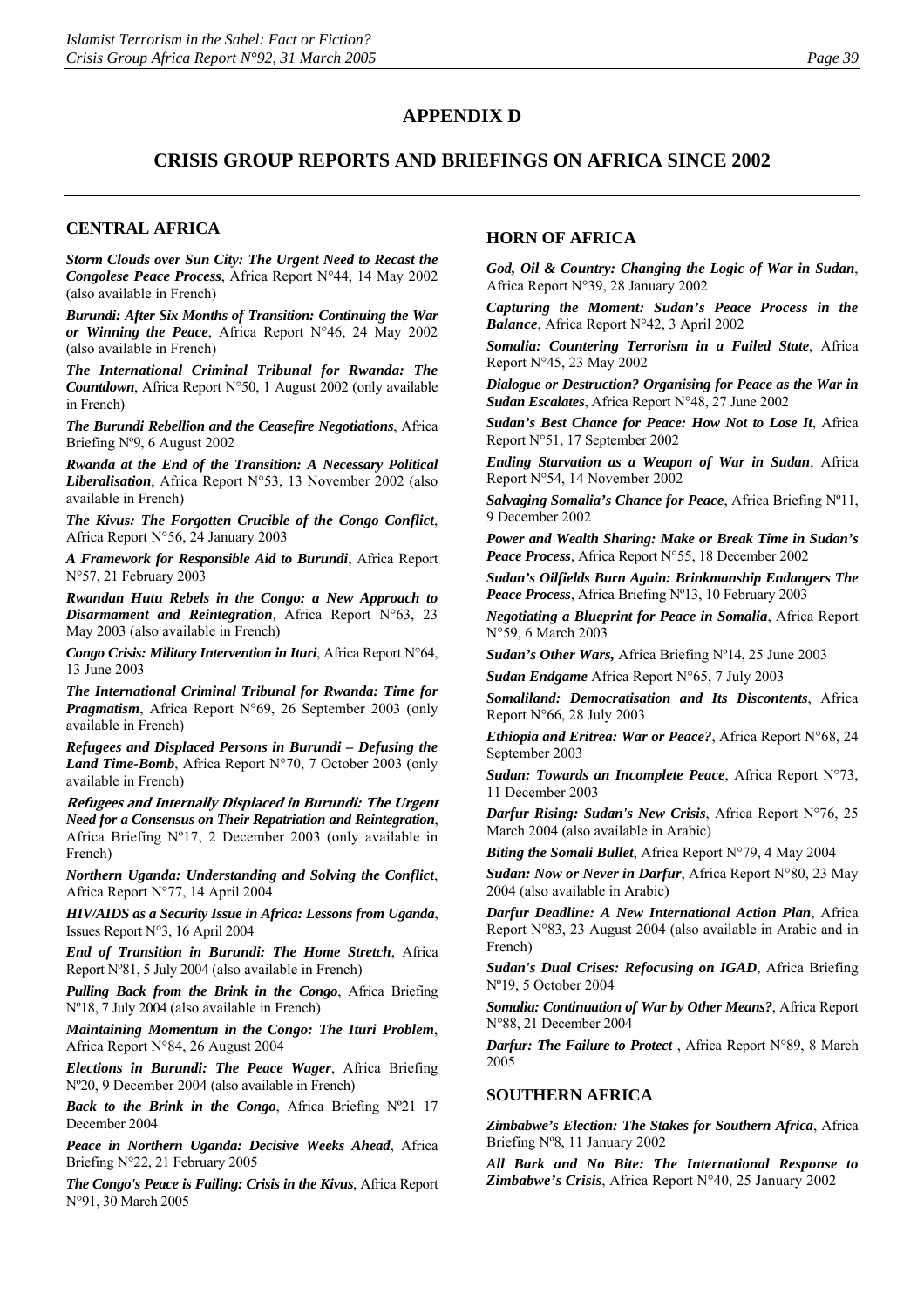# APPENDIX D

## CRISIS GROUP REPORTS AND BRIEFINGS ON AFRICA SINCE 2002

### CENTRAL AFRICA

***Storm Clouds over Sun City: The Urgent Need to Recast the Congolese Peace Process***, Africa Report N°44, 14 May 2002 (also available in French)

***Burundi: After Six Months of Transition: Continuing the War or Winning the Peace***, Africa Report N°46, 24 May 2002 (also available in French)

***The International Criminal Tribunal for Rwanda: The Countdown***, Africa Report N°50, 1 August 2002 (only available in French)

***The Burundi Rebellion and the Ceasefire Negotiations***, Africa Briefing Nº9, 6 August 2002

***Rwanda at the End of the Transition: A Necessary Political Liberalisation***, Africa Report N°53, 13 November 2002 (also available in French)

***The Kivus: The Forgotten Crucible of the Congo Conflict***, Africa Report N°56, 24 January 2003

***A Framework for Responsible Aid to Burundi***, Africa Report N°57, 21 February 2003

***Rwandan Hutu Rebels in the Congo: a New Approach to Disarmament and Reintegration***, Africa Report N°63, 23 May 2003 (also available in French)

***Congo Crisis: Military Intervention in Ituri***, Africa Report N°64, 13 June 2003

***The International Criminal Tribunal for Rwanda: Time for Pragmatism***, Africa Report N°69, 26 September 2003 (only available in French)

***Refugees and Displaced Persons in Burundi – Defusing the Land Time-Bomb***, Africa Report N°70, 7 October 2003 (only available in French)

***Refugees and Internally Displaced in Burundi: The Urgent Need for a Consensus on Their Repatriation and Reintegration***, Africa Briefing Nº17, 2 December 2003 (only available in French)

***Northern Uganda: Understanding and Solving the Conflict***, Africa Report N°77, 14 April 2004

***HIV/AIDS as a Security Issue in Africa: Lessons from Uganda***, Issues Report N°3, 16 April 2004

***End of Transition in Burundi: The Home Stretch***, Africa Report Nº81, 5 July 2004 (also available in French)

***Pulling Back from the Brink in the Congo***, Africa Briefing Nº18, 7 July 2004 (also available in French)

***Maintaining Momentum in the Congo: The Ituri Problem***, Africa Report N°84, 26 August 2004

***Elections in Burundi: The Peace Wager***, Africa Briefing Nº20, 9 December 2004 (also available in French)

***Back to the Brink in the Congo***, Africa Briefing Nº21 17 December 2004

***Peace in Northern Uganda: Decisive Weeks Ahead***, Africa Briefing N°22, 21 February 2005

***The Congo's Peace is Failing: Crisis in the Kivus***, Africa Report N°91, 30 March 2005

### HORN OF AFRICA

***God, Oil & Country: Changing the Logic of War in Sudan***, Africa Report N°39, 28 January 2002

***Capturing the Moment: Sudan's Peace Process in the Balance***, Africa Report N°42, 3 April 2002

***Somalia: Countering Terrorism in a Failed State***, Africa Report N°45, 23 May 2002

***Dialogue or Destruction? Organising for Peace as the War in Sudan Escalates***, Africa Report N°48, 27 June 2002

***Sudan's Best Chance for Peace: How Not to Lose It***, Africa Report N°51, 17 September 2002

***Ending Starvation as a Weapon of War in Sudan***, Africa Report N°54, 14 November 2002

***Salvaging Somalia's Chance for Peace***, Africa Briefing Nº11, 9 December 2002

***Power and Wealth Sharing: Make or Break Time in Sudan's Peace Process***, Africa Report N°55, 18 December 2002

***Sudan's Oilfields Burn Again: Brinkmanship Endangers The Peace Process***, Africa Briefing Nº13, 10 February 2003

***Negotiating a Blueprint for Peace in Somalia***, Africa Report N°59, 6 March 2003

***Sudan's Other Wars,*** Africa Briefing Nº14, 25 June 2003

***Sudan Endgame*** Africa Report N°65, 7 July 2003

***Somaliland: Democratisation and Its Discontents***, Africa Report N°66, 28 July 2003

***Ethiopia and Eritrea: War or Peace?***, Africa Report N°68, 24 September 2003

***Sudan: Towards an Incomplete Peace***, Africa Report N°73, 11 December 2003

***Darfur Rising: Sudan's New Crisis***, Africa Report N°76, 25 March 2004 (also available in Arabic)

***Biting the Somali Bullet***, Africa Report N°79, 4 May 2004

***Sudan: Now or Never in Darfur***, Africa Report N°80, 23 May 2004 (also available in Arabic)

***Darfur Deadline: A New International Action Plan***, Africa Report N°83, 23 August 2004 (also available in Arabic and in French)

***Sudan's Dual Crises: Refocusing on IGAD***, Africa Briefing Nº19, 5 October 2004

***Somalia: Continuation of War by Other Means?***, Africa Report N°88, 21 December 2004

***Darfur: The Failure to Protect*** , Africa Report N°89, 8 March 2005

### SOUTHERN AFRICA

***Zimbabwe's Election: The Stakes for Southern Africa***, Africa Briefing Nº8, 11 January 2002

***All Bark and No Bite: The International Response to Zimbabwe's Crisis***, Africa Report N°40, 25 January 2002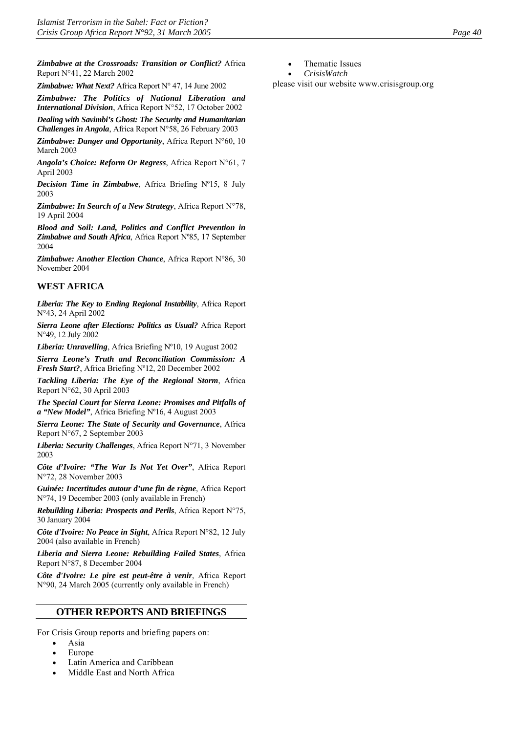***Zimbabwe at the Crossroads: Transition or Conflict?*** Africa Report N°41, 22 March 2002

***Zimbabwe: What Next?*** Africa Report N° 47, 14 June 2002

***Zimbabwe: The Politics of National Liberation and International Division***, Africa Report N°52, 17 October 2002

***Dealing with Savimbi's Ghost: The Security and Humanitarian Challenges in Angola***, Africa Report N°58, 26 February 2003

***Zimbabwe: Danger and Opportunity***, Africa Report N°60, 10 March 2003

***Angola's Choice: Reform Or Regress***, Africa Report N°61, 7 April 2003

***Decision Time in Zimbabwe***, Africa Briefing Nº15, 8 July 2003

***Zimbabwe: In Search of a New Strategy***, Africa Report N°78, 19 April 2004

***Blood and Soil: Land, Politics and Conflict Prevention in Zimbabwe and South Africa***, Africa Report Nº85, 17 September 2004

***Zimbabwe: Another Election Chance***, Africa Report N°86, 30 November 2004

## WEST AFRICA

***Liberia: The Key to Ending Regional Instability***, Africa Report N°43, 24 April 2002

***Sierra Leone after Elections: Politics as Usual?*** Africa Report N°49, 12 July 2002

***Liberia: Unravelling***, Africa Briefing Nº10, 19 August 2002

***Sierra Leone's Truth and Reconciliation Commission: A Fresh Start?***, Africa Briefing Nº12, 20 December 2002

***Tackling Liberia: The Eye of the Regional Storm***, Africa Report N°62, 30 April 2003

***The Special Court for Sierra Leone: Promises and Pitfalls of a "New Model"***, Africa Briefing Nº16, 4 August 2003

***Sierra Leone: The State of Security and Governance***, Africa Report N°67, 2 September 2003

***Liberia: Security Challenges***, Africa Report N°71, 3 November 2003

***Côte d'Ivoire: "The War Is Not Yet Over"***, Africa Report N°72, 28 November 2003

***Guinée: Incertitudes autour d'une fin de règne***, Africa Report N°74, 19 December 2003 (only available in French)

***Rebuilding Liberia: Prospects and Perils***, Africa Report N°75, 30 January 2004

***Côte d'Ivoire: No Peace in Sight***, Africa Report N°82, 12 July 2004 (also available in French)

***Liberia and Sierra Leone: Rebuilding Failed States***, Africa Report N°87, 8 December 2004

***Côte d'Ivoire: Le pire est peut-être à venir***, Africa Report N°90, 24 March 2005 (currently only available in French)

## OTHER REPORTS AND BRIEFINGS

For Crisis Group reports and briefing papers on:

- Asia
- Europe
- Latin America and Caribbean
- Middle East and North Africa
- Thematic Issues
- *CrisisWatch*

please visit our website www.crisisgroup.org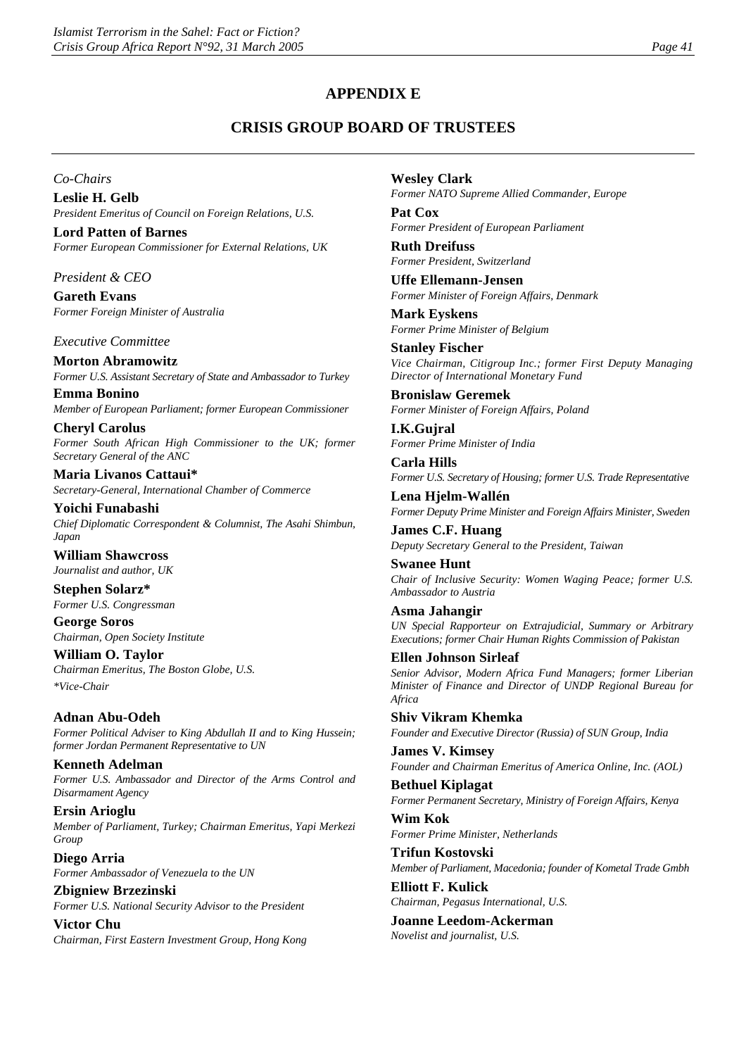## APPENDIX E

## CRISIS GROUP BOARD OF TRUSTEES

*Co-Chairs*

**Leslie H. Gelb**
*President Emeritus of Council on Foreign Relations, U.S.*

**Lord Patten of Barnes**
*Former European Commissioner for External Relations, UK*

*President & CEO*

**Gareth Evans**
*Former Foreign Minister of Australia*

*Executive Committee*

**Morton Abramowitz**
*Former U.S. Assistant Secretary of State and Ambassador to Turkey*

**Emma Bonino**
*Member of European Parliament; former European Commissioner*

**Cheryl Carolus**
*Former South African High Commissioner to the UK; former Secretary General of the ANC*

**Maria Livanos Cattaui***
*Secretary-General, International Chamber of Commerce*

**Yoichi Funabashi**
*Chief Diplomatic Correspondent & Columnist, The Asahi Shimbun, Japan*

**William Shawcross**
*Journalist and author, UK*

**Stephen Solarz***
*Former U.S. Congressman*

**George Soros**
*Chairman, Open Society Institute*

**William O. Taylor**
*Chairman Emeritus, The Boston Globe, U.S.*

**Vice-Chair*

**Adnan Abu-Odeh**
*Former Political Adviser to King Abdullah II and to King Hussein; former Jordan Permanent Representative to UN*

**Kenneth Adelman**
*Former U.S. Ambassador and Director of the Arms Control and Disarmament Agency*

**Ersin Arioglu**
*Member of Parliament, Turkey; Chairman Emeritus, Yapi Merkezi Group*

**Diego Arria**
*Former Ambassador of Venezuela to the UN*

**Zbigniew Brzezinski**
*Former U.S. National Security Advisor to the President*

**Victor Chu**
*Chairman, First Eastern Investment Group, Hong Kong*

**Wesley Clark**
*Former NATO Supreme Allied Commander, Europe*

**Pat Cox**
*Former President of European Parliament*

**Ruth Dreifuss**
*Former President, Switzerland*

**Uffe Ellemann-Jensen**
*Former Minister of Foreign Affairs, Denmark*

**Mark Eyskens**
*Former Prime Minister of Belgium*

**Stanley Fischer**
*Vice Chairman, Citigroup Inc.; former First Deputy Managing Director of International Monetary Fund*

**Bronislaw Geremek**
*Former Minister of Foreign Affairs, Poland*

**I.K.Gujral**
*Former Prime Minister of India*

**Carla Hills**
*Former U.S. Secretary of Housing; former U.S. Trade Representative*

**Lena Hjelm-Wallén**
*Former Deputy Prime Minister and Foreign Affairs Minister, Sweden*

**James C.F. Huang**
*Deputy Secretary General to the President, Taiwan*

**Swanee Hunt**
*Chair of Inclusive Security: Women Waging Peace; former U.S. Ambassador to Austria*

**Asma Jahangir**
*UN Special Rapporteur on Extrajudicial, Summary or Arbitrary Executions; former Chair Human Rights Commission of Pakistan*

**Ellen Johnson Sirleaf**
*Senior Advisor, Modern Africa Fund Managers; former Liberian Minister of Finance and Director of UNDP Regional Bureau for Africa*

**Shiv Vikram Khemka**
*Founder and Executive Director (Russia) of SUN Group, India*

**James V. Kimsey**
*Founder and Chairman Emeritus of America Online, Inc. (AOL)*

**Bethuel Kiplagat**
*Former Permanent Secretary, Ministry of Foreign Affairs, Kenya*

**Wim Kok**
*Former Prime Minister, Netherlands*

**Trifun Kostovski**
*Member of Parliament, Macedonia; founder of Kometal Trade Gmbh*

**Elliott F. Kulick**
*Chairman, Pegasus International, U.S.*

**Joanne Leedom-Ackerman**
*Novelist and journalist, U.S.*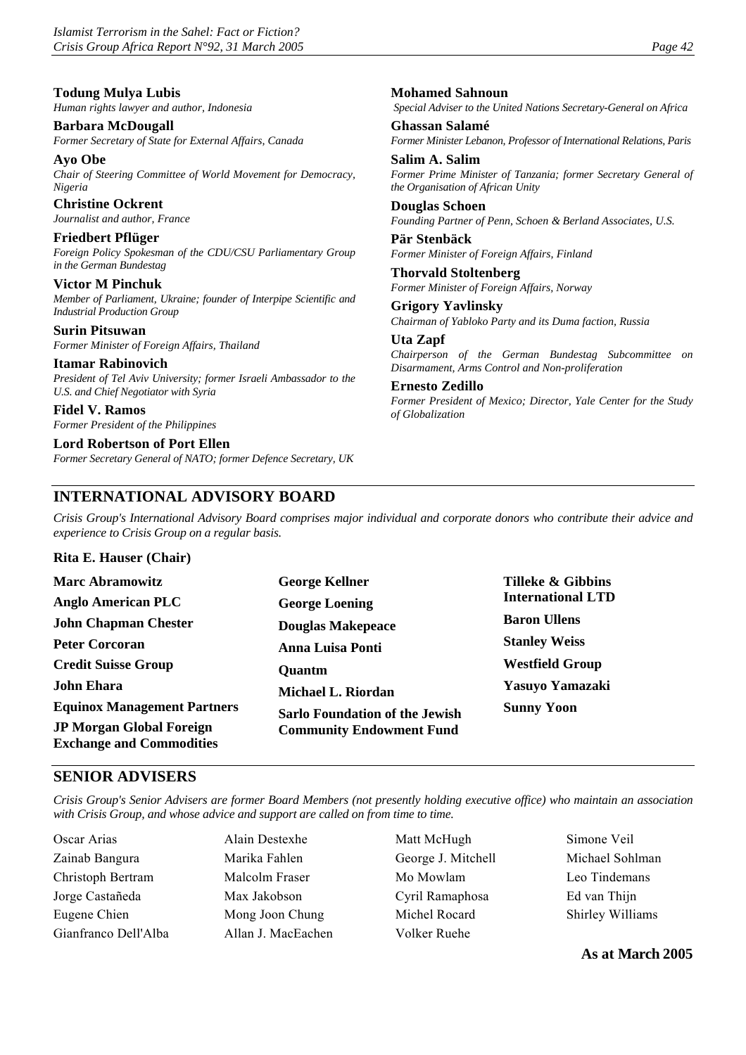**Todung Mulya Lubis**
*Human rights lawyer and author, Indonesia*

**Barbara McDougall**
*Former Secretary of State for External Affairs, Canada*

**Ayo Obe**
*Chair of Steering Committee of World Movement for Democracy, Nigeria*

**Christine Ockrent**
*Journalist and author, France*

**Friedbert Pflüger**
*Foreign Policy Spokesman of the CDU/CSU Parliamentary Group in the German Bundestag*

**Victor M Pinchuk**
*Member of Parliament, Ukraine; founder of Interpipe Scientific and Industrial Production Group*

**Surin Pitsuwan**
*Former Minister of Foreign Affairs, Thailand*

**Itamar Rabinovich**
*President of Tel Aviv University; former Israeli Ambassador to the U.S. and Chief Negotiator with Syria*

**Fidel V. Ramos**
*Former President of the Philippines*

**Lord Robertson of Port Ellen**
*Former Secretary General of NATO; former Defence Secretary, UK*

**Mohamed Sahnoun**
*Special Adviser to the United Nations Secretary-General on Africa*

**Ghassan Salamé**
*Former Minister Lebanon, Professor of International Relations, Paris*

**Salim A. Salim**
*Former Prime Minister of Tanzania; former Secretary General of the Organisation of African Unity*

**Douglas Schoen**
*Founding Partner of Penn, Schoen & Berland Associates, U.S.*

**Pär Stenbäck**
*Former Minister of Foreign Affairs, Finland*

**Thorvald Stoltenberg**
*Former Minister of Foreign Affairs, Norway*

**Grigory Yavlinsky**
*Chairman of Yabloko Party and its Duma faction, Russia*

**Uta Zapf**
*Chairperson of the German Bundestag Subcommittee on Disarmament, Arms Control and Non-proliferation*

**Ernesto Zedillo**
*Former President of Mexico; Director, Yale Center for the Study of Globalization*

## INTERNATIONAL ADVISORY BOARD

*Crisis Group's International Advisory Board comprises major individual and corporate donors who contribute their advice and experience to Crisis Group on a regular basis.*

**Rita E. Hauser (Chair)**

**Marc Abramowitz**
**Anglo American PLC**
**John Chapman Chester**
**Peter Corcoran**
**Credit Suisse Group**
**John Ehara**
**Equinox Management Partners**
**JP Morgan Global Foreign Exchange and Commodities**
**George Kellner**
**George Loening**
**Douglas Makepeace**
**Anna Luisa Ponti**
**Quantm**
**Michael L. Riordan**
**Sarlo Foundation of the Jewish Community Endowment Fund**
**Tilleke & Gibbins International LTD**
**Baron Ullens**
**Stanley Weiss**
**Westfield Group**
**Yasuyo Yamazaki**
**Sunny Yoon**

## SENIOR ADVISERS

*Crisis Group's Senior Advisers are former Board Members (not presently holding executive office) who maintain an association with Crisis Group, and whose advice and support are called on from time to time.*

Oscar Arias
Zainab Bangura
Christoph Bertram
Jorge Castañeda
Eugene Chien
Gianfranco Dell'Alba
Alain Destexhe
Marika Fahlen
Malcolm Fraser
Max Jakobson
Mong Joon Chung
Allan J. MacEachen
Matt McHugh
George J. Mitchell
Mo Mowlam
Cyril Ramaphosa
Michel Rocard
Volker Ruehe
Simone Veil
Michael Sohlman
Leo Tindemans
Ed van Thijn
Shirley Williams

**As at March 2005**